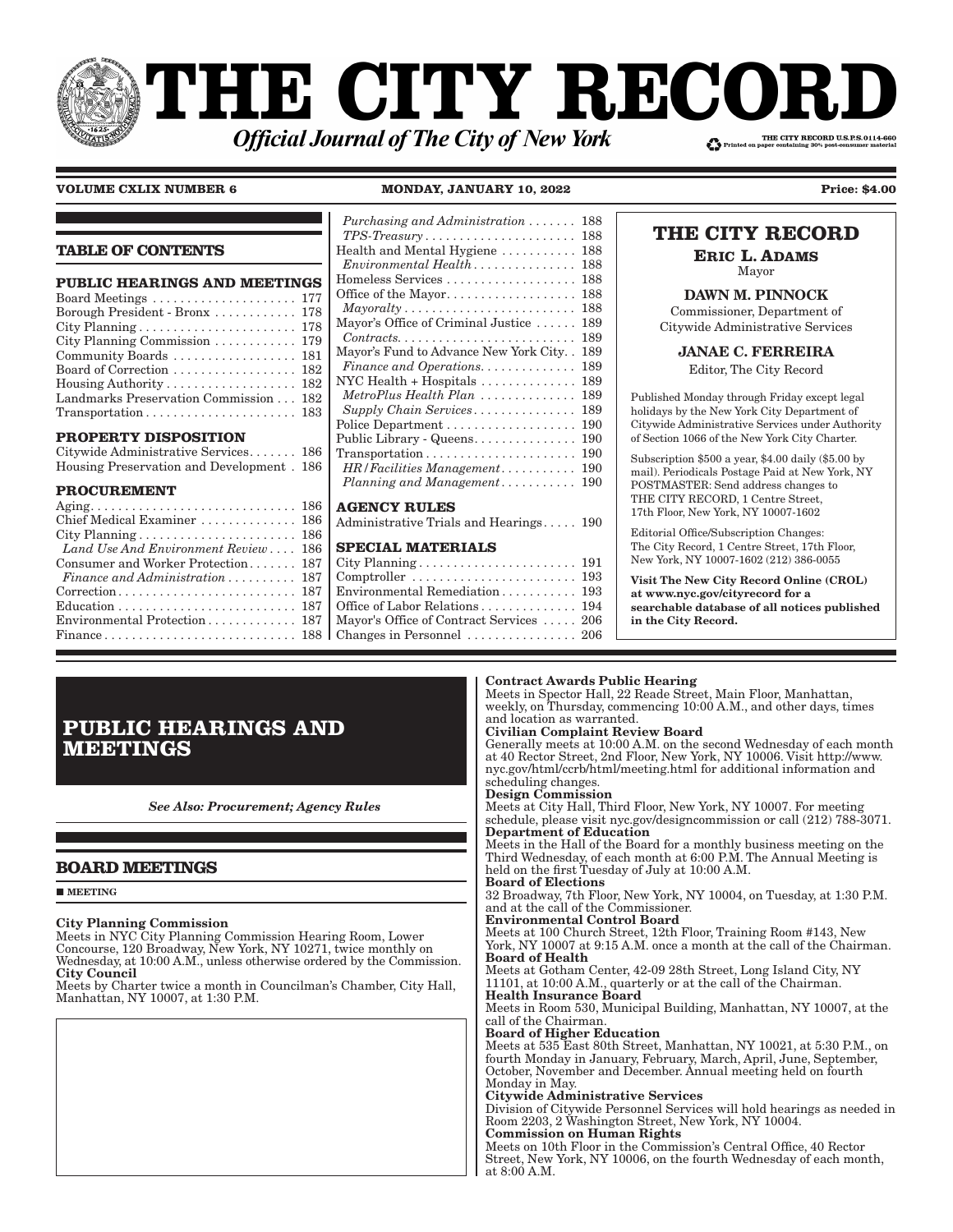# THE CITY RECORD

***Official Journal of The City of New York***

THE CITY RECORD U.S.P.S.0114-660
Printed on paper containing 30% post-consumer material

**VOLUME CXLIX NUMBER 6** **MONDAY, JANUARY 10, 2022** **Price: $4.00**

## TABLE OF CONTENTS

**PUBLIC HEARINGS AND MEETINGS**

- Board Meetings . . . . . 177
- Borough President - Bronx . . . . . 178
- City Planning . . . . . 178
- City Planning Commission . . . . . 179
- Community Boards . . . . . 181
- Board of Correction . . . . . 182
- Housing Authority . . . . . 182
- Landmarks Preservation Commission . . . 182
- Transportation . . . . . 183

**PROPERTY DISPOSITION**

- Citywide Administrative Services . . . . . 186
- Housing Preservation and Development . 186

**PROCUREMENT**

- Aging . . . . . 186
- Chief Medical Examiner . . . . . 186
- City Planning . . . . . 186
  - *Land Use And Environment Review* . . . . 186
- Consumer and Worker Protection . . . . . 187
  - *Finance and Administration* . . . . . 187
- Correction . . . . . 187
- Education . . . . . 187
- Environmental Protection . . . . . 187
- Finance . . . . . 188
  - *Purchasing and Administration* . . . . . 188
  - *TPS-Treasury* . . . . . 188
- Health and Mental Hygiene . . . . . 188
  - *Environmental Health* . . . . . 188
- Homeless Services . . . . . 188
- Office of the Mayor . . . . . 188
  - *Mayoralty* . . . . . 188
- Mayor's Office of Criminal Justice . . . . . 189
  - *Contracts* . . . . . 189
- Mayor's Fund to Advance New York City . . 189
  - *Finance and Operations* . . . . . 189
- NYC Health + Hospitals . . . . . 189
  - *MetroPlus Health Plan* . . . . . 189
  - *Supply Chain Services* . . . . . 189
- Police Department . . . . . 190
- Public Library - Queens . . . . . 190
- Transportation . . . . . 190
  - *HR/Facilities Management* . . . . . 190
  - *Planning and Management* . . . . . 190

**AGENCY RULES**

- Administrative Trials and Hearings . . . . . 190

**SPECIAL MATERIALS**

- City Planning . . . . . 191
- Comptroller . . . . . 193
- Environmental Remediation . . . . . 193
- Office of Labor Relations . . . . . 194
- Mayor's Office of Contract Services . . . . . 206
- Changes in Personnel . . . . . 206

**THE CITY RECORD**

**ERIC L. ADAMS**
Mayor

**DAWN M. PINNOCK**
Commissioner, Department of Citywide Administrative Services

**JANAE C. FERREIRA**
Editor, The City Record

Published Monday through Friday except legal holidays by the New York City Department of Citywide Administrative Services under Authority of Section 1066 of the New York City Charter.

Subscription $500 a year, $4.00 daily ($5.00 by mail). Periodicals Postage Paid at New York, NY POSTMASTER: Send address changes to THE CITY RECORD, 1 Centre Street, 17th Floor, New York, NY 10007-1602

Editorial Office/Subscription Changes: The City Record, 1 Centre Street, 17th Floor, New York, NY 10007-1602 (212) 386-0055

**Visit The New City Record Online (CROL) at www.nyc.gov/cityrecord for a searchable database of all notices published in the City Record.**

# PUBLIC HEARINGS AND MEETINGS

***See Also: Procurement; Agency Rules***

## BOARD MEETINGS

■ **MEETING**

**City Planning Commission**
Meets in NYC City Planning Commission Hearing Room, Lower Concourse, 120 Broadway, New York, NY 10271, twice monthly on Wednesday, at 10:00 A.M., unless otherwise ordered by the Commission.

**City Council**
Meets by Charter twice a month in Councilman's Chamber, City Hall, Manhattan, NY 10007, at 1:30 P.M.

**Contract Awards Public Hearing**
Meets in Spector Hall, 22 Reade Street, Main Floor, Manhattan, weekly, on Thursday, commencing 10:00 A.M., and other days, times and location as warranted.

**Civilian Complaint Review Board**
Generally meets at 10:00 A.M. on the second Wednesday of each month at 40 Rector Street, 2nd Floor, New York, NY 10006. Visit http://www.nyc.gov/html/ccrb/html/meeting.html for additional information and scheduling changes.

**Design Commission**
Meets at City Hall, Third Floor, New York, NY 10007. For meeting schedule, please visit nyc.gov/designcommission or call (212) 788-3071.

**Department of Education**
Meets in the Hall of the Board for a monthly business meeting on the Third Wednesday, of each month at 6:00 P.M. The Annual Meeting is held on the first Tuesday of July at 10:00 A.M.

**Board of Elections**
32 Broadway, 7th Floor, New York, NY 10004, on Tuesday, at 1:30 P.M. and at the call of the Commissioner.

**Environmental Control Board**
Meets at 100 Church Street, 12th Floor, Training Room #143, New York, NY 10007 at 9:15 A.M. once a month at the call of the Chairman.

**Board of Health**
Meets at Gotham Center, 42-09 28th Street, Long Island City, NY 11101, at 10:00 A.M., quarterly or at the call of the Chairman.

**Health Insurance Board**
Meets in Room 530, Municipal Building, Manhattan, NY 10007, at the call of the Chairman.

**Board of Higher Education**
Meets at 535 East 80th Street, Manhattan, NY 10021, at 5:30 P.M., on fourth Monday in January, February, March, April, June, September, October, November and December. Annual meeting held on fourth Monday in May.

**Citywide Administrative Services**
Division of Citywide Personnel Services will hold hearings as needed in Room 2203, 2 Washington Street, New York, NY 10004.

**Commission on Human Rights**
Meets on 10th Floor in the Commission's Central Office, 40 Rector Street, New York, NY 10006, on the fourth Wednesday of each month, at 8:00 A.M.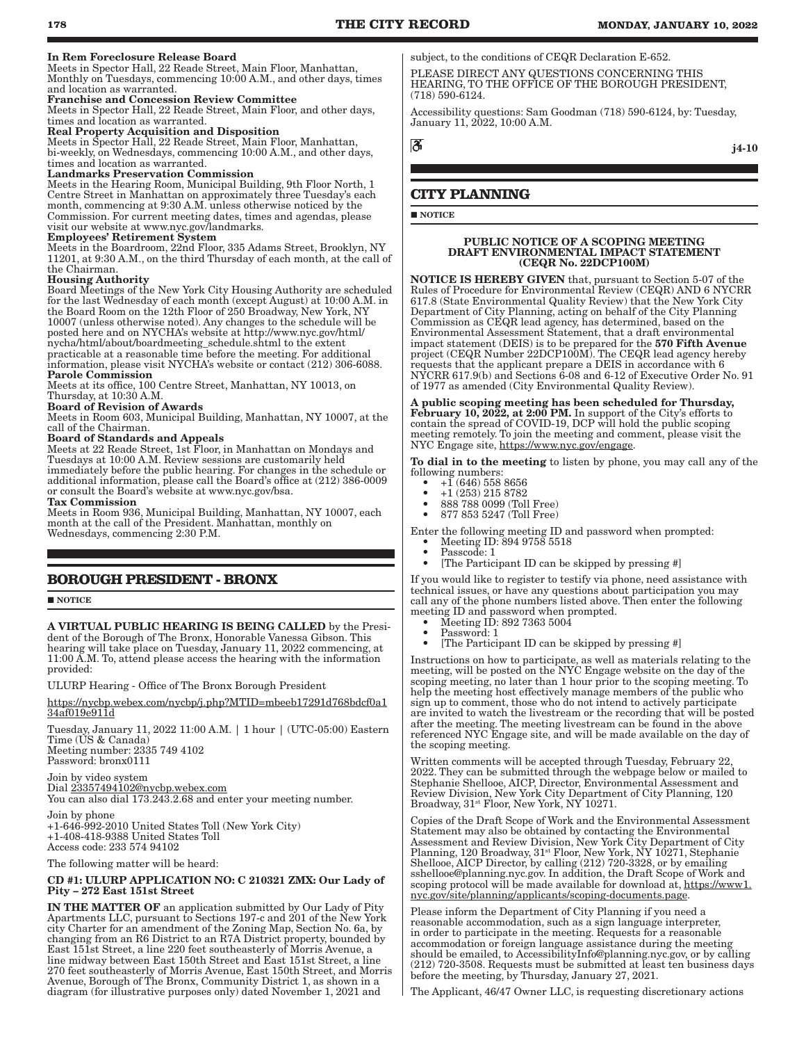**In Rem Foreclosure Release Board**
Meets in Spector Hall, 22 Reade Street, Main Floor, Manhattan, Monthly on Tuesdays, commencing 10:00 A.M., and other days, times and location as warranted.

**Franchise and Concession Review Committee**
Meets in Spector Hall, 22 Reade Street, Main Floor, and other days, times and location as warranted.

**Real Property Acquisition and Disposition**
Meets in Spector Hall, 22 Reade Street, Main Floor, Manhattan, bi-weekly, on Wednesdays, commencing 10:00 A.M., and other days, times and location as warranted.

**Landmarks Preservation Commission**
Meets in the Hearing Room, Municipal Building, 9th Floor North, 1 Centre Street in Manhattan on approximately three Tuesday's each month, commencing at 9:30 A.M. unless otherwise noticed by the Commission. For current meeting dates, times and agendas, please visit our website at www.nyc.gov/landmarks.

**Employees' Retirement System**
Meets in the Boardroom, 22nd Floor, 335 Adams Street, Brooklyn, NY 11201, at 9:30 A.M., on the third Thursday of each month, at the call of the Chairman.

**Housing Authority**
Board Meetings of the New York City Housing Authority are scheduled for the last Wednesday of each month (except August) at 10:00 A.M. in the Board Room on the 12th Floor of 250 Broadway, New York, NY 10007 (unless otherwise noted). Any changes to the schedule will be posted here and on NYCHA's website at http://www.nyc.gov/html/nycha/html/about/boardmeeting_schedule.shtml to the extent practicable at a reasonable time before the meeting. For additional information, please visit NYCHA's website or contact (212) 306-6088.

**Parole Commission**
Meets at its office, 100 Centre Street, Manhattan, NY 10013, on Thursday, at 10:30 A.M.

**Board of Revision of Awards**
Meets in Room 603, Municipal Building, Manhattan, NY 10007, at the call of the Chairman.

**Board of Standards and Appeals**
Meets at 22 Reade Street, 1st Floor, in Manhattan on Mondays and Tuesdays at 10:00 A.M. Review sessions are customarily held immediately before the public hearing. For changes in the schedule or additional information, please call the Board's office at (212) 386-0009 or consult the Board's website at www.nyc.gov/bsa.

**Tax Commission**
Meets in Room 936, Municipal Building, Manhattan, NY 10007, each month at the call of the President. Manhattan, monthly on Wednesdays, commencing 2:30 P.M.

## BOROUGH PRESIDENT - BRONX

■ NOTICE

**A VIRTUAL PUBLIC HEARING IS BEING CALLED** by the President of the Borough of The Bronx, Honorable Vanessa Gibson. This hearing will take place on Tuesday, January 11, 2022 commencing, at 11:00 A.M. To, attend please access the hearing with the information provided:

ULURP Hearing - Office of The Bronx Borough President

https://nycbp.webex.com/nycbp/j.php?MTID=mbeeb17291d768bdcf0a134af019e911d

Tuesday, January 11, 2022 11:00 A.M. | 1 hour | (UTC-05:00) Eastern Time (US & Canada)
Meeting number: 2335 749 4102
Password: bronx0111

Join by video system
Dial 23357494102@nycbp.webex.com
You can also dial 173.243.2.68 and enter your meeting number.

Join by phone
+1-646-992-2010 United States Toll (New York City)
+1-408-418-9388 United States Toll
Access code: 233 574 94102

The following matter will be heard:

**CD #1: ULURP APPLICATION NO: C 210321 ZMX: Our Lady of Pity – 272 East 151st Street**

**IN THE MATTER OF** an application submitted by Our Lady of Pity Apartments LLC, pursuant to Sections 197-c and 201 of the New York city Charter for an amendment of the Zoning Map, Section No. 6a, by changing from an R6 District to an R7A District property, bounded by East 151st Street, a line 220 feet southeasterly of Morris Avenue, a line midway between East 150th Street and East 151st Street, a line 270 feet southeasterly of Morris Avenue, East 150th Street, and Morris Avenue, Borough of The Bronx, Community District 1, as shown in a diagram (for illustrative purposes only) dated November 1, 2021 and subject, to the conditions of CEQR Declaration E-652.

PLEASE DIRECT ANY QUESTIONS CONCERNING THIS HEARING, TO THE OFFICE OF THE BOROUGH PRESIDENT, (718) 590-6124.

Accessibility questions: Sam Goodman (718) 590-6124, by: Tuesday, January 11, 2022, 10:00 A.M.

j4-10

## CITY PLANNING

■ NOTICE

**PUBLIC NOTICE OF A SCOPING MEETING DRAFT ENVIRONMENTAL IMPACT STATEMENT (CEQR No. 22DCP100M)**

**NOTICE IS HEREBY GIVEN** that, pursuant to Section 5-07 of the Rules of Procedure for Environmental Review (CEQR) AND 6 NYCRR 617.8 (State Environmental Quality Review) that the New York City Department of City Planning, acting on behalf of the City Planning Commission as CEQR lead agency, has determined, based on the Environmental Assessment Statement, that a draft environmental impact statement (DEIS) is to be prepared for the **570 Fifth Avenue** project (CEQR Number 22DCP100M). The CEQR lead agency hereby requests that the applicant prepare a DEIS in accordance with 6 NYCRR 617.9(b) and Sections 6-08 and 6-12 of Executive Order No. 91 of 1977 as amended (City Environmental Quality Review).

**A public scoping meeting has been scheduled for Thursday, February 10, 2022, at 2:00 PM.** In support of the City's efforts to contain the spread of COVID-19, DCP will hold the public scoping meeting remotely. To join the meeting and comment, please visit the NYC Engage site, https://www.nyc.gov/engage.

**To dial in to the meeting** to listen by phone, you may call any of the following numbers:

- +1 (646) 558 8656
- +1 (253) 215 8782
- 888 788 0099 (Toll Free)
- 877 853 5247 (Toll Free)

Enter the following meeting ID and password when prompted:

- Meeting ID: 894 9758 5518
- Passcode: 1
- [The Participant ID can be skipped by pressing #]

If you would like to register to testify via phone, need assistance with technical issues, or have any questions about participation you may call any of the phone numbers listed above. Then enter the following meeting ID and password when prompted.

- Meeting ID: 892 7363 5004
- Password: 1
- [The Participant ID can be skipped by pressing #]

Instructions on how to participate, as well as materials relating to the meeting, will be posted on the NYC Engage website on the day of the scoping meeting, no later than 1 hour prior to the scoping meeting. To help the meeting host effectively manage members of the public who sign up to comment, those who do not intend to actively participate are invited to watch the livestream or the recording that will be posted after the meeting. The meeting livestream can be found in the above referenced NYC Engage site, and will be made available on the day of the scoping meeting.

Written comments will be accepted through Tuesday, February 22, 2022. They can be submitted through the webpage below or mailed to Stephanie Shellooe, AICP, Director, Environmental Assessment and Review Division, New York City Department of City Planning, 120 Broadway, 31st Floor, New York, NY 10271.

Copies of the Draft Scope of Work and the Environmental Assessment Statement may also be obtained by contacting the Environmental Assessment and Review Division, New York City Department of City Planning, 120 Broadway, 31st Floor, New York, NY 10271, Stephanie Shellooe, AICP Director, by calling (212) 720-3328, or by emailing sshellooe@planning.nyc.gov. In addition, the Draft Scope of Work and scoping protocol will be made available for download at, https://www1.nyc.gov/site/planning/applicants/scoping-documents.page.

Please inform the Department of City Planning if you need a reasonable accommodation, such as a sign language interpreter, in order to participate in the meeting. Requests for a reasonable accommodation or foreign language assistance during the meeting should be emailed, to AccessibilityInfo@planning.nyc.gov, or by calling (212) 720-3508. Requests must be submitted at least ten business days before the meeting, by Thursday, January 27, 2021.

The Applicant, 46/47 Owner LLC, is requesting discretionary actions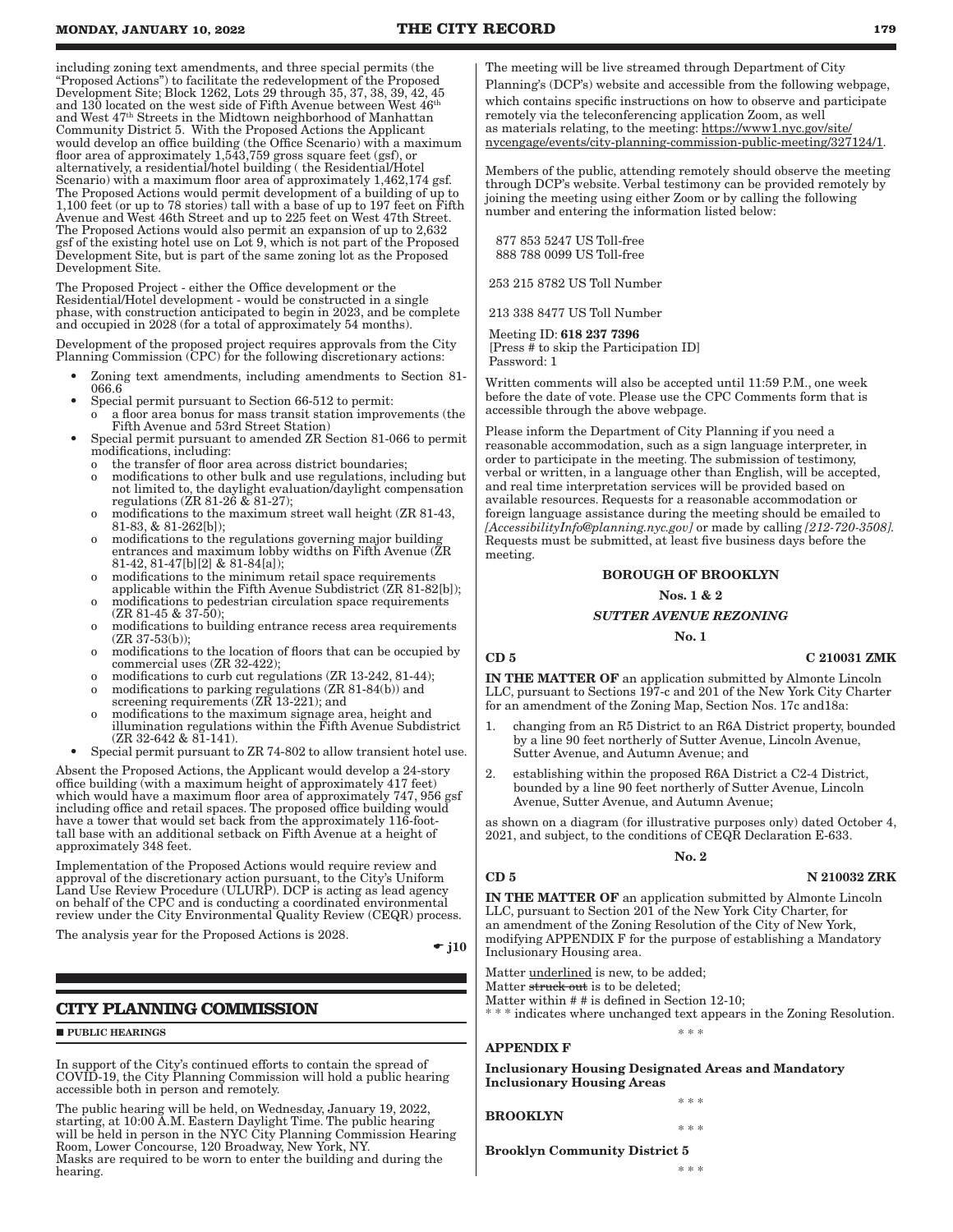including zoning text amendments, and three special permits (the "Proposed Actions") to facilitate the redevelopment of the Proposed Development Site; Block 1262, Lots 29 through 35, 37, 38, 39, 42, 45 and 130 located on the west side of Fifth Avenue between West 46th and West 47th Streets in the Midtown neighborhood of Manhattan Community District 5. With the Proposed Actions the Applicant would develop an office building (the Office Scenario) with a maximum floor area of approximately 1,543,759 gross square feet (gsf), or alternatively, a residential/hotel building ( the Residential/Hotel Scenario) with a maximum floor area of approximately 1,462,174 gsf. The Proposed Actions would permit development of a building of up to 1,100 feet (or up to 78 stories) tall with a base of up to 197 feet on Fifth Avenue and West 46th Street and up to 225 feet on West 47th Street. The Proposed Actions would also permit an expansion of up to 2,632 gsf of the existing hotel use on Lot 9, which is not part of the Proposed Development Site, but is part of the same zoning lot as the Proposed Development Site.

The Proposed Project - either the Office development or the Residential/Hotel development - would be constructed in a single phase, with construction anticipated to begin in 2023, and be complete and occupied in 2028 (for a total of approximately 54 months).

Development of the proposed project requires approvals from the City Planning Commission (CPC) for the following discretionary actions:

- Zoning text amendments, including amendments to Section 81-066.6
- Special permit pursuant to Section 66-512 to permit:
  - o a floor area bonus for mass transit station improvements (the Fifth Avenue and 53rd Street Station)
- Special permit pursuant to amended ZR Section 81-066 to permit modifications, including:
  - o the transfer of floor area across district boundaries;
  - o modifications to other bulk and use regulations, including but not limited to, the daylight evaluation/daylight compensation regulations (ZR 81-26 & 81-27);
  - o modifications to the maximum street wall height (ZR 81-43, 81-83, & 81-262[b]);
  - o modifications to the regulations governing major building entrances and maximum lobby widths on Fifth Avenue (ZR 81-42, 81-47[b][2] & 81-84[a]);
  - o modifications to the minimum retail space requirements applicable within the Fifth Avenue Subdistrict (ZR 81-82[b]);
  - o modifications to pedestrian circulation space requirements (ZR 81-45 & 37-50);
  - o modifications to building entrance recess area requirements (ZR 37-53(b));
  - o modifications to the location of floors that can be occupied by commercial uses (ZR 32-422);
  - o modifications to curb cut regulations (ZR 13-242, 81-44);
  - o modifications to parking regulations (ZR 81-84(b)) and screening requirements (ZR 13-221); and
  - o modifications to the maximum signage area, height and illumination regulations within the Fifth Avenue Subdistrict (ZR 32-642 & 81-141).
- Special permit pursuant to ZR 74-802 to allow transient hotel use.

Absent the Proposed Actions, the Applicant would develop a 24-story office building (with a maximum height of approximately 417 feet) which would have a maximum floor area of approximately 747, 956 gsf including office and retail spaces. The proposed office building would have a tower that would set back from the approximately 116-foot-tall base with an additional setback on Fifth Avenue at a height of approximately 348 feet.

Implementation of the Proposed Actions would require review and approval of the discretionary action pursuant, to the City's Uniform Land Use Review Procedure (ULURP). DCP is acting as lead agency on behalf of the CPC and is conducting a coordinated environmental review under the City Environmental Quality Review (CEQR) process.

The analysis year for the Proposed Actions is 2028.

☛ j10

## CITY PLANNING COMMISSION

■ PUBLIC HEARINGS

In support of the City's continued efforts to contain the spread of COVID-19, the City Planning Commission will hold a public hearing accessible both in person and remotely.

The public hearing will be held, on Wednesday, January 19, 2022, starting, at 10:00 A.M. Eastern Daylight Time. The public hearing will be held in person in the NYC City Planning Commission Hearing Room, Lower Concourse, 120 Broadway, New York, NY. Masks are required to be worn to enter the building and during the hearing.

The meeting will be live streamed through Department of City Planning's (DCP's) website and accessible from the following webpage, which contains specific instructions on how to observe and participate remotely via the teleconferencing application Zoom, as well as materials relating, to the meeting: https://www1.nyc.gov/site/nycengage/events/city-planning-commission-public-meeting/327124/1.

Members of the public, attending remotely should observe the meeting through DCP's website. Verbal testimony can be provided remotely by joining the meeting using either Zoom or by calling the following number and entering the information listed below:

877 853 5247 US Toll-free
888 788 0099 US Toll-free

253 215 8782 US Toll Number

213 338 8477 US Toll Number

Meeting ID: **618 237 7396**
[Press # to skip the Participation ID]
Password: 1

Written comments will also be accepted until 11:59 P.M., one week before the date of vote. Please use the CPC Comments form that is accessible through the above webpage.

Please inform the Department of City Planning if you need a reasonable accommodation, such as a sign language interpreter, in order to participate in the meeting. The submission of testimony, verbal or written, in a language other than English, will be accepted, and real time interpretation services will be provided based on available resources. Requests for a reasonable accommodation or foreign language assistance during the meeting should be emailed to *[AccessibilityInfo@planning.nyc.gov]* or made by calling *[212-720-3508]*. Requests must be submitted, at least five business days before the meeting.

### BOROUGH OF BROOKLYN

**Nos. 1 & 2**

***SUTTER AVENUE REZONING***

**No. 1**

**CD 5** **C 210031 ZMK**

**IN THE MATTER OF** an application submitted by Almonte Lincoln LLC, pursuant to Sections 197-c and 201 of the New York City Charter for an amendment of the Zoning Map, Section Nos. 17c and18a:

1. changing from an R5 District to an R6A District property, bounded by a line 90 feet northerly of Sutter Avenue, Lincoln Avenue, Sutter Avenue, and Autumn Avenue; and
2. establishing within the proposed R6A District a C2-4 District, bounded by a line 90 feet northerly of Sutter Avenue, Lincoln Avenue, Sutter Avenue, and Autumn Avenue;

as shown on a diagram (for illustrative purposes only) dated October 4, 2021, and subject, to the conditions of CEQR Declaration E-633.

**No. 2**

**CD 5** **N 210032 ZRK**

**IN THE MATTER OF** an application submitted by Almonte Lincoln LLC, pursuant to Section 201 of the New York City Charter, for an amendment of the Zoning Resolution of the City of New York, modifying APPENDIX F for the purpose of establishing a Mandatory Inclusionary Housing area.

Matter <u>underlined</u> is new, to be added;
Matter ~~struck out~~ is to be deleted;
Matter within # # is defined in Section 12-10;
\* \* \* indicates where unchanged text appears in the Zoning Resolution.

\* \* \*

**APPENDIX F**

**Inclusionary Housing Designated Areas and Mandatory Inclusionary Housing Areas**

\* \* \*

**BROOKLYN**

\* \* \*

**Brooklyn Community District 5**

\* \* \*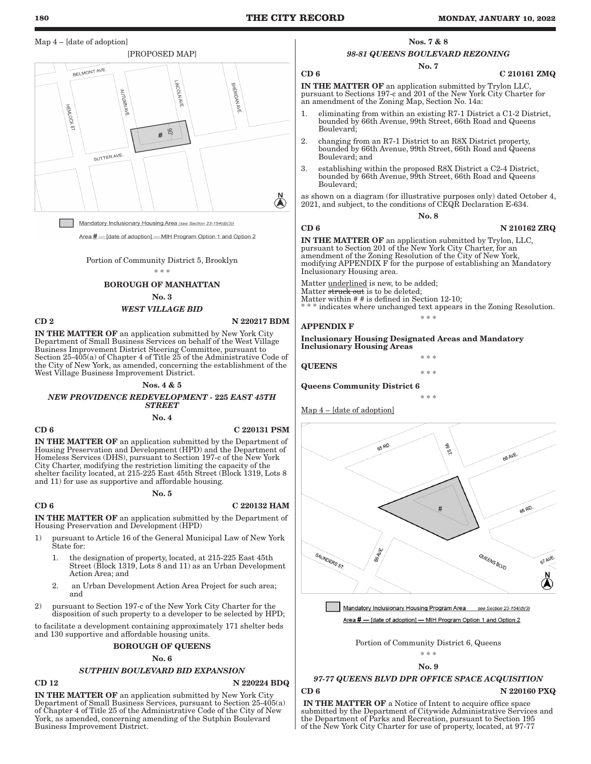Map 4 – [date of adoption]

[PROPOSED MAP]

Mandatory Inclusionary Housing Area (see Section 23-154(d)(3))

Area # — [date of adoption] — MIH Program Option 1 and Option 2

Portion of Community District 5, Brooklyn

\* \* \*

**BOROUGH OF MANHATTAN**

**No. 3**

***WEST VILLAGE BID***

**CD 2** **N 220217 BDM**

**IN THE MATTER OF** an application submitted by New York City Department of Small Business Services on behalf of the West Village Business Improvement District Steering Committee, pursuant to Section 25-405(a) of Chapter 4 of Title 25 of the Administrative Code of the City of New York, as amended, concerning the establishment of the West Village Business Improvement District.

**Nos. 4 & 5**

***NEW PROVIDENCE REDEVELOPMENT - 225 EAST 45TH STREET***

**No. 4**

**CD 6** **C 220131 PSM**

**IN THE MATTER OF** an application submitted by the Department of Housing Preservation and Development (HPD) and the Department of Homeless Services (DHS), pursuant to Section 197-c of the New York City Charter, modifying the restriction limiting the capacity of the shelter facility located, at 215-225 East 45th Street (Block 1319, Lots 8 and 11) for use as supportive and affordable housing.

**No. 5**

**CD 6** **C 220132 HAM**

**IN THE MATTER OF** an application submitted by the Department of Housing Preservation and Development (HPD)

1) pursuant to Article 16 of the General Municipal Law of New York State for:
   1. the designation of property, located, at 215-225 East 45th Street (Block 1319, Lots 8 and 11) as an Urban Development Action Area; and
   2. an Urban Development Action Area Project for such area; and
2) pursuant to Section 197-c of the New York City Charter for the disposition of such property to a developer to be selected by HPD;

to facilitate a development containing approximately 171 shelter beds and 130 supportive and affordable housing units.

**BOROUGH OF QUEENS**

**No. 6**

***SUTPHIN BOULEVARD BID EXPANSION***

**CD 12** **N 220224 BDQ**

**IN THE MATTER OF** an application submitted by New York City Department of Small Business Services, pursuant to Section 25-405(a) of Chapter 4 of Title 25 of the Administrative Code of the City of New York, as amended, concerning amending of the Sutphin Boulevard Business Improvement District.

**Nos. 7 & 8**

***98-81 QUEENS BOULEVARD REZONING***

**No. 7**

**CD 6** **C 210161 ZMQ**

**IN THE MATTER OF** an application submitted by Trylon LLC, pursuant to Sections 197-c and 201 of the New York City Charter for an amendment of the Zoning Map, Section No. 14a:

1. eliminating from within an existing R7-1 District a C1-2 District, bounded by 66th Avenue, 99th Street, 66th Road and Queens Boulevard;
2. changing from an R7-1 District to an R8X District property, bounded by 66th Avenue, 99th Street, 66th Road and Queens Boulevard; and
3. establishing within the proposed R8X District a C2-4 District, bounded by 66th Avenue, 99th Street, 66th Road and Queens Boulevard;

as shown on a diagram (for illustrative purposes only) dated October 4, 2021, and subject, to the conditions of CEQR Declaration E-634.

**No. 8**

**CD 6** **N 210162 ZRQ**

**IN THE MATTER OF** an application submitted by Trylon, LLC, pursuant to Section 201 of the New York City Charter, for an amendment of the Zoning Resolution of the City of New York, modifying APPENDIX F for the purpose of establishing an Mandatory Inclusionary Housing area.

Matter underlined is new, to be added;
Matter ~~struck out~~ is to be deleted;
Matter within # # is defined in Section 12-10;
\* \* \* indicates where unchanged text appears in the Zoning Resolution.

\* \* \*

**APPENDIX F**

**Inclusionary Housing Designated Areas and Mandatory Inclusionary Housing Areas**

\* \* \*

**QUEENS**

\* \* \*

**Queens Community District 6**

\* \* \*

Map 4 – [date of adoption]

Mandatory Inclusionary Housing Program Area see Section 23-154(d)(3)

Area # — [date of adoption] — MIH Program Option 1 and Option 2

Portion of Community District 6, Queens

\* \* \*

**No. 9**

***97-77 QUEENS BLVD DPR OFFICE SPACE ACQUISITION***

**CD 6** **N 220160 PXQ**

**IN THE MATTER OF** a Notice of Intent to acquire office space submitted by the Department of Citywide Administrative Services and the Department of Parks and Recreation, pursuant to Section 195 of the New York City Charter for use of property, located, at 97-77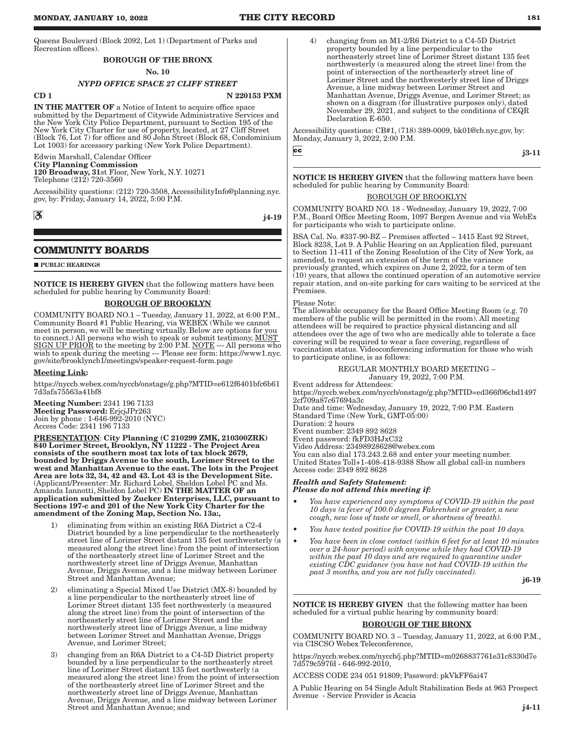Queens Boulevard (Block 2092, Lot 1) (Department of Parks and Recreation offices).

BOROUGH OF THE BRONX

No. 10

*NYPD OFFICE SPACE 27 CLIFF STREET*

CD 1 N 220153 PXM

**IN THE MATTER OF** a Notice of Intent to acquire office space submitted by the Department of Citywide Administrative Services and the New York City Police Department, pursuant to Section 195 of the New York City Charter for use of property, located, at 27 Cliff Street (Block 76, Lot 7) for offices and 80 John Street (Block 68, Condominium Lot 1003) for accessory parking (New York Police Department).

Edwin Marshall, Calendar Officer
**City Planning Commission**
**120 Broadway, 31**st Floor, New York, N.Y. 10271
Telephone (212) 720-3560

Accessibility questions: (212) 720-3508, AccessibilityInfo@planning.nyc.gov, by: Friday, January 14, 2022, 5:00 P.M.

j4-19

## COMMUNITY BOARDS

■ PUBLIC HEARINGS

**NOTICE IS HEREBY GIVEN** that the following matters have been scheduled for public hearing by Community Board:

**BOROUGH OF BROOKLYN**

COMMUNITY BOARD NO.1 – Tuesday, January 11, 2022, at 6:00 P.M., Community Board #1 Public Hearing, via WEBEX (While we cannot meet in person, we will be meeting virtually. Below are options for you to connect.) All persons who wish to speak or submit testimony, MUST SIGN UP PRIOR to the meeting by 2:00 P.M. NOTE --- All persons who wish to speak during the meeting --- Please see form: https://www1.nyc.gov/site/brooklyncb1/meetings/speaker-request-form.page

**Meeting Link:**

https://nyccb.webex.com/nyccb/onstage/g.php?MTID=e612f6401bfc6b617d3afa75563a41bf8

**Meeting Number:** 2341 196 7133
**Meeting Password:** ErjcjJPr263
Join by phone : 1-646-992-2010 (NYC)
Access Code: 2341 196 7133

PRESENTATION: **City Planning (C 210299 ZMK, 210300ZRK) 840 Lorimer Street, Brooklyn, NY 11222 - The Project Area consists of the southern most tax lots of tax block 2679, bounded by Driggs Avenue to the south, Lorimer Street to the west and Manhattan Avenue to the east. The lots in the Project Area are lots 32, 34, 42 and 43. Lot 43 is the Development Site.** (Applicant/Presenter: Mr. Richard Lobel, Sheldon Lobel PC and Ms. Amanda Iannotti, Sheldon Lobel PC) **IN THE MATTER OF an application submitted by Zucker Enterprises, LLC, pursuant to Sections 197-c and 201 of the New York City Charter for the amendment of the Zoning Map, Section No. 13a:,**

1) eliminating from within an existing R6A District a C2-4 District bounded by a line perpendicular to the northeasterly street line of Lorimer Street distant 135 feet northwesterly (a measured along the street line) from the point of intersection of the northeasterly street line of Lorimer Street and the northwesterly street line of Driggs Avenue, Manhattan Avenue, Driggs Avenue, and a line midway between Lorimer Street and Manhattan Avenue;

2) eliminating a Special Mixed Use District (MX-8) bounded by a line perpendicular to the northeasterly street line of Lorimer Street distant 135 feet northwesterly (a measured along the street line) from the point of intersection of the northeasterly street line of Lorimer Street and the northwesterly street line of Driggs Avenue, a line midway between Lorimer Street and Manhattan Avenue, Driggs Avenue, and Lorimer Street;

3) changing from an R6A District to a C4-5D District property bounded by a line perpendicular to the northeasterly street line of Lorimer Street distant 135 feet northwesterly (a measured along the street line) from the point of intersection of the northeasterly street line of Lorimer Street and the northwesterly street line of Driggs Avenue, Manhattan Avenue, Driggs Avenue, and a line midway between Lorimer Street and Manhattan Avenue; and

4) changing from an M1-2/R6 District to a C4-5D District property bounded by a line perpendicular to the northeasterly street line of Lorimer Street distant 135 feet northwesterly (a measured along the street line) from the point of intersection of the northeasterly street line of Lorimer Street and the northwesterly street line of Driggs Avenue, a line midway between Lorimer Street and Manhattan Avenue, Driggs Avenue, and Lorimer Street; as shown on a diagram (for illustrative purposes only), dated November 29, 2021, and subject to the conditions of CEQR Declaration E-650.

Accessibility questions: CB#1, (718) 389-0009, bk01@cb.nyc.gov, by: Monday, January 3, 2022, 2:00 P.M.

j3-11

**NOTICE IS HEREBY GIVEN** that the following matters have been scheduled for public hearing by Community Board:

BOROUGH OF BROOKLYN

COMMUNITY BOARD NO. 18 - Wednesday, January 19, 2022, 7:00 P.M., Board Office Meeting Room, 1097 Bergen Avenue and via WebEx for participants who wish to participate online.

BSA Cal. No. #337-90-BZ – Premises affected – 1415 East 92 Street, Block 8238, Lot 9. A Public Hearing on an Application filed, pursuant to Section 11-411 of the Zoning Resolution of the City of New York, as amended, to request an extension of the term of the variance previously granted, which expires on June 2, 2022, for a term of ten (10) years, that allows the continued operation of an automotive service repair station, and on-site parking for cars waiting to be serviced at the Premises.

Please Note:
The allowable occupancy for the Board Office Meeting Room (e.g. 70 members of the public will be permitted in the room). All meeting attendees will be required to practice physical distancing and all attendees over the age of two who are medically able to tolerate a face covering will be required to wear a face covering, regardless of vaccination status. Videoconferencing information for those who wish to participate online, is as follows:

REGULAR MONTHLY BOARD MEETING –
January 19, 2022, 7:00 P.M.

Event address for Attendees:
https://nyccb.webex.com/nyccb/onstage/g.php?MTID=ed366f06cbd14972cf709a87c67694a3c
Date and time: Wednesday, January 19, 2022, 7:00 P.M. Eastern Standard Time (New York, GMT-05:00)
Duration: 2 hours
Event number: 2349 892 8628
Event password: fkFD3HJxC32
Video Address: 23498928628@webex.com
You can also dial 173.243.2.68 and enter your meeting number.
United States Toll+1-408-418-9388 Show all global call-in numbers
Access code: 2349 892 8628

***Health and Safety Statement:***
***Please do not attend this meeting if:***

- *You have experienced any symptoms of COVID-19 within the past 10 days (a fever of 100.0 degrees Fahrenheit or greater, a new cough, new loss of taste or smell, or shortness of breath).*
- *You have tested positive for COVID-19 within the past 10 days.*
- *You have been in close contact (within 6 feet for at least 10 minutes over a 24-hour period) with anyone while they had COVID-19 within the past 10 days and are required to quarantine under existing CDC guidance (you have not had COVID-19 within the past 3 months, and you are not fully vaccinated).*

j6-19

**NOTICE IS HEREBY GIVEN** that the following matter has been scheduled for a virtual public hearing by community board:

**BOROUGH OF THE BRONX**

COMMUNITY BOARD NO. 3 – Tuesday, January 11, 2022, at 6:00 P.M., via CISCSO Webex Teleconference,

https://nyccb.webex.com/nyccb/j.php?MTID=m0268837761e31c8330d7e7d579c597fd - 646-992-2010,

ACCESS CODE 234 051 91809; Password: pkVkFF6ai47

A Public Hearing on 54 Single Adult Stabilization Beds at 963 Prospect Avenue - Service Provider is Acacia

j4-11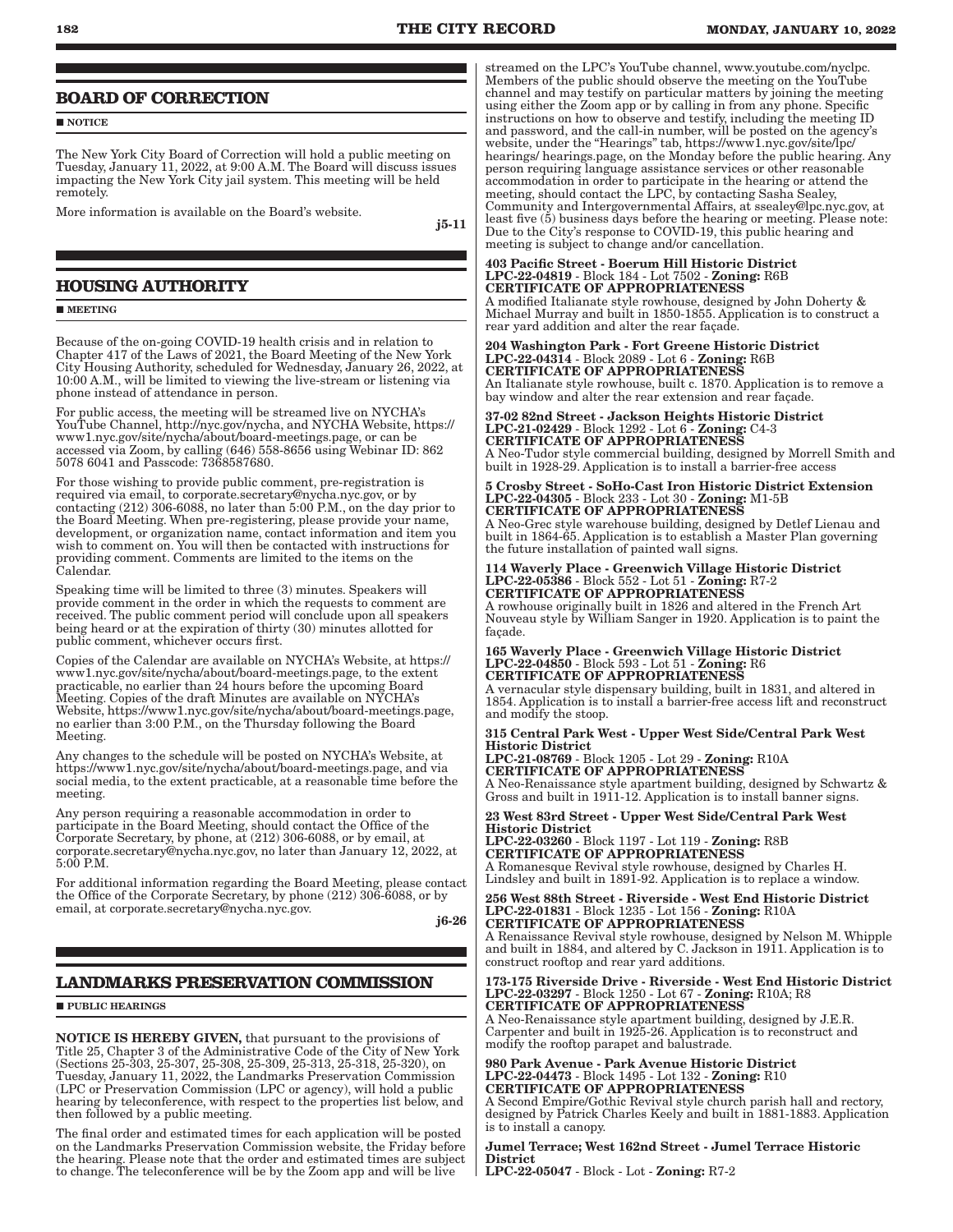## BOARD OF CORRECTION

■ NOTICE

The New York City Board of Correction will hold a public meeting on Tuesday, January 11, 2022, at 9:00 A.M. The Board will discuss issues impacting the New York City jail system. This meeting will be held remotely.

More information is available on the Board's website.

j5-11

## HOUSING AUTHORITY

■ MEETING

Because of the on-going COVID-19 health crisis and in relation to Chapter 417 of the Laws of 2021, the Board Meeting of the New York City Housing Authority, scheduled for Wednesday, January 26, 2022, at 10:00 A.M., will be limited to viewing the live-stream or listening via phone instead of attendance in person.

For public access, the meeting will be streamed live on NYCHA's YouTube Channel, http://nyc.gov/nycha, and NYCHA Website, https://www1.nyc.gov/site/nycha/about/board-meetings.page, or can be accessed via Zoom, by calling (646) 558-8656 using Webinar ID: 862 5078 6041 and Passcode: 7368587680.

For those wishing to provide public comment, pre-registration is required via email, to corporate.secretary@nycha.nyc.gov, or by contacting (212) 306-6088, no later than 5:00 P.M., on the day prior to the Board Meeting. When pre-registering, please provide your name, development, or organization name, contact information and item you wish to comment on. You will then be contacted with instructions for providing comment. Comments are limited to the items on the Calendar.

Speaking time will be limited to three (3) minutes. Speakers will provide comment in the order in which the requests to comment are received. The public comment period will conclude upon all speakers being heard or at the expiration of thirty (30) minutes allotted for public comment, whichever occurs first.

Copies of the Calendar are available on NYCHA's Website, at https://www1.nyc.gov/site/nycha/about/board-meetings.page, to the extent practicable, no earlier than 24 hours before the upcoming Board Meeting. Copies of the draft Minutes are available on NYCHA's Website, https://www1.nyc.gov/site/nycha/about/board-meetings.page, no earlier than 3:00 P.M., on the Thursday following the Board Meeting.

Any changes to the schedule will be posted on NYCHA's Website, at https://www1.nyc.gov/site/nycha/about/board-meetings.page, and via social media, to the extent practicable, at a reasonable time before the meeting.

Any person requiring a reasonable accommodation in order to participate in the Board Meeting, should contact the Office of the Corporate Secretary, by phone, at (212) 306-6088, or by email, at corporate.secretary@nycha.nyc.gov, no later than January 12, 2022, at 5:00 P.M.

For additional information regarding the Board Meeting, please contact the Office of the Corporate Secretary, by phone (212) 306-6088, or by email, at corporate.secretary@nycha.nyc.gov.

j6-26

## LANDMARKS PRESERVATION COMMISSION

■ PUBLIC HEARINGS

**NOTICE IS HEREBY GIVEN,** that pursuant to the provisions of Title 25, Chapter 3 of the Administrative Code of the City of New York (Sections 25-303, 25-307, 25-308, 25-309, 25-313, 25-318, 25-320), on Tuesday, January 11, 2022, the Landmarks Preservation Commission (LPC or Preservation Commission), will hold a public hearing by teleconference, with respect to the properties list below, and then followed by a public meeting.

The final order and estimated times for each application will be posted on the Landmarks Preservation Commission website, the Friday before the hearing. Please note that the order and estimated times are subject to change. The teleconference will be by the Zoom app and will be live streamed on the LPC's YouTube channel, www.youtube.com/nyclpc. Members of the public should observe the meeting on the YouTube channel and may testify on particular matters by joining the meeting using either the Zoom app or by calling in from any phone. Specific instructions on how to observe and testify, including the meeting ID and password, and the call-in number, will be posted on the agency's website, under the "Hearings" tab, https://www1.nyc.gov/site/lpc/hearings/ hearings.page, on the Monday before the public hearing. Any person requiring language assistance services or other reasonable accommodation in order to participate in the hearing or attend the meeting, should contact the LPC, by contacting Sasha Sealey, Community and Intergovernmental Affairs, at ssealey@lpc.nyc.gov, at least five (5) business days before the hearing or meeting. Please note: Due to the City's response to COVID-19, this public hearing and meeting is subject to change and/or cancellation.

**403 Pacific Street - Boerum Hill Historic District**
**LPC-22-04819** - Block 184 - Lot 7502 - **Zoning:** R6B
**CERTIFICATE OF APPROPRIATENESS**
A modified Italianate style rowhouse, designed by John Doherty & Michael Murray and built in 1850-1855. Application is to construct a rear yard addition and alter the rear façade.

**204 Washington Park - Fort Greene Historic District**
**LPC-22-04314** - Block 2089 - Lot 6 - **Zoning:** R6B
**CERTIFICATE OF APPROPRIATENESS**
An Italianate style rowhouse, built c. 1870. Application is to remove a bay window and alter the rear extension and rear façade.

**37-02 82nd Street - Jackson Heights Historic District**
**LPC-21-02429** - Block 1292 - Lot 6 - **Zoning:** C4-3
**CERTIFICATE OF APPROPRIATENESS**
A Neo-Tudor style commercial building, designed by Morrell Smith and built in 1928-29. Application is to install a barrier-free access

**5 Crosby Street - SoHo-Cast Iron Historic District Extension**
**LPC-22-04305** - Block 233 - Lot 30 - **Zoning:** M1-5B
**CERTIFICATE OF APPROPRIATENESS**
A Neo-Grec style warehouse building, designed by Detlef Lienau and built in 1864-65. Application is to establish a Master Plan governing the future installation of painted wall signs.

**114 Waverly Place - Greenwich Village Historic District**
**LPC-22-05386** - Block 552 - Lot 51 - **Zoning:** R7-2
**CERTIFICATE OF APPROPRIATENESS**
A rowhouse originally built in 1826 and altered in the French Art Nouveau style by William Sanger in 1920. Application is to paint the façade.

**165 Waverly Place - Greenwich Village Historic District**
**LPC-22-04850** - Block 593 - Lot 51 - **Zoning:** R6
**CERTIFICATE OF APPROPRIATENESS**
A vernacular style dispensary building, built in 1831, and altered in 1854. Application is to install a barrier-free access lift and reconstruct and modify the stoop.

**315 Central Park West - Upper West Side/Central Park West Historic District**
**LPC-21-08769** - Block 1205 - Lot 29 - **Zoning:** R10A
**CERTIFICATE OF APPROPRIATENESS**
A Neo-Renaissance style apartment building, designed by Schwartz & Gross and built in 1911-12. Application is to install banner signs.

**23 West 83rd Street - Upper West Side/Central Park West Historic District**
**LPC-22-03260** - Block 1197 - Lot 119 - **Zoning:** R8B
**CERTIFICATE OF APPROPRIATENESS**
A Romanesque Revival style rowhouse, designed by Charles H. Lindsley and built in 1891-92. Application is to replace a window.

**256 West 88th Street - Riverside - West End Historic District**
**LPC-22-01831** - Block 1235 - Lot 156 - **Zoning:** R10A
**CERTIFICATE OF APPROPRIATENESS**
A Renaissance Revival style rowhouse, designed by Nelson M. Whipple and built in 1884, and altered by C. Jackson in 1911. Application is to construct rooftop and rear yard additions.

**173-175 Riverside Drive - Riverside - West End Historic District**
**LPC-22-03297** - Block 1250 - Lot 67 - **Zoning:** R10A; R8
**CERTIFICATE OF APPROPRIATENESS**
A Neo-Renaissance style apartment building, designed by J.E.R. Carpenter and built in 1925-26. Application is to reconstruct and modify the rooftop parapet and balustrade.

**980 Park Avenue - Park Avenue Historic District**
**LPC-22-04473** - Block 1495 - Lot 132 - **Zoning:** R10
**CERTIFICATE OF APPROPRIATENESS**
A Second Empire/Gothic Revival style church parish hall and rectory, designed by Patrick Charles Keely and built in 1881-1883. Application is to install a canopy.

**Jumel Terrace; West 162nd Street - Jumel Terrace Historic District**
**LPC-22-05047** - Block - Lot - **Zoning:** R7-2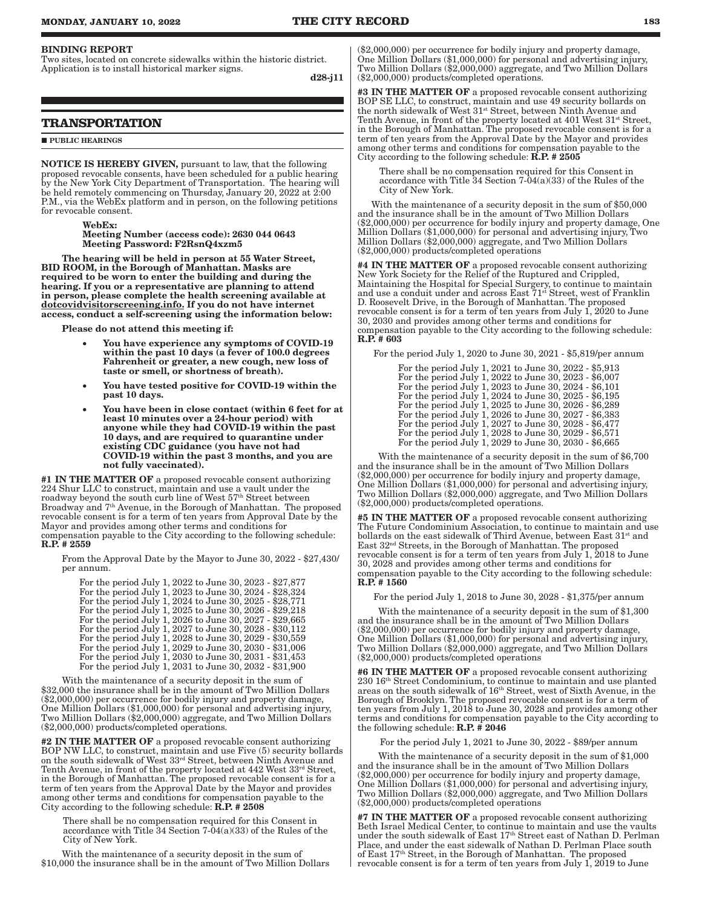BINDING REPORT

Two sites, located on concrete sidewalks within the historic district. Application is to install historical marker signs.

d28-j11

## TRANSPORTATION

■ PUBLIC HEARINGS

**NOTICE IS HEREBY GIVEN,** pursuant to law, that the following proposed revocable consents, have been scheduled for a public hearing by the New York City Department of Transportation. The hearing will be held remotely commencing on Thursday, January 20, 2022 at 2:00 P.M., via the WebEx platform and in person, on the following petitions for revocable consent.

**WebEx:**
**Meeting Number (access code): 2630 044 0643**
**Meeting Password: F2RsnQ4xzm5**

**The hearing will be held in person at 55 Water Street, BID ROOM, in the Borough of Manhattan. Masks are required to be worn to enter the building and during the hearing. If you or a representative are planning to attend in person, please complete the health screening available at dotcovidvisitorscreening.info. If you do not have internet access, conduct a self-screening using the information below:**

**Please do not attend this meeting if:**

- **You have experience any symptoms of COVID-19 within the past 10 days (a fever of 100.0 degrees Fahrenheit or greater, a new cough, new loss of taste or smell, or shortness of breath).**
- **You have tested positive for COVID-19 within the past 10 days.**
- **You have been in close contact (within 6 feet for at least 10 minutes over a 24-hour period) with anyone while they had COVID-19 within the past 10 days, and are required to quarantine under existing CDC guidance (you have not had COVID-19 within the past 3 months, and you are not fully vaccinated).**

**#1 IN THE MATTER OF** a proposed revocable consent authorizing 224 Shur LLC to construct, maintain and use a vault under the roadway beyond the south curb line of West 57th Street between Broadway and 7th Avenue, in the Borough of Manhattan. The proposed revocable consent is for a term of ten years from Approval Date by the Mayor and provides among other terms and conditions for compensation payable to the City according to the following schedule: **R.P. # 2559**

From the Approval Date by the Mayor to June 30, 2022 - $27,430/ per annum.

For the period July 1, 2022 to June 30, 2023 - $27,877
For the period July 1, 2023 to June 30, 2024 - $28,324
For the period July 1, 2024 to June 30, 2025 - $28,771
For the period July 1, 2025 to June 30, 2026 - $29,218
For the period July 1, 2026 to June 30, 2027 - $29,665
For the period July 1, 2027 to June 30, 2028 - $30,112
For the period July 1, 2028 to June 30, 2029 - $30,559
For the period July 1, 2029 to June 30, 2030 - $31,006
For the period July 1, 2030 to June 30, 2031 - $31,453
For the period July 1, 2031 to June 30, 2032 - $31,900

With the maintenance of a security deposit in the sum of $32,000 the insurance shall be in the amount of Two Million Dollars ($2,000,000) per occurrence for bodily injury and property damage, One Million Dollars ($1,000,000) for personal and advertising injury, Two Million Dollars ($2,000,000) aggregate, and Two Million Dollars ($2,000,000) products/completed operations.

**#2 IN THE MATTER OF** a proposed revocable consent authorizing BOP NW LLC, to construct, maintain and use Five (5) security bollards on the south sidewalk of West 33rd Street, between Ninth Avenue and Tenth Avenue, in front of the property located at 442 West 33rd Street, in the Borough of Manhattan. The proposed revocable consent is for a term of ten years from the Approval Date by the Mayor and provides among other terms and conditions for compensation payable to the City according to the following schedule: **R.P. # 2508**

There shall be no compensation required for this Consent in accordance with Title 34 Section 7-04(a)(33) of the Rules of the City of New York.

With the maintenance of a security deposit in the sum of $10,000 the insurance shall be in the amount of Two Million Dollars ($2,000,000) per occurrence for bodily injury and property damage, One Million Dollars ($1,000,000) for personal and advertising injury, Two Million Dollars ($2,000,000) aggregate, and Two Million Dollars ($2,000,000) products/completed operations.

**#3 IN THE MATTER OF** a proposed revocable consent authorizing BOP SE LLC, to construct, maintain and use 49 security bollards on the north sidewalk of West 31st Street, between Ninth Avenue and Tenth Avenue, in front of the property located at 401 West 31st Street, in the Borough of Manhattan. The proposed revocable consent is for a term of ten years from the Approval Date by the Mayor and provides among other terms and conditions for compensation payable to the City according to the following schedule: **R.P. # 2505**

There shall be no compensation required for this Consent in accordance with Title 34 Section 7-04(a)(33) of the Rules of the City of New York.

With the maintenance of a security deposit in the sum of $50,000 and the insurance shall be in the amount of Two Million Dollars ($2,000,000) per occurrence for bodily injury and property damage, One Million Dollars ($1,000,000) for personal and advertising injury, Two Million Dollars ($2,000,000) aggregate, and Two Million Dollars ($2,000,000) products/completed operations

**#4 IN THE MATTER OF** a proposed revocable consent authorizing New York Society for the Relief of the Ruptured and Crippled, Maintaining the Hospital for Special Surgery, to continue to maintain and use a conduit under and across East 71st Street, west of Franklin D. Roosevelt Drive, in the Borough of Manhattan. The proposed revocable consent is for a term of ten years from July 1, 2020 to June 30, 2030 and provides among other terms and conditions for compensation payable to the City according to the following schedule: **R.P. # 603**

For the period July 1, 2020 to June 30, 2021 - $5,819/per annum

For the period July 1, 2021 to June 30, 2022 - $5,913
For the period July 1, 2022 to June 30, 2023 - $6,007
For the period July 1, 2023 to June 30, 2024 - $6,101
For the period July 1, 2024 to June 30, 2025 - $6,195
For the period July 1, 2025 to June 30, 2026 - $6,289
For the period July 1, 2026 to June 30, 2027 - $6,383
For the period July 1, 2027 to June 30, 2028 - $6,477
For the period July 1, 2028 to June 30, 2029 - $6,571
For the period July 1, 2029 to June 30, 2030 - $6,665

With the maintenance of a security deposit in the sum of $6,700 and the insurance shall be in the amount of Two Million Dollars ($2,000,000) per occurrence for bodily injury and property damage, One Million Dollars ($1,000,000) for personal and advertising injury, Two Million Dollars ($2,000,000) aggregate, and Two Million Dollars ($2,000,000) products/completed operations.

**#5 IN THE MATTER OF** a proposed revocable consent authorizing The Future Condominium Association, to continue to maintain and use bollards on the east sidewalk of Third Avenue, between East 31st and East 32nd Streets, in the Borough of Manhattan. The proposed revocable consent is for a term of ten years from July 1, 2018 to June 30, 2028 and provides among other terms and conditions for compensation payable to the City according to the following schedule: **R.P. # 1560**

For the period July 1, 2018 to June 30, 2028 - $1,375/per annum

With the maintenance of a security deposit in the sum of $1,300 and the insurance shall be in the amount of Two Million Dollars ($2,000,000) per occurrence for bodily injury and property damage, One Million Dollars ($1,000,000) for personal and advertising injury, Two Million Dollars ($2,000,000) aggregate, and Two Million Dollars ($2,000,000) products/completed operations

**#6 IN THE MATTER OF** a proposed revocable consent authorizing 230 16th Street Condominium, to continue to maintain and use planted areas on the south sidewalk of 16th Street, west of Sixth Avenue, in the Borough of Brooklyn. The proposed revocable consent is for a term of ten years from July 1, 2018 to June 30, 2028 and provides among other terms and conditions for compensation payable to the City according to the following schedule: **R.P. # 2046**

For the period July 1, 2021 to June 30, 2022 - $89/per annum

With the maintenance of a security deposit in the sum of $1,000 and the insurance shall be in the amount of Two Million Dollars ($2,000,000) per occurrence for bodily injury and property damage, One Million Dollars ($1,000,000) for personal and advertising injury, Two Million Dollars ($2,000,000) aggregate, and Two Million Dollars ($2,000,000) products/completed operations

**#7 IN THE MATTER OF** a proposed revocable consent authorizing Beth Israel Medical Center, to continue to maintain and use the vaults under the south sidewalk of East 17th Street east of Nathan D. Perlman Place, and under the east sidewalk of Nathan D. Perlman Place south of East 17th Street, in the Borough of Manhattan. The proposed revocable consent is for a term of ten years from July 1, 2019 to June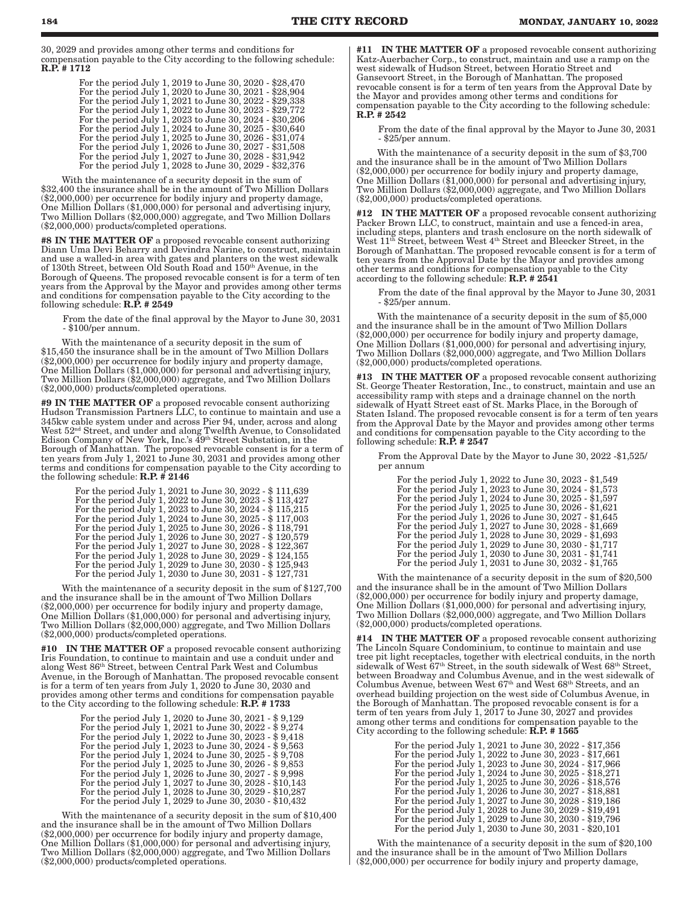30, 2029 and provides among other terms and conditions for compensation payable to the City according to the following schedule: **R.P. # 1712**

For the period July 1, 2019 to June 30, 2020 - $28,470
For the period July 1, 2020 to June 30, 2021 - $28,904
For the period July 1, 2021 to June 30, 2022 - $29,338
For the period July 1, 2022 to June 30, 2023 - $29,772
For the period July 1, 2023 to June 30, 2024 - $30,206
For the period July 1, 2024 to June 30, 2025 - $30,640
For the period July 1, 2025 to June 30, 2026 - $31,074
For the period July 1, 2026 to June 30, 2027 - $31,508
For the period July 1, 2027 to June 30, 2028 - $31,942
For the period July 1, 2028 to June 30, 2029 - $32,376

With the maintenance of a security deposit in the sum of $32,400 the insurance shall be in the amount of Two Million Dollars ($2,000,000) per occurrence for bodily injury and property damage, One Million Dollars ($1,000,000) for personal and advertising injury, Two Million Dollars ($2,000,000) aggregate, and Two Million Dollars ($2,000,000) products/completed operations.

**#8 IN THE MATTER OF** a proposed revocable consent authorizing Diann Uma Devi Beharry and Devindra Narine, to construct, maintain and use a walled-in area with gates and planters on the west sidewalk of 130th Street, between Old South Road and 150th Avenue, in the Borough of Queens. The proposed revocable consent is for a term of ten years from the Approval by the Mayor and provides among other terms and conditions for compensation payable to the City according to the following schedule: **R.P. # 2549**

From the date of the final approval by the Mayor to June 30, 2031 - $100/per annum.

With the maintenance of a security deposit in the sum of $15,450 the insurance shall be in the amount of Two Million Dollars ($2,000,000) per occurrence for bodily injury and property damage, One Million Dollars ($1,000,000) for personal and advertising injury, Two Million Dollars ($2,000,000) aggregate, and Two Million Dollars ($2,000,000) products/completed operations.

**#9 IN THE MATTER OF** a proposed revocable consent authorizing Hudson Transmission Partners LLC, to continue to maintain and use a 345kw cable system under and across Pier 94, under, across and along West 52nd Street, and under and along Twelfth Avenue, to Consolidated Edison Company of New York, Inc.'s 49th Street Substation, in the Borough of Manhattan. The proposed revocable consent is for a term of ten years from July 1, 2021 to June 30, 2031 and provides among other terms and conditions for compensation payable to the City according to the following schedule: **R.P. # 2146**

For the period July 1, 2021 to June 30, 2022 - $ 111,639
For the period July 1, 2022 to June 30, 2023 - $ 113,427
For the period July 1, 2023 to June 30, 2024 - $ 115,215
For the period July 1, 2024 to June 30, 2025 - $ 117,003
For the period July 1, 2025 to June 30, 2026 - $ 118,791
For the period July 1, 2026 to June 30, 2027 - $ 120,579
For the period July 1, 2027 to June 30, 2028 - $ 122,367
For the period July 1, 2028 to June 30, 2029 - $ 124,155
For the period July 1, 2029 to June 30, 2030 - $ 125,943
For the period July 1, 2030 to June 30, 2031 - $ 127,731

With the maintenance of a security deposit in the sum of $127,700 and the insurance shall be in the amount of Two Million Dollars ($2,000,000) per occurrence for bodily injury and property damage, One Million Dollars ($1,000,000) for personal and advertising injury, Two Million Dollars ($2,000,000) aggregate, and Two Million Dollars ($2,000,000) products/completed operations.

**#10 IN THE MATTER OF** a proposed revocable consent authorizing Iris Foundation, to continue to maintain and use a conduit under and along West 86th Street, between Central Park West and Columbus Avenue, in the Borough of Manhattan. The proposed revocable consent is for a term of ten years from July 1, 2020 to June 30, 2030 and provides among other terms and conditions for compensation payable to the City according to the following schedule: **R.P. # 1733**

For the period July 1, 2020 to June 30, 2021 - $ 9,129
For the period July 1, 2021 to June 30, 2022 - $ 9,274
For the period July 1, 2022 to June 30, 2023 - $ 9,418
For the period July 1, 2023 to June 30, 2024 - $ 9,563
For the period July 1, 2024 to June 30, 2025 - $ 9,708
For the period July 1, 2025 to June 30, 2026 - $ 9,853
For the period July 1, 2026 to June 30, 2027 - $ 9,998
For the period July 1, 2027 to June 30, 2028 - $10,143
For the period July 1, 2028 to June 30, 2029 - $10,287
For the period July 1, 2029 to June 30, 2030 - $10,432

With the maintenance of a security deposit in the sum of $10,400 and the insurance shall be in the amount of Two Million Dollars ($2,000,000) per occurrence for bodily injury and property damage, One Million Dollars ($1,000,000) for personal and advertising injury, Two Million Dollars ($2,000,000) aggregate, and Two Million Dollars ($2,000,000) products/completed operations.

**#11 IN THE MATTER OF** a proposed revocable consent authorizing Katz-Auerbacher Corp., to construct, maintain and use a ramp on the west sidewalk of Hudson Street, between Horatio Street and Gansevoort Street, in the Borough of Manhattan. The proposed revocable consent is for a term of ten years from the Approval Date by the Mayor and provides among other terms and conditions for compensation payable to the City according to the following schedule: **R.P. # 2542**

From the date of the final approval by the Mayor to June 30, 2031 - $25/per annum.

With the maintenance of a security deposit in the sum of $3,700 and the insurance shall be in the amount of Two Million Dollars ($2,000,000) per occurrence for bodily injury and property damage, One Million Dollars ($1,000,000) for personal and advertising injury, Two Million Dollars ($2,000,000) aggregate, and Two Million Dollars ($2,000,000) products/completed operations.

**#12 IN THE MATTER OF** a proposed revocable consent authorizing Packer Brown LLC, to construct, maintain and use a fenced-in area, including steps, planters and trash enclosure on the north sidewalk of West 11th Street, between West 4th Street and Bleecker Street, in the Borough of Manhattan. The proposed revocable consent is for a term of ten years from the Approval Date by the Mayor and provides among other terms and conditions for compensation payable to the City according to the following schedule: **R.P. # 2541**

From the date of the final approval by the Mayor to June 30, 2031 - $25/per annum.

With the maintenance of a security deposit in the sum of $5,000 and the insurance shall be in the amount of Two Million Dollars ($2,000,000) per occurrence for bodily injury and property damage, One Million Dollars ($1,000,000) for personal and advertising injury, Two Million Dollars ($2,000,000) aggregate, and Two Million Dollars ($2,000,000) products/completed operations.

**#13 IN THE MATTER OF** a proposed revocable consent authorizing St. George Theater Restoration, Inc., to construct, maintain and use an accessibility ramp with steps and a drainage channel on the north sidewalk of Hyatt Street east of St. Marks Place, in the Borough of Staten Island. The proposed revocable consent is for a term of ten years from the Approval Date by the Mayor and provides among other terms and conditions for compensation payable to the City according to the following schedule: **R.P. # 2547**

From the Approval Date by the Mayor to June 30, 2022 -$1,525/ per annum

For the period July 1, 2022 to June 30, 2023 - $1,549
For the period July 1, 2023 to June 30, 2024 - $1,573
For the period July 1, 2024 to June 30, 2025 - $1,597
For the period July 1, 2025 to June 30, 2026 - $1,621
For the period July 1, 2026 to June 30, 2027 - $1,645
For the period July 1, 2027 to June 30, 2028 - $1,669
For the period July 1, 2028 to June 30, 2029 - $1,693
For the period July 1, 2029 to June 30, 2030 - $1,717
For the period July 1, 2030 to June 30, 2031 - $1,741
For the period July 1, 2031 to June 30, 2032 - $1,765

With the maintenance of a security deposit in the sum of $20,500 and the insurance shall be in the amount of Two Million Dollars ($2,000,000) per occurrence for bodily injury and property damage, One Million Dollars ($1,000,000) for personal and advertising injury, Two Million Dollars ($2,000,000) aggregate, and Two Million Dollars ($2,000,000) products/completed operations.

**#14 IN THE MATTER OF** a proposed revocable consent authorizing The Lincoln Square Condominium, to continue to maintain and use tree pit light receptacles, together with electrical conduits, in the north sidewalk of West 67th Street, in the south sidewalk of West 68th Street, between Broadway and Columbus Avenue, and in the west sidewalk of Columbus Avenue, between West 67th and West 68th Streets, and an overhead building projection on the west side of Columbus Avenue, in the Borough of Manhattan. The proposed revocable consent is for a term of ten years from July 1, 2017 to June 30, 2027 and provides among other terms and conditions for compensation payable to the City according to the following schedule: **R.P. # 1565**

For the period July 1, 2021 to June 30, 2022 - $17,356
For the period July 1, 2022 to June 30, 2023 - $17,661
For the period July 1, 2023 to June 30, 2024 - $17,966
For the period July 1, 2024 to June 30, 2025 - $18,271
For the period July 1, 2025 to June 30, 2026 - $18,576
For the period July 1, 2026 to June 30, 2027 - $18,881
For the period July 1, 2027 to June 30, 2028 - $19,186
For the period July 1, 2028 to June 30, 2029 - $19,491
For the period July 1, 2029 to June 30, 2030 - $19,796
For the period July 1, 2030 to June 30, 2031 - $20,101

With the maintenance of a security deposit in the sum of $20,100 and the insurance shall be in the amount of Two Million Dollars ($2,000,000) per occurrence for bodily injury and property damage,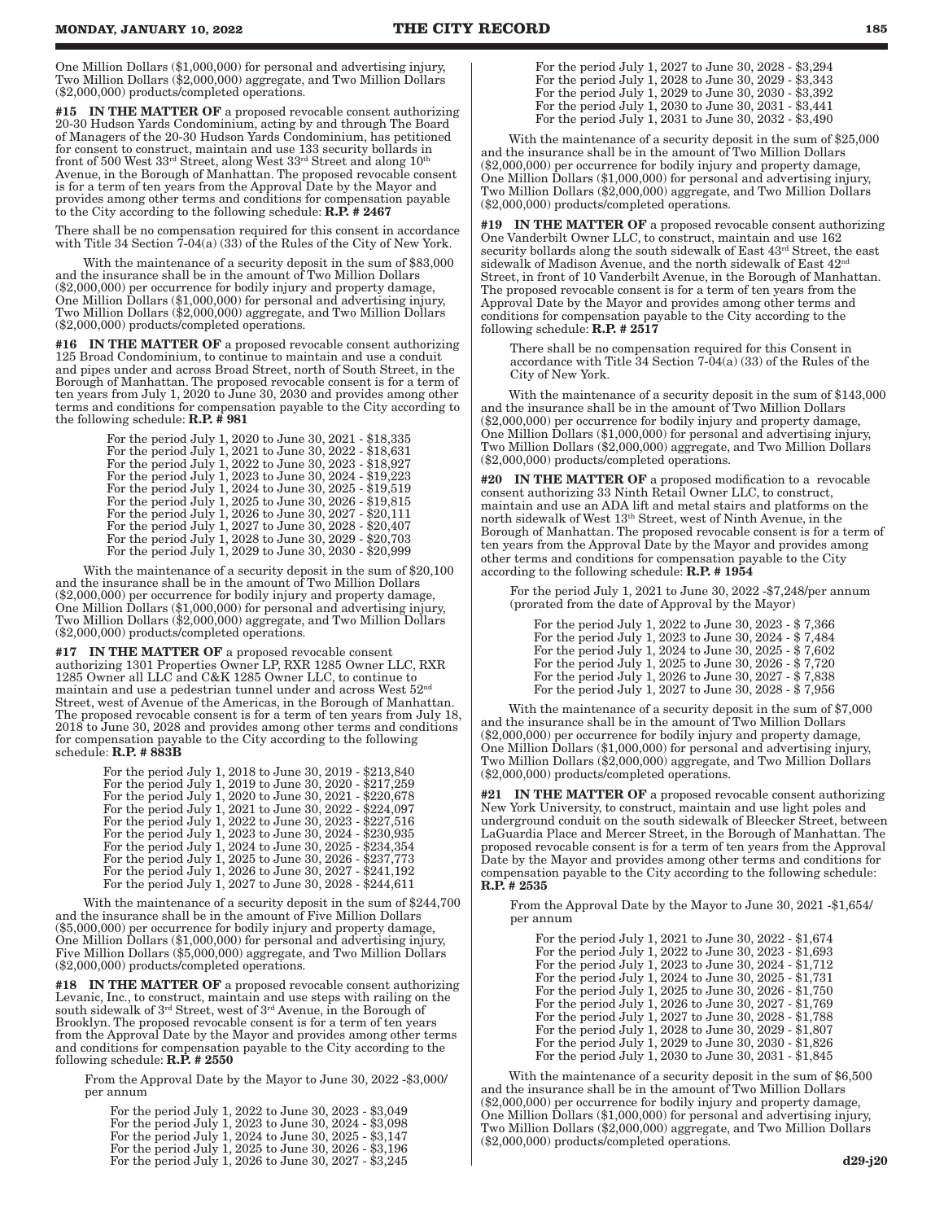One Million Dollars ($1,000,000) for personal and advertising injury, Two Million Dollars ($2,000,000) aggregate, and Two Million Dollars ($2,000,000) products/completed operations.

**#15 IN THE MATTER OF** a proposed revocable consent authorizing 20-30 Hudson Yards Condominium, acting by and through The Board of Managers of the 20-30 Hudson Yards Condominium, has petitioned for consent to construct, maintain and use 133 security bollards in front of 500 West 33rd Street, along West 33rd Street and along 10th Avenue, in the Borough of Manhattan. The proposed revocable consent is for a term of ten years from the Approval Date by the Mayor and provides among other terms and conditions for compensation payable to the City according to the following schedule: **R.P. # 2467**

There shall be no compensation required for this consent in accordance with Title 34 Section 7-04(a) (33) of the Rules of the City of New York.

With the maintenance of a security deposit in the sum of $83,000 and the insurance shall be in the amount of Two Million Dollars ($2,000,000) per occurrence for bodily injury and property damage, One Million Dollars ($1,000,000) for personal and advertising injury, Two Million Dollars ($2,000,000) aggregate, and Two Million Dollars ($2,000,000) products/completed operations.

**#16 IN THE MATTER OF** a proposed revocable consent authorizing 125 Broad Condominium, to continue to maintain and use a conduit and pipes under and across Broad Street, north of South Street, in the Borough of Manhattan. The proposed revocable consent is for a term of ten years from July 1, 2020 to June 30, 2030 and provides among other terms and conditions for compensation payable to the City according to the following schedule: **R.P. # 981**

For the period July 1, 2020 to June 30, 2021 - $18,335
For the period July 1, 2021 to June 30, 2022 - $18,631
For the period July 1, 2022 to June 30, 2023 - $18,927
For the period July 1, 2023 to June 30, 2024 - $19,223
For the period July 1, 2024 to June 30, 2025 - $19,519
For the period July 1, 2025 to June 30, 2026 - $19,815
For the period July 1, 2026 to June 30, 2027 - $20,111
For the period July 1, 2027 to June 30, 2028 - $20,407
For the period July 1, 2028 to June 30, 2029 - $20,703
For the period July 1, 2029 to June 30, 2030 - $20,999

With the maintenance of a security deposit in the sum of $20,100 and the insurance shall be in the amount of Two Million Dollars ($2,000,000) per occurrence for bodily injury and property damage, One Million Dollars ($1,000,000) for personal and advertising injury, Two Million Dollars ($2,000,000) aggregate, and Two Million Dollars ($2,000,000) products/completed operations.

**#17 IN THE MATTER OF** a proposed revocable consent authorizing 1301 Properties Owner LP, RXR 1285 Owner LLC, RXR 1285 Owner all LLC and C&K 1285 Owner LLC, to continue to maintain and use a pedestrian tunnel under and across West 52nd Street, west of Avenue of the Americas, in the Borough of Manhattan. The proposed revocable consent is for a term of ten years from July 18, 2018 to June 30, 2028 and provides among other terms and conditions for compensation payable to the City according to the following schedule: **R.P. # 883B**

For the period July 1, 2018 to June 30, 2019 - $213,840
For the period July 1, 2019 to June 30, 2020 - $217,259
For the period July 1, 2020 to June 30, 2021 - $220,678
For the period July 1, 2021 to June 30, 2022 - $224,097
For the period July 1, 2022 to June 30, 2023 - $227,516
For the period July 1, 2023 to June 30, 2024 - $230,935
For the period July 1, 2024 to June 30, 2025 - $234,354
For the period July 1, 2025 to June 30, 2026 - $237,773
For the period July 1, 2026 to June 30, 2027 - $241,192
For the period July 1, 2027 to June 30, 2028 - $244,611

With the maintenance of a security deposit in the sum of $244,700 and the insurance shall be in the amount of Five Million Dollars ($5,000,000) per occurrence for bodily injury and property damage, One Million Dollars ($1,000,000) for personal and advertising injury, Five Million Dollars ($5,000,000) aggregate, and Two Million Dollars ($2,000,000) products/completed operations.

**#18 IN THE MATTER OF** a proposed revocable consent authorizing Levanic, Inc., to construct, maintain and use steps with railing on the south sidewalk of 3rd Street, west of 3rd Avenue, in the Borough of Brooklyn. The proposed revocable consent is for a term of ten years from the Approval Date by the Mayor and provides among other terms and conditions for compensation payable to the City according to the following schedule: **R.P. # 2550**

From the Approval Date by the Mayor to June 30, 2022 -$3,000/ per annum

For the period July 1, 2022 to June 30, 2023 - $3,049
For the period July 1, 2023 to June 30, 2024 - $3,098
For the period July 1, 2024 to June 30, 2025 - $3,147
For the period July 1, 2025 to June 30, 2026 - $3,196
For the period July 1, 2026 to June 30, 2027 - $3,245
For the period July 1, 2027 to June 30, 2028 - $3,294
For the period July 1, 2028 to June 30, 2029 - $3,343
For the period July 1, 2029 to June 30, 2030 - $3,392
For the period July 1, 2030 to June 30, 2031 - $3,441
For the period July 1, 2031 to June 30, 2032 - $3,490

With the maintenance of a security deposit in the sum of $25,000 and the insurance shall be in the amount of Two Million Dollars ($2,000,000) per occurrence for bodily injury and property damage, One Million Dollars ($1,000,000) for personal and advertising injury, Two Million Dollars ($2,000,000) aggregate, and Two Million Dollars ($2,000,000) products/completed operations.

**#19 IN THE MATTER OF** a proposed revocable consent authorizing One Vanderbilt Owner LLC, to construct, maintain and use 162 security bollards along the south sidewalk of East 43rd Street, the east sidewalk of Madison Avenue, and the north sidewalk of East 42nd Street, in front of 10 Vanderbilt Avenue, in the Borough of Manhattan. The proposed revocable consent is for a term of ten years from the Approval Date by the Mayor and provides among other terms and conditions for compensation payable to the City according to the following schedule: **R.P. # 2517**

There shall be no compensation required for this Consent in accordance with Title 34 Section 7-04(a) (33) of the Rules of the City of New York.

With the maintenance of a security deposit in the sum of $143,000 and the insurance shall be in the amount of Two Million Dollars ($2,000,000) per occurrence for bodily injury and property damage, One Million Dollars ($1,000,000) for personal and advertising injury, Two Million Dollars ($2,000,000) aggregate, and Two Million Dollars ($2,000,000) products/completed operations.

**#20 IN THE MATTER OF** a proposed modification to a revocable consent authorizing 33 Ninth Retail Owner LLC, to construct, maintain and use an ADA lift and metal stairs and platforms on the north sidewalk of West 13th Street, west of Ninth Avenue, in the Borough of Manhattan. The proposed revocable consent is for a term of ten years from the Approval Date by the Mayor and provides among other terms and conditions for compensation payable to the City according to the following schedule: **R.P. # 1954**

For the period July 1, 2021 to June 30, 2022 -$7,248/per annum (prorated from the date of Approval by the Mayor)

For the period July 1, 2022 to June 30, 2023 - $ 7,366
For the period July 1, 2023 to June 30, 2024 - $ 7,484
For the period July 1, 2024 to June 30, 2025 - $ 7,602
For the period July 1, 2025 to June 30, 2026 - $ 7,720
For the period July 1, 2026 to June 30, 2027 - $ 7,838
For the period July 1, 2027 to June 30, 2028 - $ 7,956

With the maintenance of a security deposit in the sum of $7,000 and the insurance shall be in the amount of Two Million Dollars ($2,000,000) per occurrence for bodily injury and property damage, One Million Dollars ($1,000,000) for personal and advertising injury, Two Million Dollars ($2,000,000) aggregate, and Two Million Dollars ($2,000,000) products/completed operations.

**#21 IN THE MATTER OF** a proposed revocable consent authorizing New York University, to construct, maintain and use light poles and underground conduit on the south sidewalk of Bleecker Street, between LaGuardia Place and Mercer Street, in the Borough of Manhattan. The proposed revocable consent is for a term of ten years from the Approval Date by the Mayor and provides among other terms and conditions for compensation payable to the City according to the following schedule: **R.P. # 2535**

From the Approval Date by the Mayor to June 30, 2021 -$1,654/ per annum

For the period July 1, 2021 to June 30, 2022 - $1,674
For the period July 1, 2022 to June 30, 2023 - $1,693
For the period July 1, 2023 to June 30, 2024 - $1,712
For the period July 1, 2024 to June 30, 2025 - $1,731
For the period July 1, 2025 to June 30, 2026 - $1,750
For the period July 1, 2026 to June 30, 2027 - $1,769
For the period July 1, 2027 to June 30, 2028 - $1,788
For the period July 1, 2028 to June 30, 2029 - $1,807
For the period July 1, 2029 to June 30, 2030 - $1,826
For the period July 1, 2030 to June 30, 2031 - $1,845

With the maintenance of a security deposit in the sum of $6,500 and the insurance shall be in the amount of Two Million Dollars ($2,000,000) per occurrence for bodily injury and property damage, One Million Dollars ($1,000,000) for personal and advertising injury, Two Million Dollars ($2,000,000) aggregate, and Two Million Dollars ($2,000,000) products/completed operations.

**d29-j20**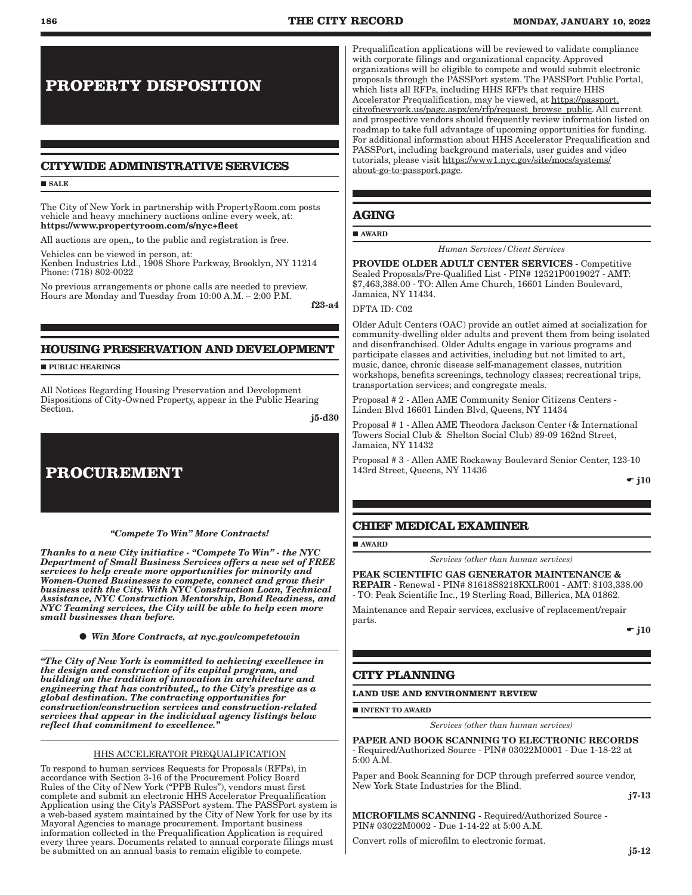# PROPERTY DISPOSITION

## CITYWIDE ADMINISTRATIVE SERVICES

■ SALE

The City of New York in partnership with PropertyRoom.com posts vehicle and heavy machinery auctions online every week, at: **https://www.propertyroom.com/s/nyc+fleet**

All auctions are open,, to the public and registration is free.

Vehicles can be viewed in person, at:
Kenben Industries Ltd., 1908 Shore Parkway, Brooklyn, NY 11214
Phone: (718) 802-0022

No previous arrangements or phone calls are needed to preview. Hours are Monday and Tuesday from 10:00 A.M. – 2:00 P.M.

**f23-a4**

## HOUSING PRESERVATION AND DEVELOPMENT

■ PUBLIC HEARINGS

All Notices Regarding Housing Preservation and Development Dispositions of City-Owned Property, appear in the Public Hearing Section.

**j5-d30**

# PROCUREMENT

***"Compete To Win" More Contracts!***

***Thanks to a new City initiative - "Compete To Win" - the NYC Department of Small Business Services offers a new set of FREE services to help create more opportunities for minority and Women-Owned Businesses to compete, connect and grow their business with the City. With NYC Construction Loan, Technical Assistance, NYC Construction Mentorship, Bond Readiness, and NYC Teaming services, the City will be able to help even more small businesses than before.***

● ***Win More Contracts, at nyc.gov/competetowin***

***"The City of New York is committed to achieving excellence in the design and construction of its capital program, and building on the tradition of innovation in architecture and engineering that has contributed,, to the City's prestige as a global destination. The contracting opportunities for construction/construction services and construction-related services that appear in the individual agency listings below reflect that commitment to excellence."***

HHS ACCELERATOR PREQUALIFICATION

To respond to human services Requests for Proposals (RFPs), in accordance with Section 3-16 of the Procurement Policy Board Rules of the City of New York ("PPB Rules"), vendors must first complete and submit an electronic HHS Accelerator Prequalification Application using the City's PASSPort system. The PASSPort system is a web-based system maintained by the City of New York for use by its Mayoral Agencies to manage procurement. Important business information collected in the Prequalification Application is required every three years. Documents related to annual corporate filings must be submitted on an annual basis to remain eligible to compete. Prequalification applications will be reviewed to validate compliance with corporate filings and organizational capacity. Approved organizations will be eligible to compete and would submit electronic proposals through the PASSPort system. The PASSPort Public Portal, which lists all RFPs, including HHS RFPs that require HHS Accelerator Prequalification, may be viewed, at https://passport.cityofnewyork.us/page.aspx/en/rfp/request_browse_public. All current and prospective vendors should frequently review information listed on roadmap to take full advantage of upcoming opportunities for funding. For additional information about HHS Accelerator Prequalification and PASSPort, including background materials, user guides and video tutorials, please visit https://www1.nyc.gov/site/mocs/systems/about-go-to-passport.page.

## AGING

■ AWARD

*Human Services/Client Services*

**PROVIDE OLDER ADULT CENTER SERVICES** - Competitive Sealed Proposals/Pre-Qualified List - PIN# 12521P0019027 - AMT: $7,463,388.00 - TO: Allen Ame Church, 16601 Linden Boulevard, Jamaica, NY 11434.

DFTA ID: C02

Older Adult Centers (OAC) provide an outlet aimed at socialization for community-dwelling older adults and prevent them from being isolated and disenfranchised. Older Adults engage in various programs and participate classes and activities, including but not limited to art, music, dance, chronic disease self-management classes, nutrition workshops, benefits screenings, technology classes; recreational trips, transportation services; and congregate meals.

Proposal # 2 - Allen AME Community Senior Citizens Centers - Linden Blvd 16601 Linden Blvd, Queens, NY 11434

Proposal # 1 - Allen AME Theodora Jackson Center (& International Towers Social Club & Shelton Social Club) 89-09 162nd Street, Jamaica, NY 11432

Proposal # 3 - Allen AME Rockaway Boulevard Senior Center, 123-10 143rd Street, Queens, NY 11436

**☛ j10**

## CHIEF MEDICAL EXAMINER

■ AWARD

*Services (other than human services)*

**PEAK SCIENTIFIC GAS GENERATOR MAINTENANCE & REPAIR** - Renewal - PIN# 81618S8218KXLR001 - AMT: $103,338.00 - TO: Peak Scientific Inc., 19 Sterling Road, Billerica, MA 01862.

Maintenance and Repair services, exclusive of replacement/repair parts.

**☛ j10**

## CITY PLANNING

**LAND USE AND ENVIRONMENT REVIEW**

■ INTENT TO AWARD

*Services (other than human services)*

**PAPER AND BOOK SCANNING TO ELECTRONIC RECORDS** - Required/Authorized Source - PIN# 03022M0001 - Due 1-18-22 at 5:00 A.M.

Paper and Book Scanning for DCP through preferred source vendor, New York State Industries for the Blind.

**j7-13**

**MICROFILMS SCANNING** - Required/Authorized Source - PIN# 03022M0002 - Due 1-14-22 at 5:00 A.M.

Convert rolls of microfilm to electronic format.

**j5-12**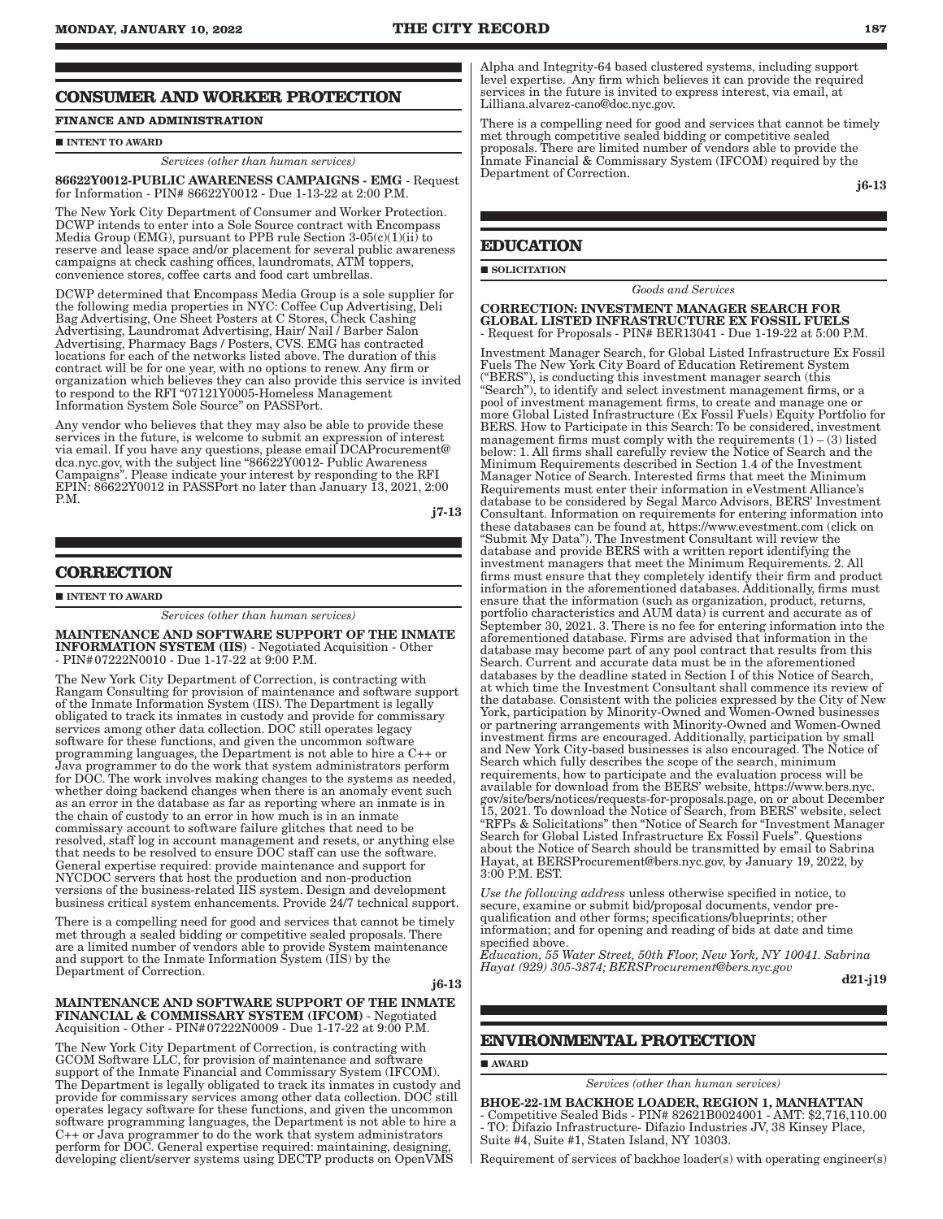## CONSUMER AND WORKER PROTECTION

**FINANCE AND ADMINISTRATION**

■ **INTENT TO AWARD**

*Services (other than human services)*

**86622Y0012-PUBLIC AWARENESS CAMPAIGNS - EMG** - Request for Information - PIN# 86622Y0012 - Due 1-13-22 at 2:00 P.M.

The New York City Department of Consumer and Worker Protection. DCWP intends to enter into a Sole Source contract with Encompass Media Group (EMG), pursuant to PPB rule Section 3-05(c)(1)(ii) to reserve and lease space and/or placement for several public awareness campaigns at check cashing offices, laundromats, ATM toppers, convenience stores, coffee carts and food cart umbrellas.

DCWP determined that Encompass Media Group is a sole supplier for the following media properties in NYC: Coffee Cup Advertising, Deli Bag Advertising, One Sheet Posters at C Stores, Check Cashing Advertising, Laundromat Advertising, Hair/ Nail / Barber Salon Advertising, Pharmacy Bags / Posters, CVS. EMG has contracted locations for each of the networks listed above. The duration of this contract will be for one year, with no options to renew. Any firm or organization which believes they can also provide this service is invited to respond to the RFI "07121Y0005-Homeless Management Information System Sole Source" on PASSPort.

Any vendor who believes that they may also be able to provide these services in the future, is welcome to submit an expression of interest via email. If you have any questions, please email DCAProcurement@dca.nyc.gov, with the subject line "86622Y0012- Public Awareness Campaigns". Please indicate your interest by responding to the RFI EPIN: 86622Y0012 in PASSPort no later than January 13, 2021, 2:00 P.M.

j7-13

## CORRECTION

■ **INTENT TO AWARD**

*Services (other than human services)*

**MAINTENANCE AND SOFTWARE SUPPORT OF THE INMATE INFORMATION SYSTEM (IIS)** - Negotiated Acquisition - Other - PIN#07222N0010 - Due 1-17-22 at 9:00 P.M.

The New York City Department of Correction, is contracting with Rangam Consulting for provision of maintenance and software support of the Inmate Information System (IIS). The Department is legally obligated to track its inmates in custody and provide for commissary services among other data collection. DOC still operates legacy software for these functions, and given the uncommon software programming languages, the Department is not able to hire a C++ or Java programmer to do the work that system administrators perform for DOC. The work involves making changes to the systems as needed, whether doing backend changes when there is an anomaly event such as an error in the database as far as reporting where an inmate is in the chain of custody to an error in how much is in an inmate commissary account to software failure glitches that need to be resolved, staff log in account management and resets, or anything else that needs to be resolved to ensure DOC staff can use the software. General expertise required: provide maintenance and support for NYCDOC servers that host the production and non-production versions of the business-related IIS system. Design and development business critical system enhancements. Provide 24/7 technical support.

There is a compelling need for good and services that cannot be timely met through a sealed bidding or competitive sealed proposals. There are a limited number of vendors able to provide System maintenance and support to the Inmate Information System (IIS) by the Department of Correction.

j6-13

**MAINTENANCE AND SOFTWARE SUPPORT OF THE INMATE FINANCIAL & COMMISSARY SYSTEM (IFCOM)** - Negotiated Acquisition - Other - PIN#07222N0009 - Due 1-17-22 at 9:00 P.M.

The New York City Department of Correction, is contracting with GCOM Software LLC, for provision of maintenance and software support of the Inmate Financial and Commissary System (IFCOM). The Department is legally obligated to track its inmates in custody and provide for commissary services among other data collection. DOC still operates legacy software for these functions, and given the uncommon software programming languages, the Department is not able to hire a C++ or Java programmer to do the work that system administrators perform for DOC. General expertise required: maintaining, designing, developing client/server systems using DECTP products on OpenVMS Alpha and Integrity-64 based clustered systems, including support level expertise. Any firm which believes it can provide the required services in the future is invited to express interest, via email, at Lilliana.alvarez-cano@doc.nyc.gov.

There is a compelling need for good and services that cannot be timely met through competitive sealed bidding or competitive sealed proposals. There are limited number of vendors able to provide the Inmate Financial & Commissary System (IFCOM) required by the Department of Correction.

j6-13

## EDUCATION

■ **SOLICITATION**

*Goods and Services*

**CORRECTION: INVESTMENT MANAGER SEARCH FOR GLOBAL LISTED INFRASTRUCTURE EX FOSSIL FUELS** - Request for Proposals - PIN# BER13041 - Due 1-19-22 at 5:00 P.M.

Investment Manager Search, for Global Listed Infrastructure Ex Fossil Fuels The New York City Board of Education Retirement System ("BERS"), is conducting this investment manager search (this "Search"), to identify and select investment management firms, or a pool of investment management firms, to create and manage one or more Global Listed Infrastructure (Ex Fossil Fuels) Equity Portfolio for BERS. How to Participate in this Search: To be considered, investment management firms must comply with the requirements (1) – (3) listed below: 1. All firms shall carefully review the Notice of Search and the Minimum Requirements described in Section 1.4 of the Investment Manager Notice of Search. Interested firms that meet the Minimum Requirements must enter their information in eVestment Alliance's database to be considered by Segal Marco Advisors, BERS' Investment Consultant. Information on requirements for entering information into these databases can be found at, https://www.evestment.com (click on "Submit My Data"). The Investment Consultant will review the database and provide BERS with a written report identifying the investment managers that meet the Minimum Requirements. 2. All firms must ensure that they completely identify their firm and product information in the aforementioned databases. Additionally, firms must ensure that the information (such as organization, product, returns, portfolio characteristics and AUM data) is current and accurate as of September 30, 2021. 3. There is no fee for entering information into the aforementioned database. Firms are advised that information in the database may become part of any pool contract that results from this Search. Current and accurate data must be in the aforementioned databases by the deadline stated in Section I of this Notice of Search, at which time the Investment Consultant shall commence its review of the database. Consistent with the policies expressed by the City of New York, participation by Minority-Owned and Women-Owned businesses or partnering arrangements with Minority-Owned and Women-Owned investment firms are encouraged. Additionally, participation by small and New York City-based businesses is also encouraged. The Notice of Search which fully describes the scope of the search, minimum requirements, how to participate and the evaluation process will be available for download from the BERS' website, https://www.bers.nyc.gov/site/bers/notices/requests-for-proposals.page, on or about December 15, 2021. To download the Notice of Search, from BERS' website, select "RFPs & Solicitations" then "Notice of Search for "Investment Manager Search for Global Listed Infrastructure Ex Fossil Fuels". Questions about the Notice of Search should be transmitted by email to Sabrina Hayat, at BERSProcurement@bers.nyc.gov, by January 19, 2022, by 3:00 P.M. EST.

*Use the following address* unless otherwise specified in notice, to secure, examine or submit bid/proposal documents, vendor pre-qualification and other forms; specifications/blueprints; other information; and for opening and reading of bids at date and time specified above.

*Education, 55 Water Street, 50th Floor, New York, NY 10041. Sabrina Hayat (929) 305-3874; BERSProcurement@bers.nyc.gov*

d21-j19

## ENVIRONMENTAL PROTECTION

■ **AWARD**

*Services (other than human services)*

**BHOE-22-1M BACKHOE LOADER, REGION 1, MANHATTAN** - Competitive Sealed Bids - PIN# 82621B0024001 - AMT: $2,716,110.00 - TO: Difazio Infrastructure- Difazio Industries JV, 38 Kinsey Place, Suite #4, Suite #1, Staten Island, NY 10303.

Requirement of services of backhoe loader(s) with operating engineer(s)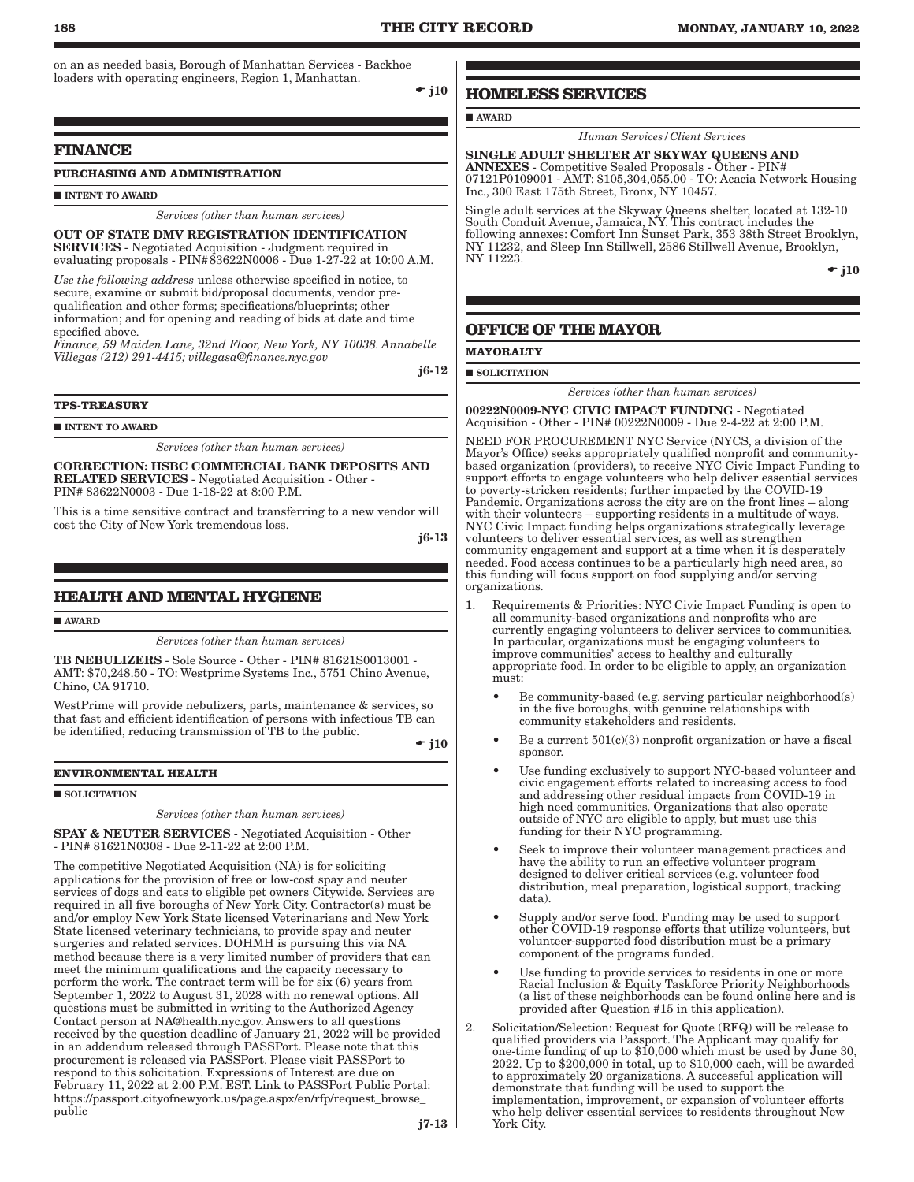on an as needed basis, Borough of Manhattan Services - Backhoe loaders with operating engineers, Region 1, Manhattan.

☛ j10

## FINANCE

### PURCHASING AND ADMINISTRATION

■ **INTENT TO AWARD**

*Services (other than human services)*

**OUT OF STATE DMV REGISTRATION IDENTIFICATION SERVICES** - Negotiated Acquisition - Judgment required in evaluating proposals - PIN# 83622N0006 - Due 1-27-22 at 10:00 A.M.

*Use the following address* unless otherwise specified in notice, to secure, examine or submit bid/proposal documents, vendor pre-qualification and other forms; specifications/blueprints; other information; and for opening and reading of bids at date and time specified above.

*Finance, 59 Maiden Lane, 32nd Floor, New York, NY 10038. Annabelle Villegas (212) 291-4415; villegasa@finance.nyc.gov*

j6-12

### TPS-TREASURY

■ **INTENT TO AWARD**

*Services (other than human services)*

**CORRECTION: HSBC COMMERCIAL BANK DEPOSITS AND RELATED SERVICES** - Negotiated Acquisition - Other - PIN# 83622N0003 - Due 1-18-22 at 8:00 P.M.

This is a time sensitive contract and transferring to a new vendor will cost the City of New York tremendous loss.

j6-13

## HEALTH AND MENTAL HYGIENE

■ **AWARD**

*Services (other than human services)*

**TB NEBULIZERS** - Sole Source - Other - PIN# 81621S0013001 - AMT: $70,248.50 - TO: Westprime Systems Inc., 5751 Chino Avenue, Chino, CA 91710.

WestPrime will provide nebulizers, parts, maintenance & services, so that fast and efficient identification of persons with infectious TB can be identified, reducing transmission of TB to the public.

☛ j10

### ENVIRONMENTAL HEALTH

■ **SOLICITATION**

*Services (other than human services)*

**SPAY & NEUTER SERVICES** - Negotiated Acquisition - Other - PIN# 81621N0308 - Due 2-11-22 at 2:00 P.M.

The competitive Negotiated Acquisition (NA) is for soliciting applications for the provision of free or low-cost spay and neuter services of dogs and cats to eligible pet owners Citywide. Services are required in all five boroughs of New York City. Contractor(s) must be and/or employ New York State licensed Veterinarians and New York State licensed veterinary technicians, to provide spay and neuter surgeries and related services. DOHMH is pursuing this via NA method because there is a very limited number of providers that can meet the minimum qualifications and the capacity necessary to perform the work. The contract term will be for six (6) years from September 1, 2022 to August 31, 2028 with no renewal options. All questions must be submitted in writing to the Authorized Agency Contact person at NA@health.nyc.gov. Answers to all questions received by the question deadline of January 21, 2022 will be provided in an addendum released through PASSPort. Please note that this procurement is released via PASSPort. Please visit PASSPort to respond to this solicitation. Expressions of Interest are due on February 11, 2022 at 2:00 P.M. EST. Link to PASSPort Public Portal: https://passport.cityofnewyork.us/page.aspx/en/rfp/request_browse_public

j7-13

## HOMELESS SERVICES

■ **AWARD**

*Human Services/Client Services*

**SINGLE ADULT SHELTER AT SKYWAY QUEENS AND ANNEXES** - Competitive Sealed Proposals - Other - PIN# 07121P0109001 - AMT: $105,304,055.00 - TO: Acacia Network Housing Inc., 300 East 175th Street, Bronx, NY 10457.

Single adult services at the Skyway Queens shelter, located at 132-10 South Conduit Avenue, Jamaica, NY. This contract includes the following annexes: Comfort Inn Sunset Park, 353 38th Street Brooklyn, NY 11232, and Sleep Inn Stillwell, 2586 Stillwell Avenue, Brooklyn, NY 11223.

☛ j10

## OFFICE OF THE MAYOR

### MAYORALTY

■ **SOLICITATION**

*Services (other than human services)*

**00222N0009-NYC CIVIC IMPACT FUNDING** - Negotiated Acquisition - Other - PIN# 00222N0009 - Due 2-4-22 at 2:00 P.M.

NEED FOR PROCUREMENT NYC Service (NYCS, a division of the Mayor's Office) seeks appropriately qualified nonprofit and community-based organization (providers), to receive NYC Civic Impact Funding to support efforts to engage volunteers who help deliver essential services to poverty-stricken residents; further impacted by the COVID-19 Pandemic. Organizations across the city are on the front lines – along with their volunteers – supporting residents in a multitude of ways. NYC Civic Impact funding helps organizations strategically leverage volunteers to deliver essential services, as well as strengthen community engagement and support at a time when it is desperately needed. Food access continues to be a particularly high need area, so this funding will focus support on food supplying and/or serving organizations.

1. Requirements & Priorities: NYC Civic Impact Funding is open to all community-based organizations and nonprofits who are currently engaging volunteers to deliver services to communities. In particular, organizations must be engaging volunteers to improve communities' access to healthy and culturally appropriate food. In order to be eligible to apply, an organization must:
   - Be community-based (e.g. serving particular neighborhood(s) in the five boroughs, with genuine relationships with community stakeholders and residents.
   - Be a current 501(c)(3) nonprofit organization or have a fiscal sponsor.
   - Use funding exclusively to support NYC-based volunteer and civic engagement efforts related to increasing access to food and addressing other residual impacts from COVID-19 in high need communities. Organizations that also operate outside of NYC are eligible to apply, but must use this funding for their NYC programming.
   - Seek to improve their volunteer management practices and have the ability to run an effective volunteer program designed to deliver critical services (e.g. volunteer food distribution, meal preparation, logistical support, tracking data).
   - Supply and/or serve food. Funding may be used to support other COVID-19 response efforts that utilize volunteers, but volunteer-supported food distribution must be a primary component of the programs funded.
   - Use funding to provide services to residents in one or more Racial Inclusion & Equity Taskforce Priority Neighborhoods (a list of these neighborhoods can be found online here and is provided after Question #15 in this application).
2. Solicitation/Selection: Request for Quote (RFQ) will be release to qualified providers via Passport. The Applicant may qualify for one-time funding of up to $10,000 which must be used by June 30, 2022. Up to $200,000 in total, up to $10,000 each, will be awarded to approximately 20 organizations. A successful application will demonstrate that funding will be used to support the implementation, improvement, or expansion of volunteer efforts who help deliver essential services to residents throughout New York City.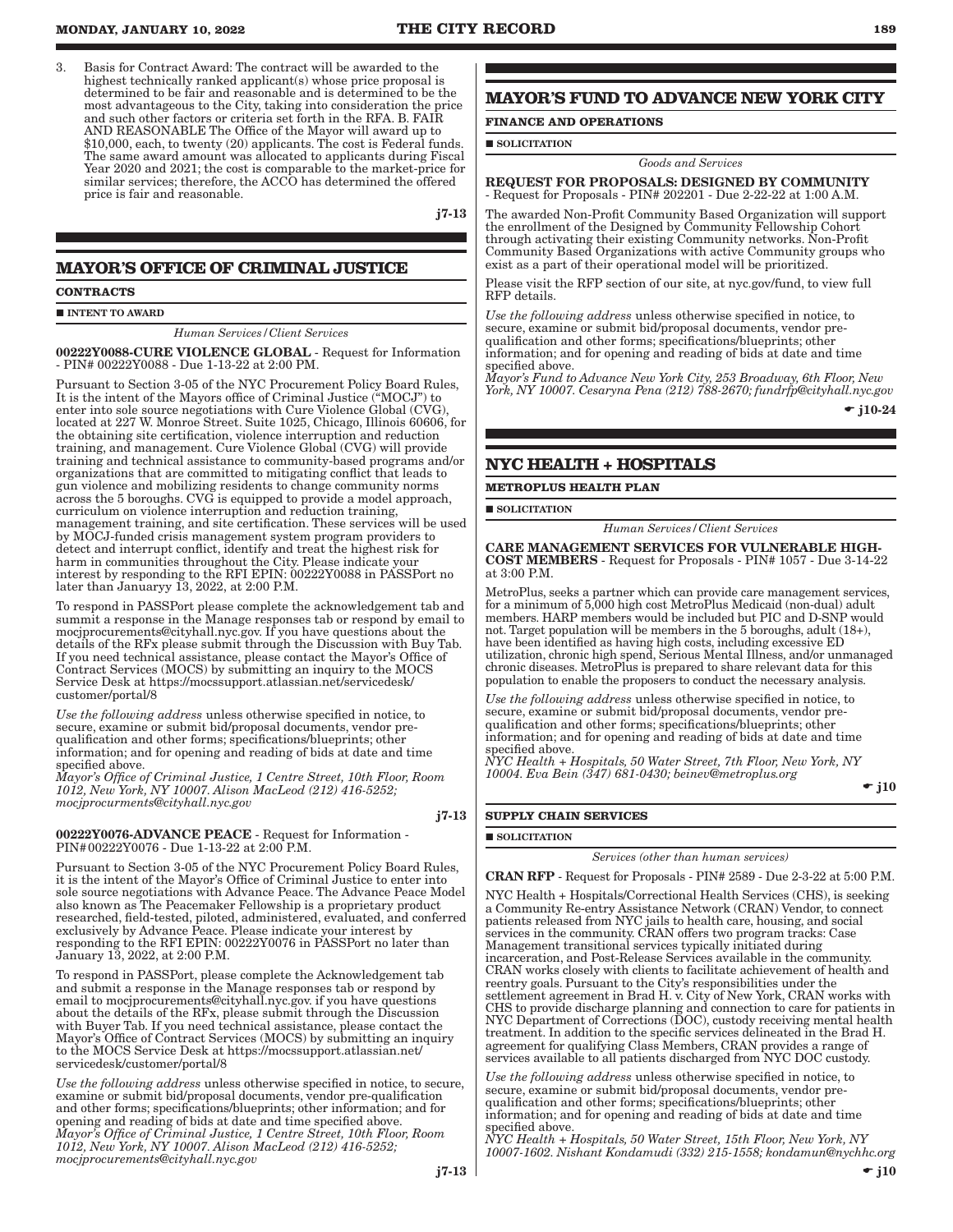3. Basis for Contract Award: The contract will be awarded to the highest technically ranked applicant(s) whose price proposal is determined to be fair and reasonable and is determined to be the most advantageous to the City, taking into consideration the price and such other factors or criteria set forth in the RFA. B. FAIR AND REASONABLE The Office of the Mayor will award up to $10,000, each, to twenty (20) applicants. The cost is Federal funds. The same award amount was allocated to applicants during Fiscal Year 2020 and 2021; the cost is comparable to the market-price for similar services; therefore, the ACCO has determined the offered price is fair and reasonable.

j7-13

## MAYOR'S OFFICE OF CRIMINAL JUSTICE

**CONTRACTS**

■ **INTENT TO AWARD**

*Human Services/Client Services*

**00222Y0088-CURE VIOLENCE GLOBAL** - Request for Information - PIN# 00222Y0088 - Due 1-13-22 at 2:00 PM.

Pursuant to Section 3-05 of the NYC Procurement Policy Board Rules, It is the intent of the Mayors office of Criminal Justice ("MOCJ") to enter into sole source negotiations with Cure Violence Global (CVG), located at 227 W. Monroe Street. Suite 1025, Chicago, Illinois 60606, for the obtaining site certification, violence interruption and reduction training, and management. Cure Violence Global (CVG) will provide training and technical assistance to community-based programs and/or organizations that are committed to mitigating conflict that leads to gun violence and mobilizing residents to change community norms across the 5 boroughs. CVG is equipped to provide a model approach, curriculum on violence interruption and reduction training, management training, and site certification. These services will be used by MOCJ-funded crisis management system program providers to detect and interrupt conflict, identify and treat the highest risk for harm in communities throughout the City. Please indicate your interest by responding to the RFI EPIN: 00222Y0088 in PASSPort no later than Januaryy 13, 2022, at 2:00 P.M.

To respond in PASSPort please complete the acknowledgement tab and summit a response in the Manage responses tab or respond by email to mocjprocurements@cityhall.nyc.gov. If you have questions about the details of the RFx please submit through the Discussion with Buy Tab. If you need technical assistance, please contact the Mayor's Office of Contract Services (MOCS) by submitting an inquiry to the MOCS Service Desk at https://mocssupport.atlassian.net/servicedesk/customer/portal/8

*Use the following address* unless otherwise specified in notice, to secure, examine or submit bid/proposal documents, vendor pre-qualification and other forms; specifications/blueprints; other information; and for opening and reading of bids at date and time specified above.
*Mayor's Office of Criminal Justice, 1 Centre Street, 10th Floor, Room 1012, New York, NY 10007. Alison MacLeod (212) 416-5252; mocjprocurments@cityhall.nyc.gov*

j7-13

**00222Y0076-ADVANCE PEACE** - Request for Information - PIN# 00222Y0076 - Due 1-13-22 at 2:00 P.M.

Pursuant to Section 3-05 of the NYC Procurement Policy Board Rules, it is the intent of the Mayor's Office of Criminal Justice to enter into sole source negotiations with Advance Peace. The Advance Peace Model also known as The Peacemaker Fellowship is a proprietary product researched, field-tested, piloted, administered, evaluated, and conferred exclusively by Advance Peace. Please indicate your interest by responding to the RFI EPIN: 00222Y0076 in PASSPort no later than January 13, 2022, at 2:00 P.M.

To respond in PASSPort, please complete the Acknowledgement tab and submit a response in the Manage responses tab or respond by email to mocjprocurements@cityhall.nyc.gov. if you have questions about the details of the RFx, please submit through the Discussion with Buyer Tab. If you need technical assistance, please contact the Mayor's Office of Contract Services (MOCS) by submitting an inquiry to the MOCS Service Desk at https://mocssupport.atlassian.net/servicedesk/customer/portal/8

*Use the following address* unless otherwise specified in notice, to secure, examine or submit bid/proposal documents, vendor pre-qualification and other forms; specifications/blueprints; other information; and for opening and reading of bids at date and time specified above.
*Mayor's Office of Criminal Justice, 1 Centre Street, 10th Floor, Room 1012, New York, NY 10007. Alison MacLeod (212) 416-5252; mocjprocurements@cityhall.nyc.gov*

j7-13

## MAYOR'S FUND TO ADVANCE NEW YORK CITY

**FINANCE AND OPERATIONS**

■ **SOLICITATION**

*Goods and Services*

**REQUEST FOR PROPOSALS: DESIGNED BY COMMUNITY** - Request for Proposals - PIN# 202201 - Due 2-22-22 at 1:00 A.M.

The awarded Non-Profit Community Based Organization will support the enrollment of the Designed by Community Fellowship Cohort through activating their existing Community networks. Non-Profit Community Based Organizations with active Community groups who exist as a part of their operational model will be prioritized.

Please visit the RFP section of our site, at nyc.gov/fund, to view full RFP details.

*Use the following address* unless otherwise specified in notice, to secure, examine or submit bid/proposal documents, vendor pre-qualification and other forms; specifications/blueprints; other information; and for opening and reading of bids at date and time specified above.
*Mayor's Fund to Advance New York City, 253 Broadway, 6th Floor, New York, NY 10007. Cesaryna Pena (212) 788-2670; fundrfp@cityhall.nyc.gov*

☛ j10-24

## NYC HEALTH + HOSPITALS

**METROPLUS HEALTH PLAN**

■ **SOLICITATION**

*Human Services/Client Services*

**CARE MANAGEMENT SERVICES FOR VULNERABLE HIGH-COST MEMBERS** - Request for Proposals - PIN# 1057 - Due 3-14-22 at 3:00 P.M.

MetroPlus, seeks a partner which can provide care management services, for a minimum of 5,000 high cost MetroPlus Medicaid (non-dual) adult members. HARP members would be included but PIC and D-SNP would not. Target population will be members in the 5 boroughs, adult (18+), have been identified as having high costs, including excessive ED utilization, chronic high spend, Serious Mental Illness, and/or unmanaged chronic diseases. MetroPlus is prepared to share relevant data for this population to enable the proposers to conduct the necessary analysis.

*Use the following address* unless otherwise specified in notice, to secure, examine or submit bid/proposal documents, vendor pre-qualification and other forms; specifications/blueprints; other information; and for opening and reading of bids at date and time specified above.
*NYC Health + Hospitals, 50 Water Street, 7th Floor, New York, NY 10004. Eva Bein (347) 681-0430; beinev@metroplus.org*

☛ j10

**SUPPLY CHAIN SERVICES**

■ **SOLICITATION**

*Services (other than human services)*

**CRAN RFP** - Request for Proposals - PIN# 2589 - Due 2-3-22 at 5:00 P.M.

NYC Health + Hospitals/Correctional Health Services (CHS), is seeking a Community Re-entry Assistance Network (CRAN) Vendor, to connect patients released from NYC jails to health care, housing, and social services in the community. CRAN offers two program tracks: Case Management transitional services typically initiated during incarceration, and Post-Release Services available in the community. CRAN works closely with clients to facilitate achievement of health and reentry goals. Pursuant to the City's responsibilities under the settlement agreement in Brad H. v. City of New York, CRAN works with CHS to provide discharge planning and connection to care for patients in NYC Department of Corrections (DOC), custody receiving mental health treatment. In addition to the specific services delineated in the Brad H. agreement for qualifying Class Members, CRAN provides a range of services available to all patients discharged from NYC DOC custody.

*Use the following address* unless otherwise specified in notice, to secure, examine or submit bid/proposal documents, vendor pre-qualification and other forms; specifications/blueprints; other information; and for opening and reading of bids at date and time specified above.
*NYC Health + Hospitals, 50 Water Street, 15th Floor, New York, NY 10007-1602. Nishant Kondamudi (332) 215-1558; kondamun@nychhc.org*

☛ j10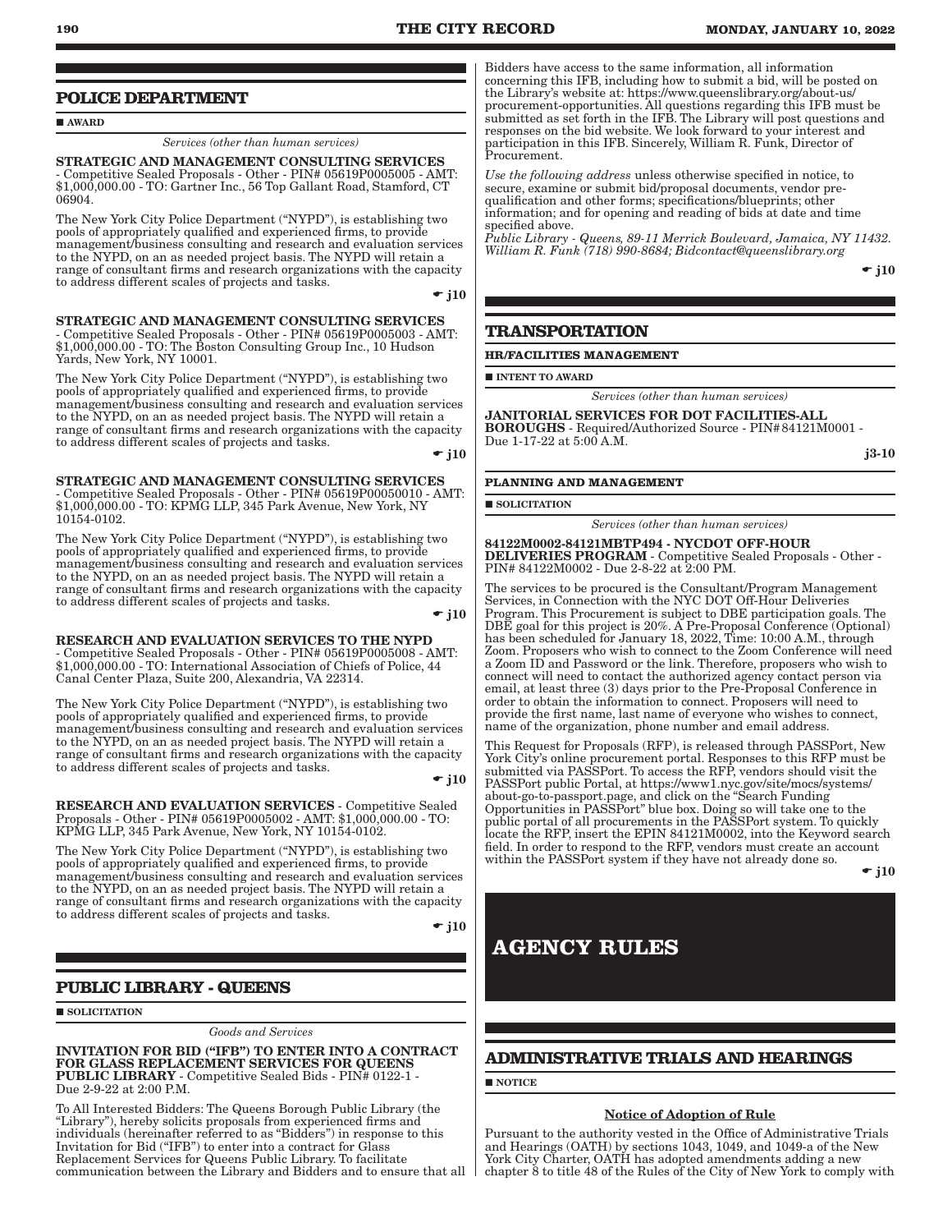## POLICE DEPARTMENT

■ AWARD

*Services (other than human services)*

**STRATEGIC AND MANAGEMENT CONSULTING SERVICES** - Competitive Sealed Proposals - Other - PIN# 05619P0005005 - AMT: $1,000,000.00 - TO: Gartner Inc., 56 Top Gallant Road, Stamford, CT 06904.

The New York City Police Department ("NYPD"), is establishing two pools of appropriately qualified and experienced firms, to provide management/business consulting and research and evaluation services to the NYPD, on an as needed project basis. The NYPD will retain a range of consultant firms and research organizations with the capacity to address different scales of projects and tasks.

☛ j10

**STRATEGIC AND MANAGEMENT CONSULTING SERVICES** - Competitive Sealed Proposals - Other - PIN# 05619P0005003 - AMT: $1,000,000.00 - TO: The Boston Consulting Group Inc., 10 Hudson Yards, New York, NY 10001.

The New York City Police Department ("NYPD"), is establishing two pools of appropriately qualified and experienced firms, to provide management/business consulting and research and evaluation services to the NYPD, on an as needed project basis. The NYPD will retain a range of consultant firms and research organizations with the capacity to address different scales of projects and tasks.

☛ j10

**STRATEGIC AND MANAGEMENT CONSULTING SERVICES** - Competitive Sealed Proposals - Other - PIN# 05619P00050010 - AMT: $1,000,000.00 - TO: KPMG LLP, 345 Park Avenue, New York, NY 10154-0102.

The New York City Police Department ("NYPD"), is establishing two pools of appropriately qualified and experienced firms, to provide management/business consulting and research and evaluation services to the NYPD, on an as needed project basis. The NYPD will retain a range of consultant firms and research organizations with the capacity to address different scales of projects and tasks.

☛ j10

**RESEARCH AND EVALUATION SERVICES TO THE NYPD** - Competitive Sealed Proposals - Other - PIN# 05619P0005008 - AMT: $1,000,000.00 - TO: International Association of Chiefs of Police, 44 Canal Center Plaza, Suite 200, Alexandria, VA 22314.

The New York City Police Department ("NYPD"), is establishing two pools of appropriately qualified and experienced firms, to provide management/business consulting and research and evaluation services to the NYPD, on an as needed project basis. The NYPD will retain a range of consultant firms and research organizations with the capacity to address different scales of projects and tasks.

☛ j10

**RESEARCH AND EVALUATION SERVICES** - Competitive Sealed Proposals - Other - PIN# 05619P0005002 - AMT: $1,000,000.00 - TO: KPMG LLP, 345 Park Avenue, New York, NY 10154-0102.

The New York City Police Department ("NYPD"), is establishing two pools of appropriately qualified and experienced firms, to provide management/business consulting and research and evaluation services to the NYPD, on an as needed project basis. The NYPD will retain a range of consultant firms and research organizations with the capacity to address different scales of projects and tasks.

☛ j10

## PUBLIC LIBRARY - QUEENS

■ SOLICITATION

*Goods and Services*

**INVITATION FOR BID ("IFB") TO ENTER INTO A CONTRACT FOR GLASS REPLACEMENT SERVICES FOR QUEENS PUBLIC LIBRARY** - Competitive Sealed Bids - PIN# 0122-1 - Due 2-9-22 at 2:00 P.M.

To All Interested Bidders: The Queens Borough Public Library (the "Library"), hereby solicits proposals from experienced firms and individuals (hereinafter referred to as "Bidders") in response to this Invitation for Bid ("IFB") to enter into a contract for Glass Replacement Services for Queens Public Library. To facilitate communication between the Library and Bidders and to ensure that all Bidders have access to the same information, all information concerning this IFB, including how to submit a bid, will be posted on the Library's website at: https://www.queenslibrary.org/about-us/procurement-opportunities. All questions regarding this IFB must be submitted as set forth in the IFB. The Library will post questions and responses on the bid website. We look forward to your interest and participation in this IFB. Sincerely, William R. Funk, Director of Procurement.

*Use the following address* unless otherwise specified in notice, to secure, examine or submit bid/proposal documents, vendor pre-qualification and other forms; specifications/blueprints; other information; and for opening and reading of bids at date and time specified above.

*Public Library - Queens, 89-11 Merrick Boulevard, Jamaica, NY 11432. William R. Funk (718) 990-8684; Bidcontact@queenslibrary.org*

☛ j10

## TRANSPORTATION

**HR/FACILITIES MANAGEMENT**

■ INTENT TO AWARD

*Services (other than human services)*

**JANITORIAL SERVICES FOR DOT FACILITIES-ALL BOROUGHS** - Required/Authorized Source - PIN# 84121M0001 - Due 1-17-22 at 5:00 A.M.

j3-10

**PLANNING AND MANAGEMENT**

■ SOLICITATION

*Services (other than human services)*

**84122M0002-84121MBTP494 - NYCDOT OFF-HOUR DELIVERIES PROGRAM** - Competitive Sealed Proposals - Other - PIN# 84122M0002 - Due 2-8-22 at 2:00 PM.

The services to be procured is the Consultant/Program Management Services, in Connection with the NYC DOT Off-Hour Deliveries Program. This Procurement is subject to DBE participation goals. The DBE goal for this project is 20%. A Pre-Proposal Conference (Optional) has been scheduled for January 18, 2022, Time: 10:00 A.M., through Zoom. Proposers who wish to connect to the Zoom Conference will need a Zoom ID and Password or the link. Therefore, proposers who wish to connect will need to contact the authorized agency contact person via email, at least three (3) days prior to the Pre-Proposal Conference in order to obtain the information to connect. Proposers will need to provide the first name, last name of everyone who wishes to connect, name of the organization, phone number and email address.

This Request for Proposals (RFP), is released through PASSPort, New York City's online procurement portal. Responses to this RFP must be submitted via PASSPort. To access the RFP, vendors should visit the PASSPort public Portal, at https://www1.nyc.gov/site/mocs/systems/about-go-to-passport.page, and click on the "Search Funding Opportunities in PASSPort" blue box. Doing so will take one to the public portal of all procurements in the PASSPort system. To quickly locate the RFP, insert the EPIN 84121M0002, into the Keyword search field. In order to respond to the RFP, vendors must create an account within the PASSPort system if they have not already done so.

☛ j10

# AGENCY RULES

## ADMINISTRATIVE TRIALS AND HEARINGS

■ NOTICE

**Notice of Adoption of Rule**

Pursuant to the authority vested in the Office of Administrative Trials and Hearings (OATH) by sections 1043, 1049, and 1049-a of the New York City Charter, OATH has adopted amendments adding a new chapter 8 to title 48 of the Rules of the City of New York to comply with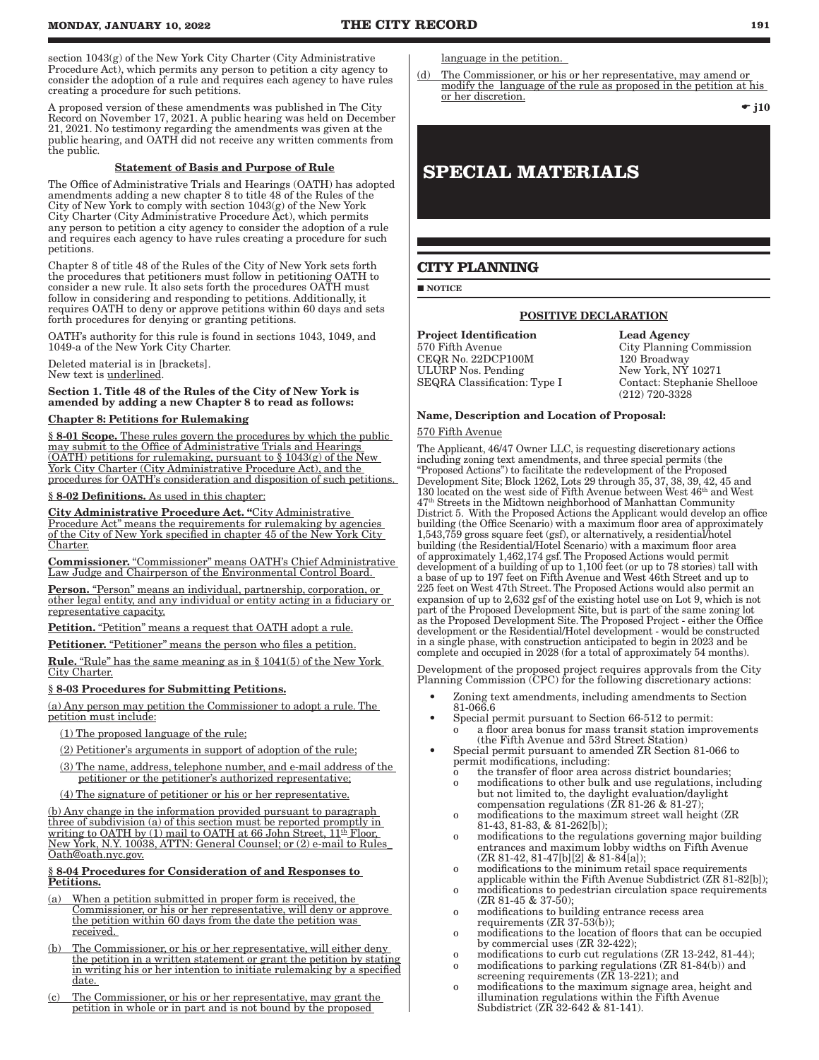section 1043(g) of the New York City Charter (City Administrative Procedure Act), which permits any person to petition a city agency to consider the adoption of a rule and requires each agency to have rules creating a procedure for such petitions.

A proposed version of these amendments was published in The City Record on November 17, 2021. A public hearing was held on December 21, 2021. No testimony regarding the amendments was given at the public hearing, and OATH did not receive any written comments from the public.

**Statement of Basis and Purpose of Rule**

The Office of Administrative Trials and Hearings (OATH) has adopted amendments adding a new chapter 8 to title 48 of the Rules of the City of New York to comply with section 1043(g) of the New York City Charter (City Administrative Procedure Act), which permits any person to petition a city agency to consider the adoption of a rule and requires each agency to have rules creating a procedure for such petitions.

Chapter 8 of title 48 of the Rules of the City of New York sets forth the procedures that petitioners must follow in petitioning OATH to consider a new rule. It also sets forth the procedures OATH must follow in considering and responding to petitions. Additionally, it requires OATH to deny or approve petitions within 60 days and sets forth procedures for denying or granting petitions.

OATH's authority for this rule is found in sections 1043, 1049, and 1049-a of the New York City Charter.

Deleted material is in [brackets].
New text is underlined.

**Section 1. Title 48 of the Rules of the City of New York is amended by adding a new Chapter 8 to read as follows:**

**Chapter 8: Petitions for Rulemaking**

**§ 8-01 Scope.** These rules govern the procedures by which the public may submit to the Office of Administrative Trials and Hearings (OATH) petitions for rulemaking, pursuant to § 1043(g) of the New York City Charter (City Administrative Procedure Act), and the procedures for OATH's consideration and disposition of such petitions.

**§ 8-02 Definitions.** As used in this chapter:

**City Administrative Procedure Act.** "City Administrative Procedure Act" means the requirements for rulemaking by agencies of the City of New York specified in chapter 45 of the New York City Charter.

**Commissioner.** "Commissioner" means OATH's Chief Administrative Law Judge and Chairperson of the Environmental Control Board.

**Person.** "Person" means an individual, partnership, corporation, or other legal entity, and any individual or entity acting in a fiduciary or representative capacity.

**Petition.** "Petition" means a request that OATH adopt a rule.

**Petitioner.** "Petitioner" means the person who files a petition.

**Rule.** "Rule" has the same meaning as in § 1041(5) of the New York City Charter.

**§ 8-03 Procedures for Submitting Petitions.**

(a) Any person may petition the Commissioner to adopt a rule. The petition must include:

(1) The proposed language of the rule;

(2) Petitioner's arguments in support of adoption of the rule;

(3) The name, address, telephone number, and e-mail address of the petitioner or the petitioner's authorized representative;

(4) The signature of petitioner or his or her representative.

(b) Any change in the information provided pursuant to paragraph three of subdivision (a) of this section must be reported promptly in writing to OATH by (1) mail to OATH at 66 John Street, 11th Floor, New York, N.Y. 10038, ATTN: General Counsel; or (2) e-mail to Rules_Oath@oath.nyc.gov.

**§ 8-04 Procedures for Consideration of and Responses to Petitions.**

(a) When a petition submitted in proper form is received, the Commissioner, or his or her representative, will deny or approve the petition within 60 days from the date the petition was received.

(b) The Commissioner, or his or her representative, will either deny the petition in a written statement or grant the petition by stating in writing his or her intention to initiate rulemaking by a specified date.

(c) The Commissioner, or his or her representative, may grant the petition in whole or in part and is not bound by the proposed language in the petition.

(d) The Commissioner, or his or her representative, may amend or modify the language of the rule as proposed in the petition at his or her discretion.

☛ j10

# SPECIAL MATERIALS

## CITY PLANNING

■ NOTICE

**POSITIVE DECLARATION**

**Project Identification**
570 Fifth Avenue
CEQR No. 22DCP100M
ULURP Nos. Pending
SEQRA Classification: Type I

**Lead Agency**
City Planning Commission
120 Broadway
New York, NY 10271
Contact: Stephanie Shellooe
(212) 720-3328

**Name, Description and Location of Proposal:**

570 Fifth Avenue

The Applicant, 46/47 Owner LLC, is requesting discretionary actions including zoning text amendments, and three special permits (the "Proposed Actions") to facilitate the redevelopment of the Proposed Development Site; Block 1262, Lots 29 through 35, 37, 38, 39, 42, 45 and 130 located on the west side of Fifth Avenue between West 46th and West 47th Streets in the Midtown neighborhood of Manhattan Community District 5. With the Proposed Actions the Applicant would develop an office building (the Office Scenario) with a maximum floor area of approximately 1,543,759 gross square feet (gsf), or alternatively, a residential/hotel building (the Residential/Hotel Scenario) with a maximum floor area of approximately 1,462,174 gsf. The Proposed Actions would permit development of a building of up to 1,100 feet (or up to 78 stories) tall with a base of up to 197 feet on Fifth Avenue and West 46th Street and up to 225 feet on West 47th Street. The Proposed Actions would also permit an expansion of up to 2,632 gsf of the existing hotel use on Lot 9, which is not part of the Proposed Development Site, but is part of the same zoning lot as the Proposed Development Site. The Proposed Project - either the Office development or the Residential/Hotel development - would be constructed in a single phase, with construction anticipated to begin in 2023 and be complete and occupied in 2028 (for a total of approximately 54 months).

Development of the proposed project requires approvals from the City Planning Commission (CPC) for the following discretionary actions:

- Zoning text amendments, including amendments to Section 81-066.6
- Special permit pursuant to Section 66-512 to permit:
  - a floor area bonus for mass transit station improvements (the Fifth Avenue and 53rd Street Station)
- Special permit pursuant to amended ZR Section 81-066 to permit modifications, including:
  - the transfer of floor area across district boundaries;
  - modifications to other bulk and use regulations, including but not limited to, the daylight evaluation/daylight compensation regulations (ZR 81-26 & 81-27);
  - modifications to the maximum street wall height (ZR 81-43, 81-83, & 81-262[b]);
  - modifications to the regulations governing major building entrances and maximum lobby widths on Fifth Avenue (ZR 81-42, 81-47[b][2] & 81-84[a]);
  - modifications to the minimum retail space requirements applicable within the Fifth Avenue Subdistrict (ZR 81-82[b]);
  - modifications to pedestrian circulation space requirements (ZR 81-45 & 37-50);
  - modifications to building entrance recess area requirements (ZR 37-53(b));
  - modifications to the location of floors that can be occupied by commercial uses (ZR 32-422);
  - modifications to curb cut regulations (ZR 13-242, 81-44);
  - modifications to parking regulations (ZR 81-84(b)) and screening requirements (ZR 13-221); and
  - modifications to the maximum signage area, height and illumination regulations within the Fifth Avenue Subdistrict (ZR 32-642 & 81-141).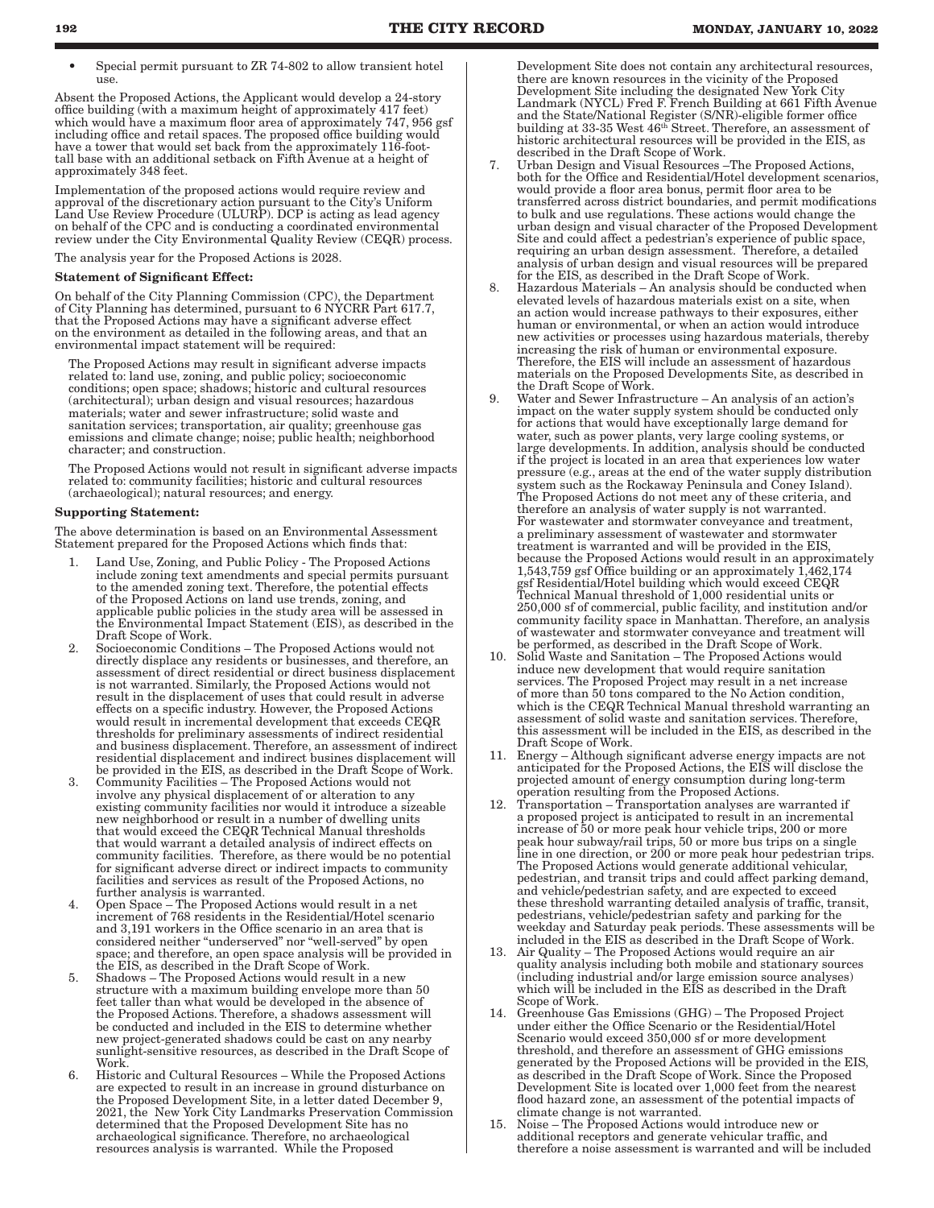- Special permit pursuant to ZR 74-802 to allow transient hotel use.

Absent the Proposed Actions, the Applicant would develop a 24-story office building (with a maximum height of approximately 417 feet) which would have a maximum floor area of approximately 747, 956 gsf including office and retail spaces. The proposed office building would have a tower that would set back from the approximately 116-foot-tall base with an additional setback on Fifth Avenue at a height of approximately 348 feet.

Implementation of the proposed actions would require review and approval of the discretionary action pursuant to the City's Uniform Land Use Review Procedure (ULURP). DCP is acting as lead agency on behalf of the CPC and is conducting a coordinated environmental review under the City Environmental Quality Review (CEQR) process.

The analysis year for the Proposed Actions is 2028.

**Statement of Significant Effect:**

On behalf of the City Planning Commission (CPC), the Department of City Planning has determined, pursuant to 6 NYCRR Part 617.7, that the Proposed Actions may have a significant adverse effect on the environment as detailed in the following areas, and that an environmental impact statement will be required:

The Proposed Actions may result in significant adverse impacts related to: land use, zoning, and public policy; socioeconomic conditions; open space; shadows; historic and cultural resources (architectural); urban design and visual resources; hazardous materials; water and sewer infrastructure; solid waste and sanitation services; transportation, air quality; greenhouse gas emissions and climate change; noise; public health; neighborhood character; and construction.

The Proposed Actions would not result in significant adverse impacts related to: community facilities; historic and cultural resources (archaeological); natural resources; and energy.

**Supporting Statement:**

The above determination is based on an Environmental Assessment Statement prepared for the Proposed Actions which finds that:

1. Land Use, Zoning, and Public Policy - The Proposed Actions include zoning text amendments and special permits pursuant to the amended zoning text. Therefore, the potential effects of the Proposed Actions on land use trends, zoning, and applicable public policies in the study area will be assessed in the Environmental Impact Statement (EIS), as described in the Draft Scope of Work.
2. Socioeconomic Conditions – The Proposed Actions would not directly displace any residents or businesses, and therefore, an assessment of direct residential or direct business displacement is not warranted. Similarly, the Proposed Actions would not result in the displacement of uses that could result in adverse effects on a specific industry. However, the Proposed Actions would result in incremental development that exceeds CEQR thresholds for preliminary assessments of indirect residential and business displacement. Therefore, an assessment of indirect residential displacement and indirect busines displacement will be provided in the EIS, as described in the Draft Scope of Work.
3. Community Facilities – The Proposed Actions would not involve any physical displacement of or alteration to any existing community facilities nor would it introduce a sizeable new neighborhood or result in a number of dwelling units that would exceed the CEQR Technical Manual thresholds that would warrant a detailed analysis of indirect effects on community facilities. Therefore, as there would be no potential for significant adverse direct or indirect impacts to community facilities and services as result of the Proposed Actions, no further analysis is warranted.
4. Open Space – The Proposed Actions would result in a net increment of 768 residents in the Residential/Hotel scenario and 3,191 workers in the Office scenario in an area that is considered neither "underserved" nor "well-served" by open space; and therefore, an open space analysis will be provided in the EIS, as described in the Draft Scope of Work.
5. Shadows – The Proposed Actions would result in a new structure with a maximum building envelope more than 50 feet taller than what would be developed in the absence of the Proposed Actions. Therefore, a shadows assessment will be conducted and included in the EIS to determine whether new project-generated shadows could be cast on any nearby sunlight-sensitive resources, as described in the Draft Scope of Work.
6. Historic and Cultural Resources – While the Proposed Actions are expected to result in an increase in ground disturbance on the Proposed Development Site, in a letter dated December 9, 2021, the New York City Landmarks Preservation Commission determined that the Proposed Development Site has no archaeological significance. Therefore, no archaeological resources analysis is warranted. While the Proposed Development Site does not contain any architectural resources, there are known resources in the vicinity of the Proposed Development Site including the designated New York City Landmark (NYCL) Fred F. French Building at 661 Fifth Avenue and the State/National Register (S/NR)-eligible former office building at 33-35 West 46th Street. Therefore, an assessment of historic architectural resources will be provided in the EIS, as described in the Draft Scope of Work.
7. Urban Design and Visual Resources –The Proposed Actions, both for the Office and Residential/Hotel development scenarios, would provide a floor area bonus, permit floor area to be transferred across district boundaries, and permit modifications to bulk and use regulations. These actions would change the urban design and visual character of the Proposed Development Site and could affect a pedestrian's experience of public space, requiring an urban design assessment. Therefore, a detailed analysis of urban design and visual resources will be prepared for the EIS, as described in the Draft Scope of Work.
8. Hazardous Materials – An analysis should be conducted when elevated levels of hazardous materials exist on a site, when an action would increase pathways to their exposures, either human or environmental, or when an action would introduce new activities or processes using hazardous materials, thereby increasing the risk of human or environmental exposure. Therefore, the EIS will include an assessment of hazardous materials on the Proposed Developments Site, as described in the Draft Scope of Work.
9. Water and Sewer Infrastructure – An analysis of an action's impact on the water supply system should be conducted only for actions that would have exceptionally large demand for water, such as power plants, very large cooling systems, or large developments. In addition, analysis should be conducted if the project is located in an area that experiences low water pressure (e.g., areas at the end of the water supply distribution system such as the Rockaway Peninsula and Coney Island). The Proposed Actions do not meet any of these criteria, and therefore an analysis of water supply is not warranted. For wastewater and stormwater conveyance and treatment, a preliminary assessment of wastewater and stormwater treatment is warranted and will be provided in the EIS, because the Proposed Actions would result in an approximately 1,543,759 gsf Office building or an approximately 1,462,174 gsf Residential/Hotel building which would exceed CEQR Technical Manual threshold of 1,000 residential units or 250,000 sf of commercial, public facility, and institution and/or community facility space in Manhattan. Therefore, an analysis of wastewater and stormwater conveyance and treatment will be performed, as described in the Draft Scope of Work.
10. Solid Waste and Sanitation – The Proposed Actions would induce new development that would require sanitation services. The Proposed Project may result in a net increase of more than 50 tons compared to the No Action condition, which is the CEQR Technical Manual threshold warranting an assessment of solid waste and sanitation services. Therefore, this assessment will be included in the EIS, as described in the Draft Scope of Work.
11. Energy – Although significant adverse energy impacts are not anticipated for the Proposed Actions, the EIS will disclose the projected amount of energy consumption during long-term operation resulting from the Proposed Actions.
12. Transportation – Transportation analyses are warranted if a proposed project is anticipated to result in an incremental increase of 50 or more peak hour vehicle trips, 200 or more peak hour subway/rail trips, 50 or more bus trips on a single line in one direction, or 200 or more peak hour pedestrian trips. The Proposed Actions would generate additional vehicular, pedestrian, and transit trips and could affect parking demand, and vehicle/pedestrian safety, and are expected to exceed these threshold warranting detailed analysis of traffic, transit, pedestrians, vehicle/pedestrian safety and parking for the weekday and Saturday peak periods. These assessments will be included in the EIS as described in the Draft Scope of Work.
13. Air Quality – The Proposed Actions would require an air quality analysis including both mobile and stationary sources (including industrial and/or large emission source analyses) which will be included in the EIS as described in the Draft Scope of Work.
14. Greenhouse Gas Emissions (GHG) – The Proposed Project under either the Office Scenario or the Residential/Hotel Scenario would exceed 350,000 sf or more development threshold, and therefore an assessment of GHG emissions generated by the Proposed Actions will be provided in the EIS, as described in the Draft Scope of Work. Since the Proposed Development Site is located over 1,000 feet from the nearest flood hazard zone, an assessment of the potential impacts of climate change is not warranted.
15. Noise – The Proposed Actions would introduce new or additional receptors and generate vehicular traffic, and therefore a noise assessment is warranted and will be included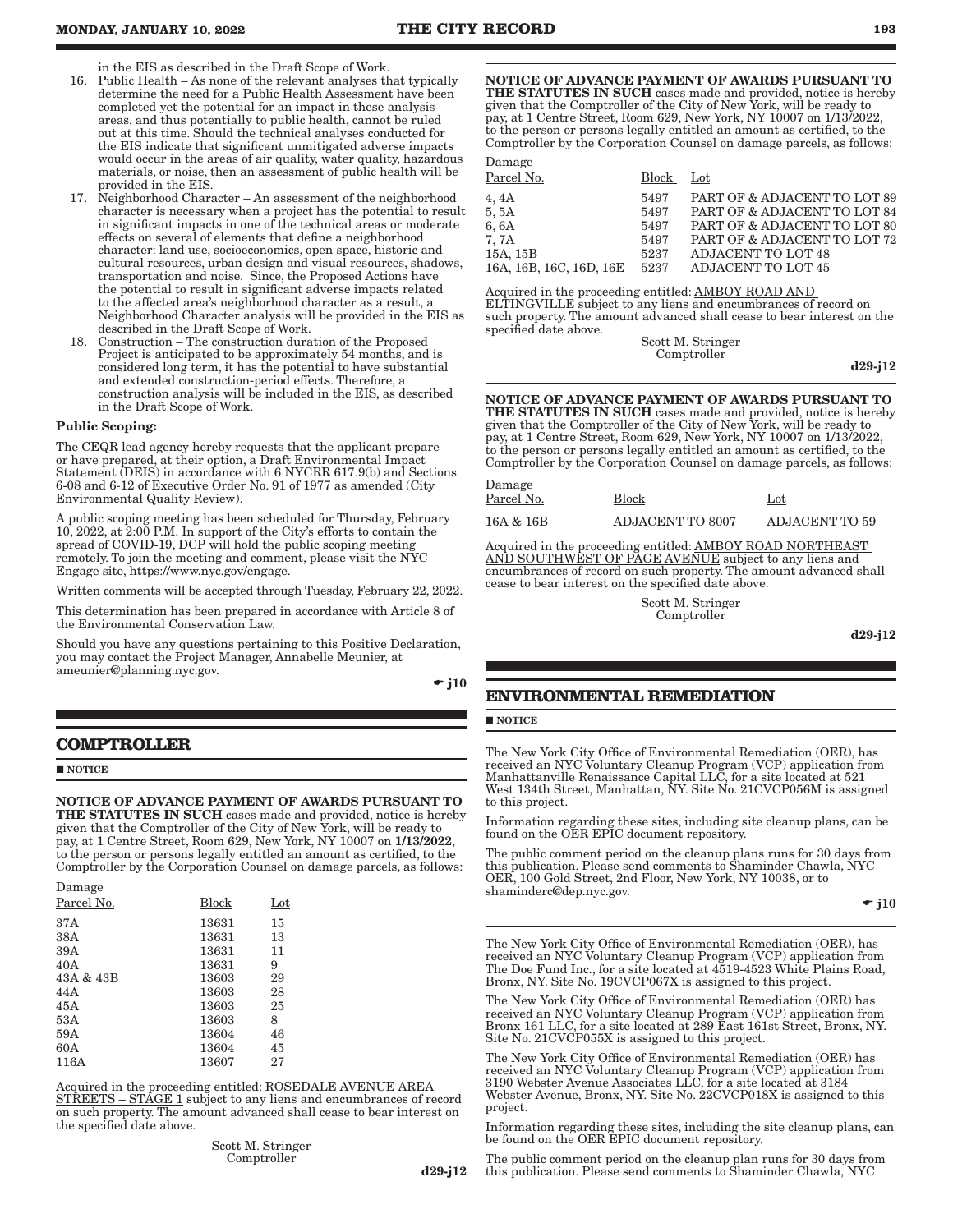in the EIS as described in the Draft Scope of Work.

16. Public Health – As none of the relevant analyses that typically determine the need for a Public Health Assessment have been completed yet the potential for an impact in these analysis areas, and thus potentially to public health, cannot be ruled out at this time. Should the technical analyses conducted for the EIS indicate that significant unmitigated adverse impacts would occur in the areas of air quality, water quality, hazardous materials, or noise, then an assessment of public health will be provided in the EIS.
17. Neighborhood Character – An assessment of the neighborhood character is necessary when a project has the potential to result in significant impacts in one of the technical areas or moderate effects on several of elements that define a neighborhood character: land use, socioeconomics, open space, historic and cultural resources, urban design and visual resources, shadows, transportation and noise. Since, the Proposed Actions have the potential to result in significant adverse impacts related to the affected area's neighborhood character as a result, a Neighborhood Character analysis will be provided in the EIS as described in the Draft Scope of Work.
18. Construction – The construction duration of the Proposed Project is anticipated to be approximately 54 months, and is considered long term, it has the potential to have substantial and extended construction-period effects. Therefore, a construction analysis will be included in the EIS, as described in the Draft Scope of Work.

**Public Scoping:**

The CEQR lead agency hereby requests that the applicant prepare or have prepared, at their option, a Draft Environmental Impact Statement (DEIS) in accordance with 6 NYCRR 617.9(b) and Sections 6-08 and 6-12 of Executive Order No. 91 of 1977 as amended (City Environmental Quality Review).

A public scoping meeting has been scheduled for Thursday, February 10, 2022, at 2:00 P.M. In support of the City's efforts to contain the spread of COVID-19, DCP will hold the public scoping meeting remotely. To join the meeting and comment, please visit the NYC Engage site, https://www.nyc.gov/engage.

Written comments will be accepted through Tuesday, February 22, 2022.

This determination has been prepared in accordance with Article 8 of the Environmental Conservation Law.

Should you have any questions pertaining to this Positive Declaration, you may contact the Project Manager, Annabelle Meunier, at ameunier@planning.nyc.gov.

☛ j10

## COMPTROLLER

■ NOTICE

**NOTICE OF ADVANCE PAYMENT OF AWARDS PURSUANT TO THE STATUTES IN SUCH** cases made and provided, notice is hereby given that the Comptroller of the City of New York, will be ready to pay, at 1 Centre Street, Room 629, New York, NY 10007 on **1/13/2022**, to the person or persons legally entitled an amount as certified, to the Comptroller by the Corporation Counsel on damage parcels, as follows:

| Damage Parcel No. | Block | Lot |
|---|---|---|
| 37A | 13631 | 15 |
| 38A | 13631 | 13 |
| 39A | 13631 | 11 |
| 40A | 13631 | 9 |
| 43A & 43B | 13603 | 29 |
| 44A | 13603 | 28 |
| 45A | 13603 | 25 |
| 53A | 13603 | 8 |
| 59A | 13604 | 46 |
| 60A | 13604 | 45 |
| 116A | 13607 | 27 |

Acquired in the proceeding entitled: ROSEDALE AVENUE AREA STREETS – STAGE 1 subject to any liens and encumbrances of record on such property. The amount advanced shall cease to bear interest on the specified date above.

Scott M. Stringer
Comptroller

d29-j12

**NOTICE OF ADVANCE PAYMENT OF AWARDS PURSUANT TO THE STATUTES IN SUCH** cases made and provided, notice is hereby given that the Comptroller of the City of New York, will be ready to pay, at 1 Centre Street, Room 629, New York, NY 10007 on 1/13/2022, to the person or persons legally entitled an amount as certified, to the Comptroller by the Corporation Counsel on damage parcels, as follows:

| Damage Parcel No. | Block | Lot |
|---|---|---|
| 4, 4A | 5497 | PART OF & ADJACENT TO LOT 89 |
| 5, 5A | 5497 | PART OF & ADJACENT TO LOT 84 |
| 6, 6A | 5497 | PART OF & ADJACENT TO LOT 80 |
| 7, 7A | 5497 | PART OF & ADJACENT TO LOT 72 |
| 15A, 15B | 5237 | ADJACENT TO LOT 48 |
| 16A, 16B, 16C, 16D, 16E | 5237 | ADJACENT TO LOT 45 |

Acquired in the proceeding entitled: AMBOY ROAD AND ELTINGVILLE subject to any liens and encumbrances of record on such property. The amount advanced shall cease to bear interest on the specified date above.

Scott M. Stringer
Comptroller

d29-j12

**NOTICE OF ADVANCE PAYMENT OF AWARDS PURSUANT TO THE STATUTES IN SUCH** cases made and provided, notice is hereby given that the Comptroller of the City of New York, will be ready to pay, at 1 Centre Street, Room 629, New York, NY 10007 on 1/13/2022, to the person or persons legally entitled an amount as certified, to the Comptroller by the Corporation Counsel on damage parcels, as follows:

| Damage Parcel No. | Block | Lot |
|---|---|---|
| 16A & 16B | ADJACENT TO 8007 | ADJACENT TO 59 |

Acquired in the proceeding entitled: AMBOY ROAD NORTHEAST AND SOUTHWEST OF PAGE AVENUE subject to any liens and encumbrances of record on such property. The amount advanced shall cease to bear interest on the specified date above.

Scott M. Stringer
Comptroller

d29-j12

## ENVIRONMENTAL REMEDIATION

■ NOTICE

The New York City Office of Environmental Remediation (OER), has received an NYC Voluntary Cleanup Program (VCP) application from Manhattanville Renaissance Capital LLC, for a site located at 521 West 134th Street, Manhattan, NY. Site No. 21CVCP056M is assigned to this project.

Information regarding these sites, including site cleanup plans, can be found on the OER EPIC document repository.

The public comment period on the cleanup plans runs for 30 days from this publication. Please send comments to Shaminder Chawla, NYC OER, 100 Gold Street, 2nd Floor, New York, NY 10038, or to shaminderc@dep.nyc.gov.

☛ j10

The New York City Office of Environmental Remediation (OER), has received an NYC Voluntary Cleanup Program (VCP) application from The Doe Fund Inc., for a site located at 4519-4523 White Plains Road, Bronx, NY. Site No. 19CVCP067X is assigned to this project.

The New York City Office of Environmental Remediation (OER) has received an NYC Voluntary Cleanup Program (VCP) application from Bronx 161 LLC, for a site located at 289 East 161st Street, Bronx, NY. Site No. 21CVCP055X is assigned to this project.

The New York City Office of Environmental Remediation (OER) has received an NYC Voluntary Cleanup Program (VCP) application from 3190 Webster Avenue Associates LLC, for a site located at 3184 Webster Avenue, Bronx, NY. Site No. 22CVCP018X is assigned to this project.

Information regarding these sites, including the site cleanup plans, can be found on the OER EPIC document repository.

The public comment period on the cleanup plan runs for 30 days from this publication. Please send comments to Shaminder Chawla, NYC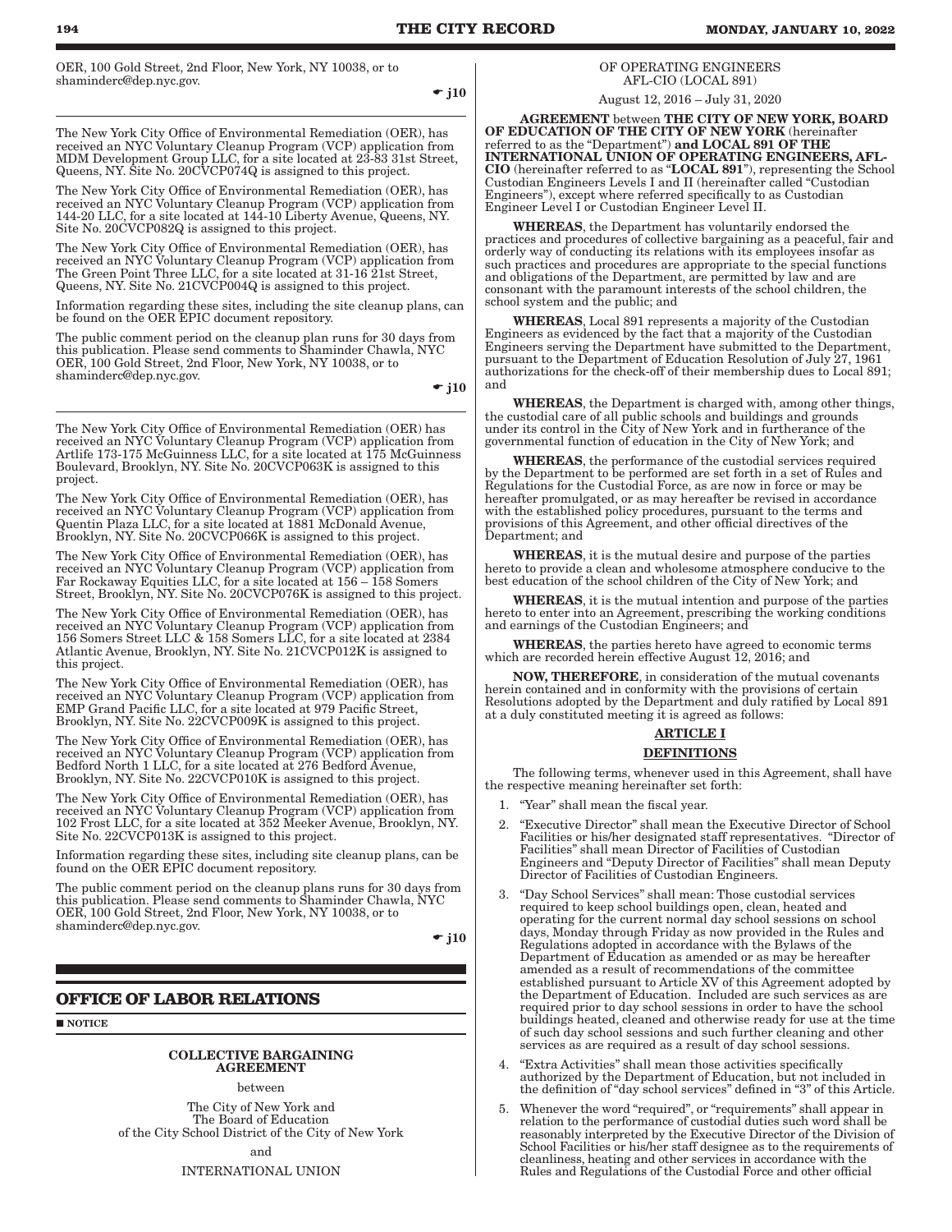OER, 100 Gold Street, 2nd Floor, New York, NY 10038, or to shaminderc@dep.nyc.gov.

☛ j10

The New York City Office of Environmental Remediation (OER), has received an NYC Voluntary Cleanup Program (VCP) application from MDM Development Group LLC, for a site located at 23-83 31st Street, Queens, NY. Site No. 20CVCP074Q is assigned to this project.

The New York City Office of Environmental Remediation (OER), has received an NYC Voluntary Cleanup Program (VCP) application from 144-20 LLC, for a site located at 144-10 Liberty Avenue, Queens, NY. Site No. 20CVCP082Q is assigned to this project.

The New York City Office of Environmental Remediation (OER), has received an NYC Voluntary Cleanup Program (VCP) application from The Green Point Three LLC, for a site located at 31-16 21st Street, Queens, NY. Site No. 21CVCP004Q is assigned to this project.

Information regarding these sites, including the site cleanup plans, can be found on the OER EPIC document repository.

The public comment period on the cleanup plan runs for 30 days from this publication. Please send comments to Shaminder Chawla, NYC OER, 100 Gold Street, 2nd Floor, New York, NY 10038, or to shaminderc@dep.nyc.gov.

☛ j10

The New York City Office of Environmental Remediation (OER) has received an NYC Voluntary Cleanup Program (VCP) application from Artlife 173-175 McGuinness LLC, for a site located at 175 McGuinness Boulevard, Brooklyn, NY. Site No. 20CVCP063K is assigned to this project.

The New York City Office of Environmental Remediation (OER), has received an NYC Voluntary Cleanup Program (VCP) application from Quentin Plaza LLC, for a site located at 1881 McDonald Avenue, Brooklyn, NY. Site No. 20CVCP066K is assigned to this project.

The New York City Office of Environmental Remediation (OER), has received an NYC Voluntary Cleanup Program (VCP) application from Far Rockaway Equities LLC, for a site located at 156 – 158 Somers Street, Brooklyn, NY. Site No. 20CVCP076K is assigned to this project.

The New York City Office of Environmental Remediation (OER), has received an NYC Voluntary Cleanup Program (VCP) application from 156 Somers Street LLC & 158 Somers LLC, for a site located at 2384 Atlantic Avenue, Brooklyn, NY. Site No. 21CVCP012K is assigned to this project.

The New York City Office of Environmental Remediation (OER), has received an NYC Voluntary Cleanup Program (VCP) application from EMP Grand Pacific LLC, for a site located at 979 Pacific Street, Brooklyn, NY. Site No. 22CVCP009K is assigned to this project.

The New York City Office of Environmental Remediation (OER), has received an NYC Voluntary Cleanup Program (VCP) application from Bedford North 1 LLC, for a site located at 276 Bedford Avenue, Brooklyn, NY. Site No. 22CVCP010K is assigned to this project.

The New York City Office of Environmental Remediation (OER), has received an NYC Voluntary Cleanup Program (VCP) application from 102 Frost LLC, for a site located at 352 Meeker Avenue, Brooklyn, NY. Site No. 22CVCP013K is assigned to this project.

Information regarding these sites, including site cleanup plans, can be found on the OER EPIC document repository.

The public comment period on the cleanup plans runs for 30 days from this publication. Please send comments to Shaminder Chawla, NYC OER, 100 Gold Street, 2nd Floor, New York, NY 10038, or to shaminderc@dep.nyc.gov.

☛ j10

## OFFICE OF LABOR RELATIONS

■ NOTICE

**COLLECTIVE BARGAINING AGREEMENT**

between

The City of New York and
The Board of Education
of the City School District of the City of New York

and

INTERNATIONAL UNION
OF OPERATING ENGINEERS
AFL-CIO (LOCAL 891)

August 12, 2016 – July 31, 2020

**AGREEMENT** between **THE CITY OF NEW YORK, BOARD OF EDUCATION OF THE CITY OF NEW YORK** (hereinafter referred to as the "Department") **and LOCAL 891 OF THE INTERNATIONAL UNION OF OPERATING ENGINEERS, AFL-CIO** (hereinafter referred to as "**LOCAL 891**"), representing the School Custodian Engineers Levels I and II (hereinafter called "Custodian Engineers"), except where referred specifically to as Custodian Engineer Level I or Custodian Engineer Level II.

**WHEREAS**, the Department has voluntarily endorsed the practices and procedures of collective bargaining as a peaceful, fair and orderly way of conducting its relations with its employees insofar as such practices and procedures are appropriate to the special functions and obligations of the Department, are permitted by law and are consonant with the paramount interests of the school children, the school system and the public; and

**WHEREAS**, Local 891 represents a majority of the Custodian Engineers as evidenced by the fact that a majority of the Custodian Engineers serving the Department have submitted to the Department, pursuant to the Department of Education Resolution of July 27, 1961 authorizations for the check-off of their membership dues to Local 891; and

**WHEREAS**, the Department is charged with, among other things, the custodial care of all public schools and buildings and grounds under its control in the City of New York and in furtherance of the governmental function of education in the City of New York; and

**WHEREAS**, the performance of the custodial services required by the Department to be performed are set forth in a set of Rules and Regulations for the Custodial Force, as are now in force or may be hereafter promulgated, or as may hereafter be revised in accordance with the established policy procedures, pursuant to the terms and provisions of this Agreement, and other official directives of the Department; and

**WHEREAS**, it is the mutual desire and purpose of the parties hereto to provide a clean and wholesome atmosphere conducive to the best education of the school children of the City of New York; and

**WHEREAS**, it is the mutual intention and purpose of the parties hereto to enter into an Agreement, prescribing the working conditions and earnings of the Custodian Engineers; and

**WHEREAS**, the parties hereto have agreed to economic terms which are recorded herein effective August 12, 2016; and

**NOW, THEREFORE**, in consideration of the mutual covenants herein contained and in conformity with the provisions of certain Resolutions adopted by the Department and duly ratified by Local 891 at a duly constituted meeting it is agreed as follows:

### ARTICLE I

### DEFINITIONS

The following terms, whenever used in this Agreement, shall have the respective meaning hereinafter set forth:

1. "Year" shall mean the fiscal year.
2. "Executive Director" shall mean the Executive Director of School Facilities or his/her designated staff representatives. "Director of Facilities" shall mean Director of Facilities of Custodian Engineers and "Deputy Director of Facilities" shall mean Deputy Director of Facilities of Custodian Engineers.
3. "Day School Services" shall mean: Those custodial services required to keep school buildings open, clean, heated and operating for the current normal day school sessions on school days, Monday through Friday as now provided in the Rules and Regulations adopted in accordance with the Bylaws of the Department of Education as amended or as may be hereafter amended as a result of recommendations of the committee established pursuant to Article XV of this Agreement adopted by the Department of Education. Included are such services as are required prior to day school sessions in order to have the school buildings heated, cleaned and otherwise ready for use at the time of such day school sessions and such further cleaning and other services as are required as a result of day school sessions.
4. "Extra Activities" shall mean those activities specifically authorized by the Department of Education, but not included in the definition of "day school services" defined in "3" of this Article.
5. Whenever the word "required", or "requirements" shall appear in relation to the performance of custodial duties such word shall be reasonably interpreted by the Executive Director of the Division of School Facilities or his/her staff designee as to the requirements of cleanliness, heating and other services in accordance with the Rules and Regulations of the Custodial Force and other official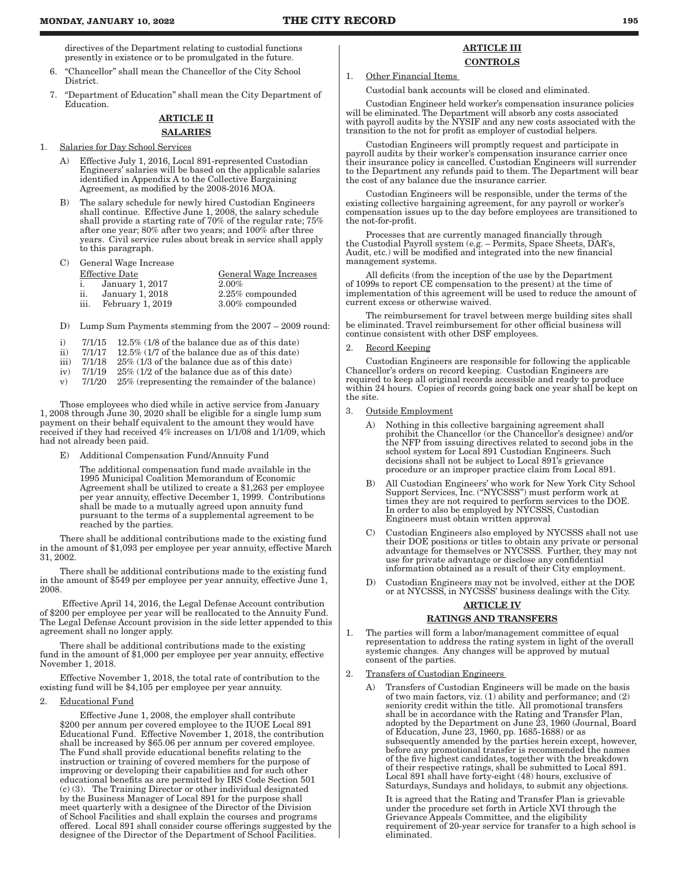directives of the Department relating to custodial functions presently in existence or to be promulgated in the future.

6. "Chancellor" shall mean the Chancellor of the City School District.
7. "Department of Education" shall mean the City Department of Education.

## ARTICLE II

## SALARIES

1. Salaries for Day School Services

   A) Effective July 1, 2016, Local 891-represented Custodian Engineers' salaries will be based on the applicable salaries identified in Appendix A to the Collective Bargaining Agreement, as modified by the 2008-2016 MOA.

   B) The salary schedule for newly hired Custodian Engineers shall continue. Effective June 1, 2008, the salary schedule shall provide a starting rate of 70% of the regular rate; 75% after one year; 80% after two years; and 100% after three years. Civil service rules about break in service shall apply to this paragraph.

   C) General Wage Increase

| | Effective Date | General Wage Increases |
|---|---|---|
| i. | January 1, 2017 | 2.00% |
| ii. | January 1, 2018 | 2.25% compounded |
| iii. | February 1, 2019 | 3.00% compounded |

   D) Lump Sum Payments stemming from the 2007 – 2009 round:

   i) 7/1/15 12.5% (1/8 of the balance due as of this date)
   ii) 7/1/17 12.5% (1/7 of the balance due as of this date)
   iii) 7/1/18 25% (1/3 of the balance due as of this date)
   iv) 7/1/19 25% (1/2 of the balance due as of this date)
   v) 7/1/20 25% (representing the remainder of the balance)

Those employees who died while in active service from January 1, 2008 through June 30, 2020 shall be eligible for a single lump sum payment on their behalf equivalent to the amount they would have received if they had received 4% increases on 1/1/08 and 1/1/09, which had not already been paid.

   E) Additional Compensation Fund/Annuity Fund

   The additional compensation fund made available in the 1995 Municipal Coalition Memorandum of Economic Agreement shall be utilized to create a $1,263 per employee per year annuity, effective December 1, 1999. Contributions shall be made to a mutually agreed upon annuity fund pursuant to the terms of a supplemental agreement to be reached by the parties.

There shall be additional contributions made to the existing fund in the amount of $1,093 per employee per year annuity, effective March 31, 2002.

There shall be additional contributions made to the existing fund in the amount of $549 per employee per year annuity, effective June 1, 2008.

Effective April 14, 2016, the Legal Defense Account contribution of $200 per employee per year will be reallocated to the Annuity Fund. The Legal Defense Account provision in the side letter appended to this agreement shall no longer apply.

There shall be additional contributions made to the existing fund in the amount of $1,000 per employee per year annuity, effective November 1, 2018.

Effective November 1, 2018, the total rate of contribution to the existing fund will be $4,105 per employee per year annuity.

2. Educational Fund

   Effective June 1, 2008, the employer shall contribute $200 per annum per covered employee to the IUOE Local 891 Educational Fund. Effective November 1, 2018, the contribution shall be increased by $65.06 per annum per covered employee. The Fund shall provide educational benefits relating to the instruction or training of covered members for the purpose of improving or developing their capabilities and for such other educational benefits as are permitted by IRS Code Section 501 (c) (3). The Training Director or other individual designated by the Business Manager of Local 891 for the purpose shall meet quarterly with a designee of the Director of the Division of School Facilities and shall explain the courses and programs offered. Local 891 shall consider course offerings suggested by the designee of the Director of the Department of School Facilities.

## ARTICLE III

## CONTROLS

1. Other Financial Items

   Custodial bank accounts will be closed and eliminated.

   Custodian Engineer held worker's compensation insurance policies will be eliminated. The Department will absorb any costs associated with payroll audits by the NYSIF and any new costs associated with the transition to the not for profit as employer of custodial helpers.

   Custodian Engineers will promptly request and participate in payroll audits by their worker's compensation insurance carrier once their insurance policy is cancelled. Custodian Engineers will surrender to the Department any refunds paid to them. The Department will bear the cost of any balance due the insurance carrier.

   Custodian Engineers will be responsible, under the terms of the existing collective bargaining agreement, for any payroll or worker's compensation issues up to the day before employees are transitioned to the not-for-profit.

   Processes that are currently managed financially through the Custodial Payroll system (e.g. – Permits, Space Sheets, DAR's, Audit, etc.) will be modified and integrated into the new financial management systems.

   All deficits (from the inception of the use by the Department of 1099s to report CE compensation to the present) at the time of implementation of this agreement will be used to reduce the amount of current excess or otherwise waived.

   The reimbursement for travel between merge building sites shall be eliminated. Travel reimbursement for other official business will continue consistent with other DSF employees.

2. Record Keeping

   Custodian Engineers are responsible for following the applicable Chancellor's orders on record keeping. Custodian Engineers are required to keep all original records accessible and ready to produce within 24 hours. Copies of records going back one year shall be kept on the site.

3. Outside Employment

   A) Nothing in this collective bargaining agreement shall prohibit the Chancellor (or the Chancellor's designee) and/or the NFP from issuing directives related to second jobs in the school system for Local 891 Custodian Engineers. Such decisions shall not be subject to Local 891's grievance procedure or an improper practice claim from Local 891.

   B) All Custodian Engineers' who work for New York City School Support Services, Inc. ("NYCSSS") must perform work at times they are not required to perform services to the DOE. In order to also be employed by NYCSSS, Custodian Engineers must obtain written approval

   C) Custodian Engineers also employed by NYCSSS shall not use their DOE positions or titles to obtain any private or personal advantage for themselves or NYCSSS. Further, they may not use for private advantage or disclose any confidential information obtained as a result of their City employment.

   D) Custodian Engineers may not be involved, either at the DOE or at NYCSSS, in NYCSSS' business dealings with the City.

## ARTICLE IV

## RATINGS AND TRANSFERS

1. The parties will form a labor/management committee of equal representation to address the rating system in light of the overall systemic changes. Any changes will be approved by mutual consent of the parties.

2. Transfers of Custodian Engineers

   A) Transfers of Custodian Engineers will be made on the basis of two main factors, viz. (1) ability and performance; and (2) seniority credit within the title. All promotional transfers shall be in accordance with the Rating and Transfer Plan, adopted by the Department on June 23, 1960 (Journal, Board of Education, June 23, 1960, pp. 1685-1688) or as subsequently amended by the parties herein except, however, before any promotional transfer is recommended the names of the five highest candidates, together with the breakdown of their respective ratings, shall be submitted to Local 891. Local 891 shall have forty-eight (48) hours, exclusive of Saturdays, Sundays and holidays, to submit any objections.

   It is agreed that the Rating and Transfer Plan is grievable under the procedure set forth in Article XVI through the Grievance Appeals Committee, and the eligibility requirement of 20-year service for transfer to a high school is eliminated.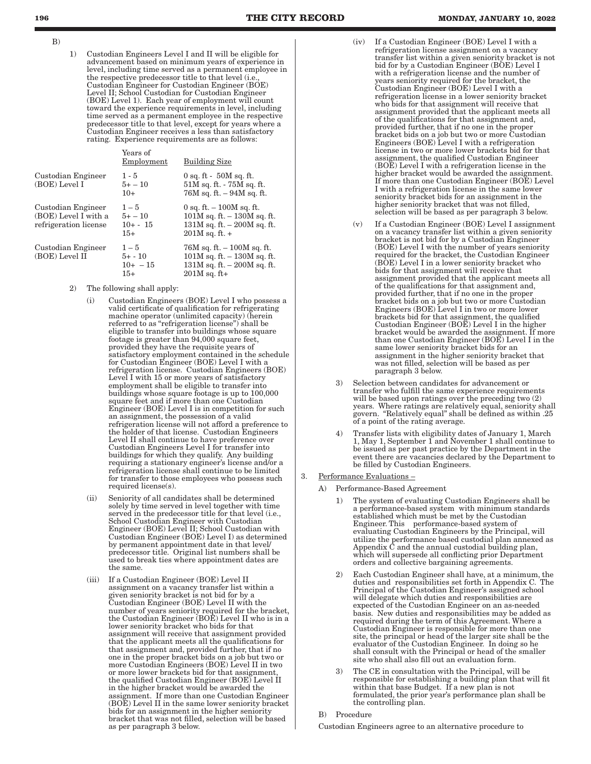B)

1) Custodian Engineers Level I and II will be eligible for advancement based on minimum years of experience in level, including time served as a permanent employee in the respective predecessor title to that level (i.e., Custodian Engineer for Custodian Engineer (BOE) Level II; School Custodian for Custodian Engineer (BOE) Level 1). Each year of employment will count toward the experience requirements in level, including time served as a permanent employee in the respective predecessor title to that level, except for years where a Custodian Engineer receives a less than satisfactory rating. Experience requirements are as follows:

| | Years of Employment | Building Size |
|---|---|---|
| Custodian Engineer (BOE) Level I | 1 - 5 | 0 sq. ft - 50M sq. ft. |
| | 5+ – 10 | 51M sq. ft. - 75M sq. ft. |
| | 10+ | 76M sq. ft. – 94M sq. ft. |
| Custodian Engineer (BOE) Level I with a refrigeration license | 1 – 5 | 0 sq. ft. – 100M sq. ft. |
| | 5+ – 10 | 101M sq. ft. – 130M sq. ft. |
| | 10+ - 15 | 131M sq. ft. – 200M sq. ft. |
| | 15+ | 201M sq. ft. + |
| Custodian Engineer (BOE) Level II | 1 – 5 | 76M sq. ft. – 100M sq. ft. |
| | 5+ - 10 | 101M sq. ft. – 130M sq. ft. |
| | 10+ – 15 | 131M sq. ft. – 200M sq. ft. |
| | 15+ | 201M sq. ft+ |

2) The following shall apply:

(i) Custodian Engineers (BOE) Level I who possess a valid certificate of qualification for refrigerating machine operator (unlimited capacity) (herein referred to as "refrigeration license") shall be eligible to transfer into buildings whose square footage is greater than 94,000 square feet, provided they have the requisite years of satisfactory employment contained in the schedule for Custodian Engineer (BOE) Level I with a refrigeration license. Custodian Engineers (BOE) Level I with 15 or more years of satisfactory employment shall be eligible to transfer into buildings whose square footage is up to 100,000 square feet and if more than one Custodian Engineer (BOE) Level I is in competition for such an assignment, the possession of a valid refrigeration license will not afford a preference to the holder of that license. Custodian Engineers Level II shall continue to have preference over Custodian Engineers Level I for transfer into buildings for which they qualify. Any building requiring a stationary engineer's license and/or a refrigeration license shall continue to be limited for transfer to those employees who possess such required license(s).

(ii) Seniority of all candidates shall be determined solely by time served in level together with time served in the predecessor title for that level (i.e., School Custodian Engineer with Custodian Engineer (BOE) Level II; School Custodian with Custodian Engineer (BOE) Level I) as determined by permanent appointment date in that level/predecessor title. Original list numbers shall be used to break ties where appointment dates are the same.

(iii) If a Custodian Engineer (BOE) Level II assignment on a vacancy transfer list within a given seniority bracket is not bid for by a Custodian Engineer (BOE) Level II with the number of years seniority required for the bracket, the Custodian Engineer (BOE) Level II who is in a lower seniority bracket who bids for that assignment will receive that assignment provided that the applicant meets all the qualifications for that assignment and, provided further, that if no one in the proper bracket bids on a job but two or more Custodian Engineers (BOE) Level II in two or more lower brackets bid for that assignment, the qualified Custodian Engineer (BOE) Level II in the higher bracket would be awarded the assignment. If more than one Custodian Engineer (BOE) Level II in the same lower seniority bracket bids for an assignment in the higher seniority bracket that was not filled, selection will be based as per paragraph 3 below.

(iv) If a Custodian Engineer (BOE) Level I with a refrigeration license assignment on a vacancy transfer list within a given seniority bracket is not bid for by a Custodian Engineer (BOE) Level I with a refrigeration license and the number of years seniority required for the bracket, the Custodian Engineer (BOE) Level I with a refrigeration license in a lower seniority bracket who bids for that assignment will receive that assignment provided that the applicant meets all of the qualifications for that assignment and, provided further, that if no one in the proper bracket bids on a job but two or more Custodian Engineers (BOE) Level I with a refrigeration license in two or more lower brackets bid for that assignment, the qualified Custodian Engineer (BOE) Level I with a refrigeration license in the higher bracket would be awarded the assignment. If more than one Custodian Engineer (BOE) Level I with a refrigeration license in the same lower seniority bracket bids for an assignment in the higher seniority bracket that was not filled, selection will be based as per paragraph 3 below.

(v) If a Custodian Engineer (BOE) Level I assignment on a vacancy transfer list within a given seniority bracket is not bid for by a Custodian Engineer (BOE) Level I with the number of years seniority required for the bracket, the Custodian Engineer (BOE) Level I in a lower seniority bracket who bids for that assignment will receive that assignment provided that the applicant meets all of the qualifications for that assignment and, provided further, that if no one in the proper bracket bids on a job but two or more Custodian Engineers (BOE) Level I in two or more lower brackets bid for that assignment, the qualified Custodian Engineer (BOE) Level I in the higher bracket would be awarded the assignment. If more than one Custodian Engineer (BOE) Level I in the same lower seniority bracket bids for an assignment in the higher seniority bracket that was not filled, selection will be based as per paragraph 3 below.

3) Selection between candidates for advancement or transfer who fulfill the same experience requirements will be based upon ratings over the preceding two (2) years. Where ratings are relatively equal, seniority shall govern. "Relatively equal" shall be defined as within .25 of a point of the rating average.

4) Transfer lists with eligibility dates of January 1, March 1, May 1, September 1 and November 1 shall continue to be issued as per past practice by the Department in the event there are vacancies declared by the Department to be filled by Custodian Engineers.

3. Performance Evaluations –

A) Performance-Based Agreement

1) The system of evaluating Custodian Engineers shall be a performance-based system with minimum standards established which must be met by the Custodian Engineer. This performance-based system of evaluating Custodian Engineers by the Principal, will utilize the performance based custodial plan annexed as Appendix C and the annual custodial building plan, which will supersede all conflicting prior Department orders and collective bargaining agreements.

2) Each Custodian Engineer shall have, at a minimum, the duties and responsibilities set forth in Appendix C. The Principal of the Custodian Engineer's assigned school will delegate which duties and responsibilities are expected of the Custodian Engineer on an as-needed basis. New duties and responsibilities may be added as required during the term of this Agreement. Where a Custodian Engineer is responsible for more than one site, the principal or head of the larger site shall be the evaluator of the Custodian Engineer. In doing so he shall consult with the Principal or head of the smaller site who shall also fill out an evaluation form.

3) The CE in consultation with the Principal, will be responsible for establishing a building plan that will fit within that base Budget. If a new plan is not formulated, the prior year's performance plan shall be the controlling plan.

B) Procedure

Custodian Engineers agree to an alternative procedure to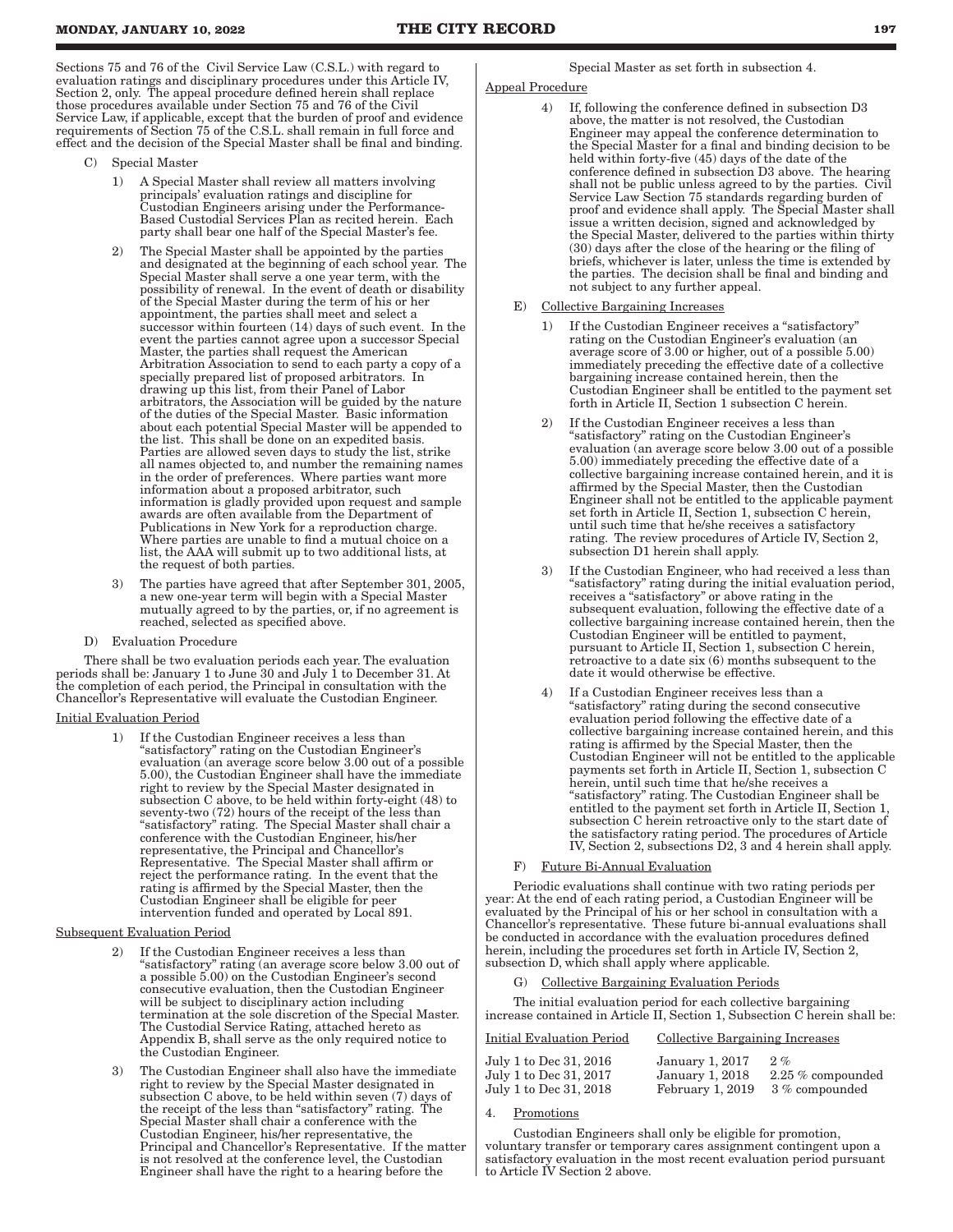Sections 75 and 76 of the Civil Service Law (C.S.L.) with regard to evaluation ratings and disciplinary procedures under this Article IV, Section 2, only. The appeal procedure defined herein shall replace those procedures available under Section 75 and 76 of the Civil Service Law, if applicable, except that the burden of proof and evidence requirements of Section 75 of the C.S.L. shall remain in full force and effect and the decision of the Special Master shall be final and binding.

C) Special Master

1) A Special Master shall review all matters involving principals' evaluation ratings and discipline for Custodian Engineers arising under the Performance-Based Custodial Services Plan as recited herein. Each party shall bear one half of the Special Master's fee.

2) The Special Master shall be appointed by the parties and designated at the beginning of each school year. The Special Master shall serve a one year term, with the possibility of renewal. In the event of death or disability of the Special Master during the term of his or her appointment, the parties shall meet and select a successor within fourteen (14) days of such event. In the event the parties cannot agree upon a successor Special Master, the parties shall request the American Arbitration Association to send to each party a copy of a specially prepared list of proposed arbitrators. In drawing up this list, from their Panel of Labor arbitrators, the Association will be guided by the nature of the duties of the Special Master. Basic information about each potential Special Master will be appended to the list. This shall be done on an expedited basis. Parties are allowed seven days to study the list, strike all names objected to, and number the remaining names in the order of preferences. Where parties want more information about a proposed arbitrator, such information is gladly provided upon request and sample awards are often available from the Department of Publications in New York for a reproduction charge. Where parties are unable to find a mutual choice on a list, the AAA will submit up to two additional lists, at the request of both parties.

3) The parties have agreed that after September 301, 2005, a new one-year term will begin with a Special Master mutually agreed to by the parties, or, if no agreement is reached, selected as specified above.

D) Evaluation Procedure

There shall be two evaluation periods each year. The evaluation periods shall be: January 1 to June 30 and July 1 to December 31. At the completion of each period, the Principal in consultation with the Chancellor's Representative will evaluate the Custodian Engineer.

Initial Evaluation Period

1) If the Custodian Engineer receives a less than "satisfactory" rating on the Custodian Engineer's evaluation (an average score below 3.00 out of a possible 5.00), the Custodian Engineer shall have the immediate right to review by the Special Master designated in subsection C above, to be held within forty-eight (48) to seventy-two (72) hours of the receipt of the less than "satisfactory" rating. The Special Master shall chair a conference with the Custodian Engineer, his/her representative, the Principal and Chancellor's Representative. The Special Master shall affirm or reject the performance rating. In the event that the rating is affirmed by the Special Master, then the Custodian Engineer shall be eligible for peer intervention funded and operated by Local 891.

Subsequent Evaluation Period

2) If the Custodian Engineer receives a less than "satisfactory" rating (an average score below 3.00 out of a possible 5.00) on the Custodian Engineer's second consecutive evaluation, then the Custodian Engineer will be subject to disciplinary action including termination at the sole discretion of the Special Master. The Custodial Service Rating, attached hereto as Appendix B, shall serve as the only required notice to the Custodian Engineer.

3) The Custodian Engineer shall also have the immediate right to review by the Special Master designated in subsection C above, to be held within seven (7) days of the receipt of the less than "satisfactory" rating. The Special Master shall chair a conference with the Custodian Engineer, his/her representative, the Principal and Chancellor's Representative. If the matter is not resolved at the conference level, the Custodian Engineer shall have the right to a hearing before the Special Master as set forth in subsection 4.

Appeal Procedure

4) If, following the conference defined in subsection D3 above, the matter is not resolved, the Custodian Engineer may appeal the conference determination to the Special Master for a final and binding decision to be held within forty-five (45) days of the date of the conference defined in subsection D3 above. The hearing shall not be public unless agreed to by the parties. Civil Service Law Section 75 standards regarding burden of proof and evidence shall apply. The Special Master shall issue a written decision, signed and acknowledged by the Special Master, delivered to the parties within thirty (30) days after the close of the hearing or the filing of briefs, whichever is later, unless the time is extended by the parties. The decision shall be final and binding and not subject to any further appeal.

E) Collective Bargaining Increases

1) If the Custodian Engineer receives a "satisfactory" rating on the Custodian Engineer's evaluation (an average score of 3.00 or higher, out of a possible 5.00) immediately preceding the effective date of a collective bargaining increase contained herein, then the Custodian Engineer shall be entitled to the payment set forth in Article II, Section 1 subsection C herein.

2) If the Custodian Engineer receives a less than "satisfactory" rating on the Custodian Engineer's evaluation (an average score below 3.00 out of a possible 5.00) immediately preceding the effective date of a collective bargaining increase contained herein, and it is affirmed by the Special Master, then the Custodian Engineer shall not be entitled to the applicable payment set forth in Article II, Section 1, subsection C herein, until such time that he/she receives a satisfactory rating. The review procedures of Article IV, Section 2, subsection D1 herein shall apply.

3) If the Custodian Engineer, who had received a less than "satisfactory" rating during the initial evaluation period, receives a "satisfactory" or above rating in the subsequent evaluation, following the effective date of a collective bargaining increase contained herein, then the Custodian Engineer will be entitled to payment, pursuant to Article II, Section 1, subsection C herein, retroactive to a date six (6) months subsequent to the date it would otherwise be effective.

4) If a Custodian Engineer receives less than a "satisfactory" rating during the second consecutive evaluation period following the effective date of a collective bargaining increase contained herein, and this rating is affirmed by the Special Master, then the Custodian Engineer will not be entitled to the applicable payments set forth in Article II, Section 1, subsection C herein, until such time that he/she receives a "satisfactory" rating. The Custodian Engineer shall be entitled to the payment set forth in Article II, Section 1, subsection C herein retroactive only to the start date of the satisfactory rating period. The procedures of Article IV, Section 2, subsections D2, 3 and 4 herein shall apply.

F) Future Bi-Annual Evaluation

Periodic evaluations shall continue with two rating periods per year: At the end of each rating period, a Custodian Engineer will be evaluated by the Principal of his or her school in consultation with a Chancellor's representative. These future bi-annual evaluations shall be conducted in accordance with the evaluation procedures defined herein, including the procedures set forth in Article IV, Section 2, subsection D, which shall apply where applicable.

G) Collective Bargaining Evaluation Periods

The initial evaluation period for each collective bargaining increase contained in Article II, Section 1, Subsection C herein shall be:

| Initial Evaluation Period | Collective Bargaining Increases | |
|---|---|---|
| July 1 to Dec 31, 2016 | January 1, 2017 | 2 % |
| July 1 to Dec 31, 2017 | January 1, 2018 | 2.25 % compounded |
| July 1 to Dec 31, 2018 | February 1, 2019 | 3 % compounded |

4. Promotions

Custodian Engineers shall only be eligible for promotion, voluntary transfer or temporary cares assignment contingent upon a satisfactory evaluation in the most recent evaluation period pursuant to Article IV Section 2 above.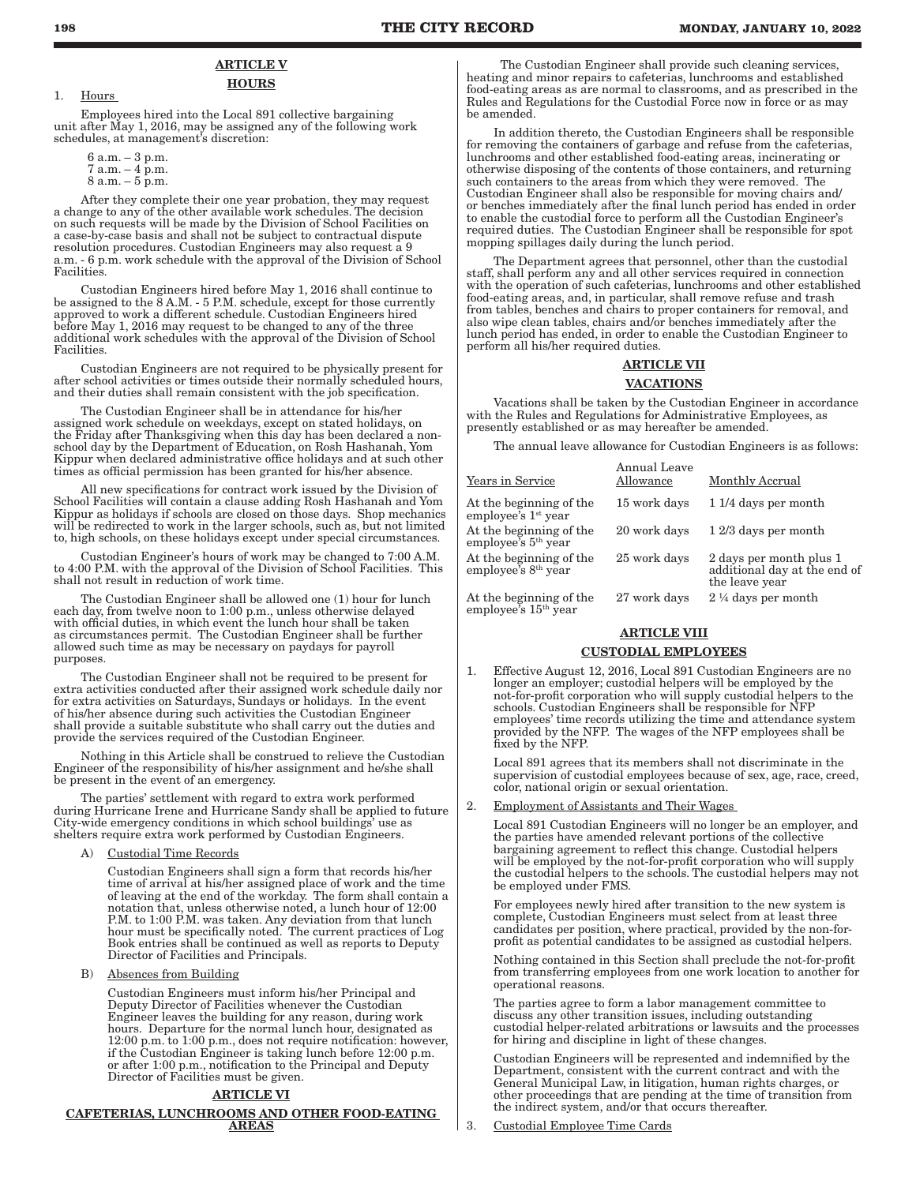## ARTICLE V

## HOURS

1. Hours

Employees hired into the Local 891 collective bargaining unit after May 1, 2016, may be assigned any of the following work schedules, at management's discretion:

6 a.m. – 3 p.m.
7 a.m. – 4 p.m.
8 a.m. – 5 p.m.

After they complete their one year probation, they may request a change to any of the other available work schedules. The decision on such requests will be made by the Division of School Facilities on a case-by-case basis and shall not be subject to contractual dispute resolution procedures. Custodian Engineers may also request a 9 a.m. - 6 p.m. work schedule with the approval of the Division of School Facilities.

Custodian Engineers hired before May 1, 2016 shall continue to be assigned to the 8 A.M. - 5 P.M. schedule, except for those currently approved to work a different schedule. Custodian Engineers hired before May 1, 2016 may request to be changed to any of the three additional work schedules with the approval of the Division of School Facilities.

Custodian Engineers are not required to be physically present for after school activities or times outside their normally scheduled hours, and their duties shall remain consistent with the job specification.

The Custodian Engineer shall be in attendance for his/her assigned work schedule on weekdays, except on stated holidays, on the Friday after Thanksgiving when this day has been declared a non-school day by the Department of Education, on Rosh Hashanah, Yom Kippur when declared administrative office holidays and at such other times as official permission has been granted for his/her absence.

All new specifications for contract work issued by the Division of School Facilities will contain a clause adding Rosh Hashanah and Yom Kippur as holidays if schools are closed on those days. Shop mechanics will be redirected to work in the larger schools, such as, but not limited to, high schools, on these holidays except under special circumstances.

Custodian Engineer's hours of work may be changed to 7:00 A.M. to 4:00 P.M. with the approval of the Division of School Facilities. This shall not result in reduction of work time.

The Custodian Engineer shall be allowed one (1) hour for lunch each day, from twelve noon to 1:00 p.m., unless otherwise delayed with official duties, in which event the lunch hour shall be taken as circumstances permit. The Custodian Engineer shall be further allowed such time as may be necessary on paydays for payroll purposes.

The Custodian Engineer shall not be required to be present for extra activities conducted after their assigned work schedule daily nor for extra activities on Saturdays, Sundays or holidays. In the event of his/her absence during such activities the Custodian Engineer shall provide a suitable substitute who shall carry out the duties and provide the services required of the Custodian Engineer.

Nothing in this Article shall be construed to relieve the Custodian Engineer of the responsibility of his/her assignment and he/she shall be present in the event of an emergency.

The parties' settlement with regard to extra work performed during Hurricane Irene and Hurricane Sandy shall be applied to future City-wide emergency conditions in which school buildings' use as shelters require extra work performed by Custodian Engineers.

A) Custodial Time Records

Custodian Engineers shall sign a form that records his/her time of arrival at his/her assigned place of work and the time of leaving at the end of the workday. The form shall contain a notation that, unless otherwise noted, a lunch hour of 12:00 P.M. to 1:00 P.M. was taken. Any deviation from that lunch hour must be specifically noted. The current practices of Log Book entries shall be continued as well as reports to Deputy Director of Facilities and Principals.

B) Absences from Building

Custodian Engineers must inform his/her Principal and Deputy Director of Facilities whenever the Custodian Engineer leaves the building for any reason, during work hours. Departure for the normal lunch hour, designated as 12:00 p.m. to 1:00 p.m., does not require notification: however, if the Custodian Engineer is taking lunch before 12:00 p.m. or after 1:00 p.m., notification to the Principal and Deputy Director of Facilities must be given.

## ARTICLE VI

## CAFETERIAS, LUNCHROOMS AND OTHER FOOD-EATING AREAS

The Custodian Engineer shall provide such cleaning services, heating and minor repairs to cafeterias, lunchrooms and established food-eating areas as are normal to classrooms, and as prescribed in the Rules and Regulations for the Custodial Force now in force or as may be amended.

In addition thereto, the Custodian Engineers shall be responsible for removing the containers of garbage and refuse from the cafeterias, lunchrooms and other established food-eating areas, incinerating or otherwise disposing of the contents of those containers, and returning such containers to the areas from which they were removed. The Custodian Engineer shall also be responsible for moving chairs and/or benches immediately after the final lunch period has ended in order to enable the custodial force to perform all the Custodian Engineer's required duties. The Custodian Engineer shall be responsible for spot mopping spillages daily during the lunch period.

The Department agrees that personnel, other than the custodial staff, shall perform any and all other services required in connection with the operation of such cafeterias, lunchrooms and other established food-eating areas, and, in particular, shall remove refuse and trash from tables, benches and chairs to proper containers for removal, and also wipe clean tables, chairs and/or benches immediately after the lunch period has ended, in order to enable the Custodian Engineer to perform all his/her required duties.

## ARTICLE VII

## VACATIONS

Vacations shall be taken by the Custodian Engineer in accordance with the Rules and Regulations for Administrative Employees, as presently established or as may hereafter be amended.

The annual leave allowance for Custodian Engineers is as follows:

| Years in Service | Annual Leave Allowance | Monthly Accrual |
|---|---|---|
| At the beginning of the employee's 1st year | 15 work days | 1 1/4 days per month |
| At the beginning of the employee's 5th year | 20 work days | 1 2/3 days per month |
| At the beginning of the employee's 8th year | 25 work days | 2 days per month plus 1 additional day at the end of the leave year |
| At the beginning of the employee's 15th year | 27 work days | 2 ¼ days per month |

## ARTICLE VIII

## CUSTODIAL EMPLOYEES

1. Effective August 12, 2016, Local 891 Custodian Engineers are no longer an employer; custodial helpers will be employed by the not-for-profit corporation who will supply custodial helpers to the schools. Custodian Engineers shall be responsible for NFP employees' time records utilizing the time and attendance system provided by the NFP. The wages of the NFP employees shall be fixed by the NFP.

   Local 891 agrees that its members shall not discriminate in the supervision of custodial employees because of sex, age, race, creed, color, national origin or sexual orientation.

2. Employment of Assistants and Their Wages

   Local 891 Custodian Engineers will no longer be an employer, and the parties have amended relevant portions of the collective bargaining agreement to reflect this change. Custodial helpers will be employed by the not-for-profit corporation who will supply the custodial helpers to the schools. The custodial helpers may not be employed under FMS.

   For employees newly hired after transition to the new system is complete, Custodian Engineers must select from at least three candidates per position, where practical, provided by the non-for-profit as potential candidates to be assigned as custodial helpers.

   Nothing contained in this Section shall preclude the not-for-profit from transferring employees from one work location to another for operational reasons.

   The parties agree to form a labor management committee to discuss any other transition issues, including outstanding custodial helper-related arbitrations or lawsuits and the processes for hiring and discipline in light of these changes.

   Custodian Engineers will be represented and indemnified by the Department, consistent with the current contract and with the General Municipal Law, in litigation, human rights charges, or other proceedings that are pending at the time of transition from the indirect system, and/or that occurs thereafter.

3. Custodial Employee Time Cards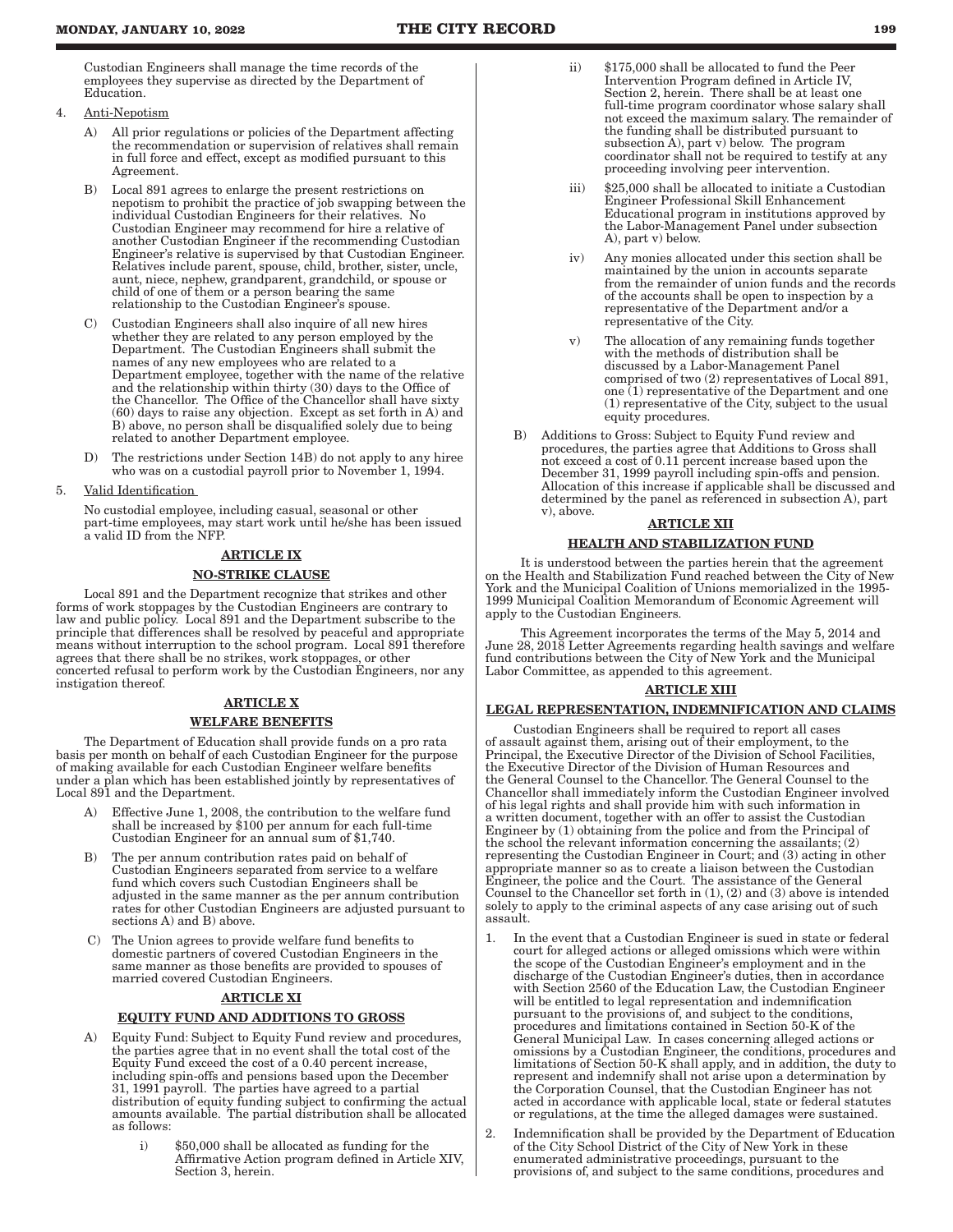Custodian Engineers shall manage the time records of the employees they supervise as directed by the Department of Education.

4. Anti-Nepotism

   A) All prior regulations or policies of the Department affecting the recommendation or supervision of relatives shall remain in full force and effect, except as modified pursuant to this Agreement.

   B) Local 891 agrees to enlarge the present restrictions on nepotism to prohibit the practice of job swapping between the individual Custodian Engineers for their relatives. No Custodian Engineer may recommend for hire a relative of another Custodian Engineer if the recommending Custodian Engineer's relative is supervised by that Custodian Engineer. Relatives include parent, spouse, child, brother, sister, uncle, aunt, niece, nephew, grandparent, grandchild, or spouse or child of one of them or a person bearing the same relationship to the Custodian Engineer's spouse.

   C) Custodian Engineers shall also inquire of all new hires whether they are related to any person employed by the Department. The Custodian Engineers shall submit the names of any new employees who are related to a Department employee, together with the name of the relative and the relationship within thirty (30) days to the Office of the Chancellor. The Office of the Chancellor shall have sixty (60) days to raise any objection. Except as set forth in A) and B) above, no person shall be disqualified solely due to being related to another Department employee.

   D) The restrictions under Section 14B) do not apply to any hiree who was on a custodial payroll prior to November 1, 1994.

5. Valid Identification

   No custodial employee, including casual, seasonal or other part-time employees, may start work until he/she has been issued a valid ID from the NFP.

## ARTICLE IX

## NO-STRIKE CLAUSE

Local 891 and the Department recognize that strikes and other forms of work stoppages by the Custodian Engineers are contrary to law and public policy. Local 891 and the Department subscribe to the principle that differences shall be resolved by peaceful and appropriate means without interruption to the school program. Local 891 therefore agrees that there shall be no strikes, work stoppages, or other concerted refusal to perform work by the Custodian Engineers, nor any instigation thereof.

## ARTICLE X

## WELFARE BENEFITS

The Department of Education shall provide funds on a pro rata basis per month on behalf of each Custodian Engineer for the purpose of making available for each Custodian Engineer welfare benefits under a plan which has been established jointly by representatives of Local 891 and the Department.

A) Effective June 1, 2008, the contribution to the welfare fund shall be increased by $100 per annum for each full-time Custodian Engineer for an annual sum of $1,740.

B) The per annum contribution rates paid on behalf of Custodian Engineers separated from service to a welfare fund which covers such Custodian Engineers shall be adjusted in the same manner as the per annum contribution rates for other Custodian Engineers are adjusted pursuant to sections A) and B) above.

C) The Union agrees to provide welfare fund benefits to domestic partners of covered Custodian Engineers in the same manner as those benefits are provided to spouses of married covered Custodian Engineers.

## ARTICLE XI

## EQUITY FUND AND ADDITIONS TO GROSS

A) Equity Fund: Subject to Equity Fund review and procedures, the parties agree that in no event shall the total cost of the Equity Fund exceed the cost of a 0.40 percent increase, including spin-offs and pensions based upon the December 31, 1991 payroll. The parties have agreed to a partial distribution of equity funding subject to confirming the actual amounts available. The partial distribution shall be allocated as follows:

   i) $50,000 shall be allocated as funding for the Affirmative Action program defined in Article XIV, Section 3, herein.

   ii) $175,000 shall be allocated to fund the Peer Intervention Program defined in Article IV, Section 2, herein. There shall be at least one full-time program coordinator whose salary shall not exceed the maximum salary. The remainder of the funding shall be distributed pursuant to subsection A), part v) below. The program coordinator shall not be required to testify at any proceeding involving peer intervention.

   iii) $25,000 shall be allocated to initiate a Custodian Engineer Professional Skill Enhancement Educational program in institutions approved by the Labor-Management Panel under subsection A), part v) below.

   iv) Any monies allocated under this section shall be maintained by the union in accounts separate from the remainder of union funds and the records of the accounts shall be open to inspection by a representative of the Department and/or a representative of the City.

   v) The allocation of any remaining funds together with the methods of distribution shall be discussed by a Labor-Management Panel comprised of two (2) representatives of Local 891, one (1) representative of the Department and one (1) representative of the City, subject to the usual equity procedures.

B) Additions to Gross: Subject to Equity Fund review and procedures, the parties agree that Additions to Gross shall not exceed a cost of 0.11 percent increase based upon the December 31, 1999 payroll including spin-offs and pension. Allocation of this increase if applicable shall be discussed and determined by the panel as referenced in subsection A), part v), above.

## ARTICLE XII

## HEALTH AND STABILIZATION FUND

It is understood between the parties herein that the agreement on the Health and Stabilization Fund reached between the City of New York and the Municipal Coalition of Unions memorialized in the 1995-1999 Municipal Coalition Memorandum of Economic Agreement will apply to the Custodian Engineers.

This Agreement incorporates the terms of the May 5, 2014 and June 28, 2018 Letter Agreements regarding health savings and welfare fund contributions between the City of New York and the Municipal Labor Committee, as appended to this agreement.

## ARTICLE XIII

## LEGAL REPRESENTATION, INDEMNIFICATION AND CLAIMS

Custodian Engineers shall be required to report all cases of assault against them, arising out of their employment, to the Principal, the Executive Director of the Division of School Facilities, the Executive Director of the Division of Human Resources and the General Counsel to the Chancellor. The General Counsel to the Chancellor shall immediately inform the Custodian Engineer involved of his legal rights and shall provide him with such information in a written document, together with an offer to assist the Custodian Engineer by (1) obtaining from the police and from the Principal of the school the relevant information concerning the assailants; (2) representing the Custodian Engineer in Court; and (3) acting in other appropriate manner so as to create a liaison between the Custodian Engineer, the police and the Court. The assistance of the General Counsel to the Chancellor set forth in (1), (2) and (3) above is intended solely to apply to the criminal aspects of any case arising out of such assault.

1. In the event that a Custodian Engineer is sued in state or federal court for alleged actions or alleged omissions which were within the scope of the Custodian Engineer's employment and in the discharge of the Custodian Engineer's duties, then in accordance with Section 2560 of the Education Law, the Custodian Engineer will be entitled to legal representation and indemnification pursuant to the provisions of, and subject to the conditions, procedures and limitations contained in Section 50-K of the General Municipal Law. In cases concerning alleged actions or omissions by a Custodian Engineer, the conditions, procedures and limitations of Section 50-K shall apply, and in addition, the duty to represent and indemnify shall not arise upon a determination by the Corporation Counsel, that the Custodian Engineer has not acted in accordance with applicable local, state or federal statutes or regulations, at the time the alleged damages were sustained.

2. Indemnification shall be provided by the Department of Education of the City School District of the City of New York in these enumerated administrative proceedings, pursuant to the provisions of, and subject to the same conditions, procedures and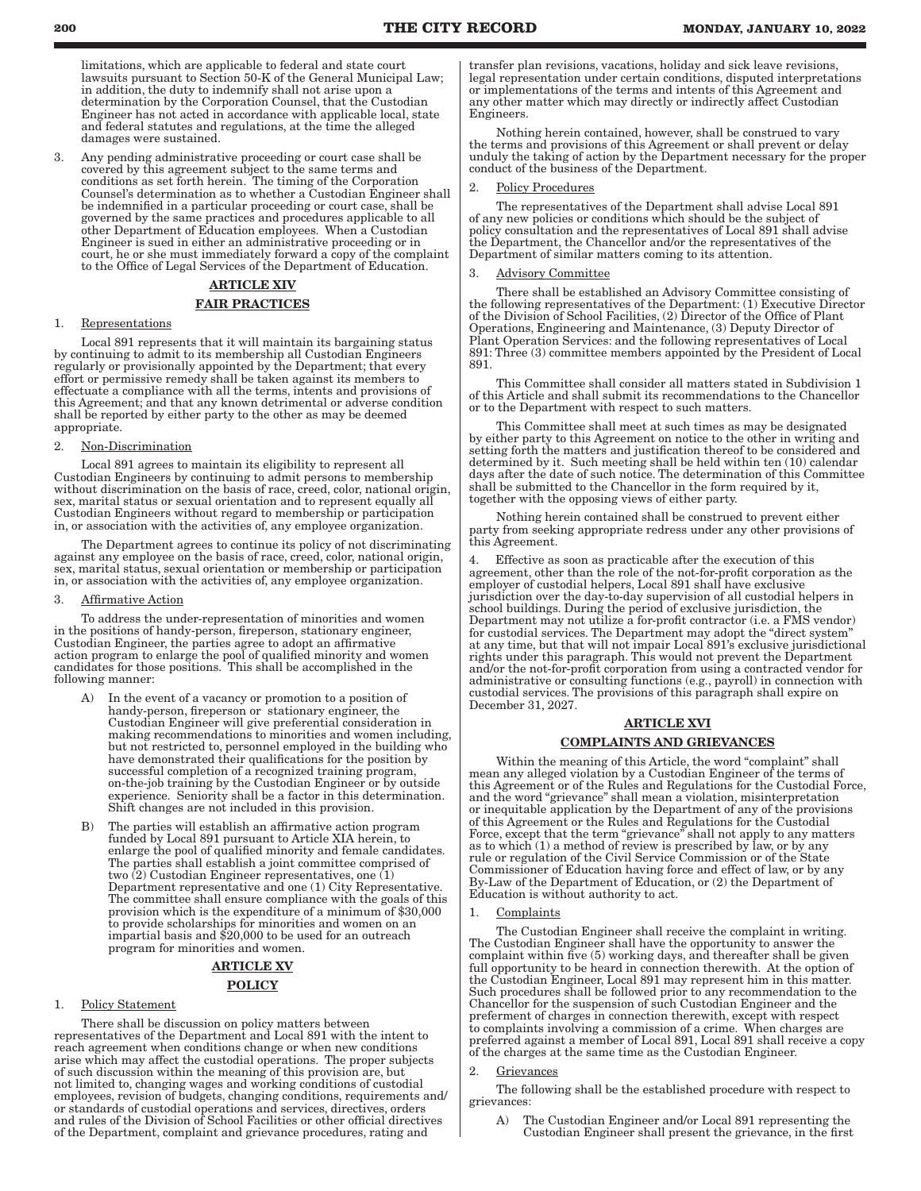limitations, which are applicable to federal and state court lawsuits pursuant to Section 50-K of the General Municipal Law; in addition, the duty to indemnify shall not arise upon a determination by the Corporation Counsel, that the Custodian Engineer has not acted in accordance with applicable local, state and federal statutes and regulations, at the time the alleged damages were sustained.

3. Any pending administrative proceeding or court case shall be covered by this agreement subject to the same terms and conditions as set forth herein. The timing of the Corporation Counsel's determination as to whether a Custodian Engineer shall be indemnified in a particular proceeding or court case, shall be governed by the same practices and procedures applicable to all other Department of Education employees. When a Custodian Engineer is sued in either an administrative proceeding or in court, he or she must immediately forward a copy of the complaint to the Office of Legal Services of the Department of Education.

## ARTICLE XIV

## FAIR PRACTICES

1. Representations

Local 891 represents that it will maintain its bargaining status by continuing to admit to its membership all Custodian Engineers regularly or provisionally appointed by the Department; that every effort or permissive remedy shall be taken against its members to effectuate a compliance with all the terms, intents and provisions of this Agreement; and that any known detrimental or adverse condition shall be reported by either party to the other as may be deemed appropriate.

2. Non-Discrimination

Local 891 agrees to maintain its eligibility to represent all Custodian Engineers by continuing to admit persons to membership without discrimination on the basis of race, creed, color, national origin, sex, marital status or sexual orientation and to represent equally all Custodian Engineers without regard to membership or participation in, or association with the activities of, any employee organization.

The Department agrees to continue its policy of not discriminating against any employee on the basis of race, creed, color, national origin, sex, marital status, sexual orientation or membership or participation in, or association with the activities of, any employee organization.

3. Affirmative Action

To address the under-representation of minorities and women in the positions of handy-person, fireperson, stationary engineer, Custodian Engineer, the parties agree to adopt an affirmative action program to enlarge the pool of qualified minority and women candidates for those positions. This shall be accomplished in the following manner:

A) In the event of a vacancy or promotion to a position of handy-person, fireperson or stationary engineer, the Custodian Engineer will give preferential consideration in making recommendations to minorities and women including, but not restricted to, personnel employed in the building who have demonstrated their qualifications for the position by successful completion of a recognized training program, on-the-job training by the Custodian Engineer or by outside experience. Seniority shall be a factor in this determination. Shift changes are not included in this provision.

B) The parties will establish an affirmative action program funded by Local 891 pursuant to Article XIA herein, to enlarge the pool of qualified minority and female candidates. The parties shall establish a joint committee comprised of two (2) Custodian Engineer representatives, one (1) Department representative and one (1) City Representative. The committee shall ensure compliance with the goals of this provision which is the expenditure of a minimum of $30,000 to provide scholarships for minorities and women on an impartial basis and $20,000 to be used for an outreach program for minorities and women.

## ARTICLE XV

## POLICY

1. Policy Statement

There shall be discussion on policy matters between representatives of the Department and Local 891 with the intent to reach agreement when conditions change or when new conditions arise which may affect the custodial operations. The proper subjects of such discussion within the meaning of this provision are, but not limited to, changing wages and working conditions of custodial employees, revision of budgets, changing conditions, requirements and/or standards of custodial operations and services, directives, orders and rules of the Division of School Facilities or other official directives of the Department, complaint and grievance procedures, rating and transfer plan revisions, vacations, holiday and sick leave revisions, legal representation under certain conditions, disputed interpretations or implementations of the terms and intents of this Agreement and any other matter which may directly or indirectly affect Custodian Engineers.

Nothing herein contained, however, shall be construed to vary the terms and provisions of this Agreement or shall prevent or delay unduly the taking of action by the Department necessary for the proper conduct of the business of the Department.

2. Policy Procedures

The representatives of the Department shall advise Local 891 of any new policies or conditions which should be the subject of policy consultation and the representatives of Local 891 shall advise the Department, the Chancellor and/or the representatives of the Department of similar matters coming to its attention.

3. Advisory Committee

There shall be established an Advisory Committee consisting of the following representatives of the Department: (1) Executive Director of the Division of School Facilities, (2) Director of the Office of Plant Operations, Engineering and Maintenance, (3) Deputy Director of Plant Operation Services: and the following representatives of Local 891: Three (3) committee members appointed by the President of Local 891.

This Committee shall consider all matters stated in Subdivision 1 of this Article and shall submit its recommendations to the Chancellor or to the Department with respect to such matters.

This Committee shall meet at such times as may be designated by either party to this Agreement on notice to the other in writing and setting forth the matters and justification thereof to be considered and determined by it. Such meeting shall be held within ten (10) calendar days after the date of such notice. The determination of this Committee shall be submitted to the Chancellor in the form required by it, together with the opposing views of either party.

Nothing herein contained shall be construed to prevent either party from seeking appropriate redress under any other provisions of this Agreement.

4. Effective as soon as practicable after the execution of this agreement, other than the role of the not-for-profit corporation as the employer of custodial helpers, Local 891 shall have exclusive jurisdiction over the day-to-day supervision of all custodial helpers in school buildings. During the period of exclusive jurisdiction, the Department may not utilize a for-profit contractor (i.e. a FMS vendor) for custodial services. The Department may adopt the "direct system" at any time, but that will not impair Local 891's exclusive jurisdictional rights under this paragraph. This would not prevent the Department and/or the not-for-profit corporation from using a contracted vendor for administrative or consulting functions (e.g., payroll) in connection with custodial services. The provisions of this paragraph shall expire on December 31, 2027.

## ARTICLE XVI

## COMPLAINTS AND GRIEVANCES

Within the meaning of this Article, the word "complaint" shall mean any alleged violation by a Custodian Engineer of the terms of this Agreement or of the Rules and Regulations for the Custodial Force, and the word "grievance" shall mean a violation, misinterpretation or inequitable application by the Department of any of the provisions of this Agreement or the Rules and Regulations for the Custodial Force, except that the term "grievance" shall not apply to any matters as to which (1) a method of review is prescribed by law, or by any rule or regulation of the Civil Service Commission or of the State Commissioner of Education having force and effect of law, or by any By-Law of the Department of Education, or (2) the Department of Education is without authority to act.

1. Complaints

The Custodian Engineer shall receive the complaint in writing. The Custodian Engineer shall have the opportunity to answer the complaint within five (5) working days, and thereafter shall be given full opportunity to be heard in connection therewith. At the option of the Custodian Engineer, Local 891 may represent him in this matter. Such procedures shall be followed prior to any recommendation to the Chancellor for the suspension of such Custodian Engineer and the preferment of charges in connection therewith, except with respect to complaints involving a commission of a crime. When charges are preferred against a member of Local 891, Local 891 shall receive a copy of the charges at the same time as the Custodian Engineer.

2. Grievances

The following shall be the established procedure with respect to grievances:

A) The Custodian Engineer and/or Local 891 representing the Custodian Engineer shall present the grievance, in the first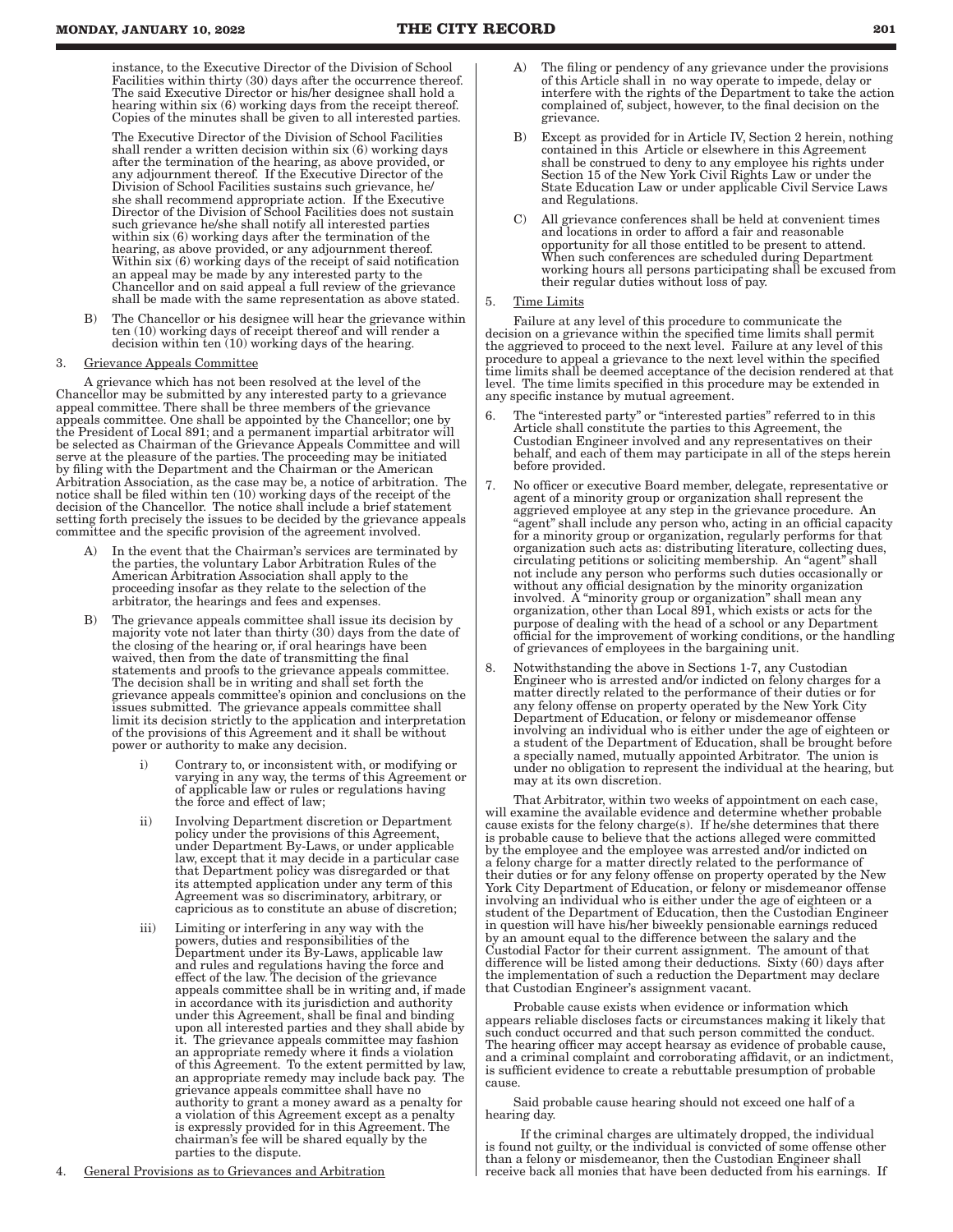instance, to the Executive Director of the Division of School Facilities within thirty (30) days after the occurrence thereof. The said Executive Director or his/her designee shall hold a hearing within six (6) working days from the receipt thereof. Copies of the minutes shall be given to all interested parties.

The Executive Director of the Division of School Facilities shall render a written decision within six (6) working days after the termination of the hearing, as above provided, or any adjournment thereof. If the Executive Director of the Division of School Facilities sustains such grievance, he/she shall recommend appropriate action. If the Executive Director of the Division of School Facilities does not sustain such grievance he/she shall notify all interested parties within six (6) working days after the termination of the hearing, as above provided, or any adjournment thereof. Within six (6) working days of the receipt of said notification an appeal may be made by any interested party to the Chancellor and on said appeal a full review of the grievance shall be made with the same representation as above stated.

B) The Chancellor or his designee will hear the grievance within ten (10) working days of receipt thereof and will render a decision within ten (10) working days of the hearing.

3. Grievance Appeals Committee

A grievance which has not been resolved at the level of the Chancellor may be submitted by any interested party to a grievance appeal committee. There shall be three members of the grievance appeals committee. One shall be appointed by the Chancellor; one by the President of Local 891; and a permanent impartial arbitrator will be selected as Chairman of the Grievance Appeals Committee and will serve at the pleasure of the parties. The proceeding may be initiated by filing with the Department and the Chairman or the American Arbitration Association, as the case may be, a notice of arbitration. The notice shall be filed within ten (10) working days of the receipt of the decision of the Chancellor. The notice shall include a brief statement setting forth precisely the issues to be decided by the grievance appeals committee and the specific provision of the agreement involved.

A) In the event that the Chairman's services are terminated by the parties, the voluntary Labor Arbitration Rules of the American Arbitration Association shall apply to the proceeding insofar as they relate to the selection of the arbitrator, the hearings and fees and expenses.

B) The grievance appeals committee shall issue its decision by majority vote not later than thirty (30) days from the date of the closing of the hearing or, if oral hearings have been waived, then from the date of transmitting the final statements and proofs to the grievance appeals committee. The decision shall be in writing and shall set forth the grievance appeals committee's opinion and conclusions on the issues submitted. The grievance appeals committee shall limit its decision strictly to the application and interpretation of the provisions of this Agreement and it shall be without power or authority to make any decision.

i) Contrary to, or inconsistent with, or modifying or varying in any way, the terms of this Agreement or of applicable law or rules or regulations having the force and effect of law;

ii) Involving Department discretion or Department policy under the provisions of this Agreement, under Department By-Laws, or under applicable law, except that it may decide in a particular case that Department policy was disregarded or that its attempted application under any term of this Agreement was so discriminatory, arbitrary, or capricious as to constitute an abuse of discretion;

iii) Limiting or interfering in any way with the powers, duties and responsibilities of the Department under its By-Laws, applicable law and rules and regulations having the force and effect of the law. The decision of the grievance appeals committee shall be in writing and, if made in accordance with its jurisdiction and authority under this Agreement, shall be final and binding upon all interested parties and they shall abide by it. The grievance appeals committee may fashion an appropriate remedy where it finds a violation of this Agreement. To the extent permitted by law, an appropriate remedy may include back pay. The grievance appeals committee shall have no authority to grant a money award as a penalty for a violation of this Agreement except as a penalty is expressly provided for in this Agreement. The chairman's fee will be shared equally by the parties to the dispute.

4. General Provisions as to Grievances and Arbitration

A) The filing or pendency of any grievance under the provisions of this Article shall in no way operate to impede, delay or interfere with the rights of the Department to take the action complained of, subject, however, to the final decision on the grievance.

B) Except as provided for in Article IV, Section 2 herein, nothing contained in this Article or elsewhere in this Agreement shall be construed to deny to any employee his rights under Section 15 of the New York Civil Rights Law or under the State Education Law or under applicable Civil Service Laws and Regulations.

C) All grievance conferences shall be held at convenient times and locations in order to afford a fair and reasonable opportunity for all those entitled to be present to attend. When such conferences are scheduled during Department working hours all persons participating shall be excused from their regular duties without loss of pay.

5. Time Limits

Failure at any level of this procedure to communicate the decision on a grievance within the specified time limits shall permit the aggrieved to proceed to the next level. Failure at any level of this procedure to appeal a grievance to the next level within the specified time limits shall be deemed acceptance of the decision rendered at that level. The time limits specified in this procedure may be extended in any specific instance by mutual agreement.

6. The "interested party" or "interested parties" referred to in this Article shall constitute the parties to this Agreement, the Custodian Engineer involved and any representatives on their behalf, and each of them may participate in all of the steps herein before provided.

7. No officer or executive Board member, delegate, representative or agent of a minority group or organization shall represent the aggrieved employee at any step in the grievance procedure. An "agent" shall include any person who, acting in an official capacity for a minority group or organization, regularly performs for that organization such acts as: distributing literature, collecting dues, circulating petitions or soliciting membership. An "agent" shall not include any person who performs such duties occasionally or without any official designation by the minority organization involved. A "minority group or organization" shall mean any organization, other than Local 891, which exists or acts for the purpose of dealing with the head of a school or any Department official for the improvement of working conditions, or the handling of grievances of employees in the bargaining unit.

8. Notwithstanding the above in Sections 1-7, any Custodian Engineer who is arrested and/or indicted on felony charges for a matter directly related to the performance of their duties or for any felony offense on property operated by the New York City Department of Education, or felony or misdemeanor offense involving an individual who is either under the age of eighteen or a student of the Department of Education, shall be brought before a specially named, mutually appointed Arbitrator. The union is under no obligation to represent the individual at the hearing, but may at its own discretion.

That Arbitrator, within two weeks of appointment on each case, will examine the available evidence and determine whether probable cause exists for the felony charge(s). If he/she determines that there is probable cause to believe that the actions alleged were committed by the employee and the employee was arrested and/or indicted on a felony charge for a matter directly related to the performance of their duties or for any felony offense on property operated by the New York City Department of Education, or felony or misdemeanor offense involving an individual who is either under the age of eighteen or a student of the Department of Education, then the Custodian Engineer in question will have his/her biweekly pensionable earnings reduced by an amount equal to the difference between the salary and the Custodial Factor for their current assignment. The amount of that difference will be listed among their deductions. Sixty (60) days after the implementation of such a reduction the Department may declare that Custodian Engineer's assignment vacant.

Probable cause exists when evidence or information which appears reliable discloses facts or circumstances making it likely that such conduct occurred and that such person committed the conduct. The hearing officer may accept hearsay as evidence of probable cause, and a criminal complaint and corroborating affidavit, or an indictment, is sufficient evidence to create a rebuttable presumption of probable cause.

Said probable cause hearing should not exceed one half of a hearing day.

If the criminal charges are ultimately dropped, the individual is found not guilty, or the individual is convicted of some offense other than a felony or misdemeanor, then the Custodian Engineer shall receive back all monies that have been deducted from his earnings. If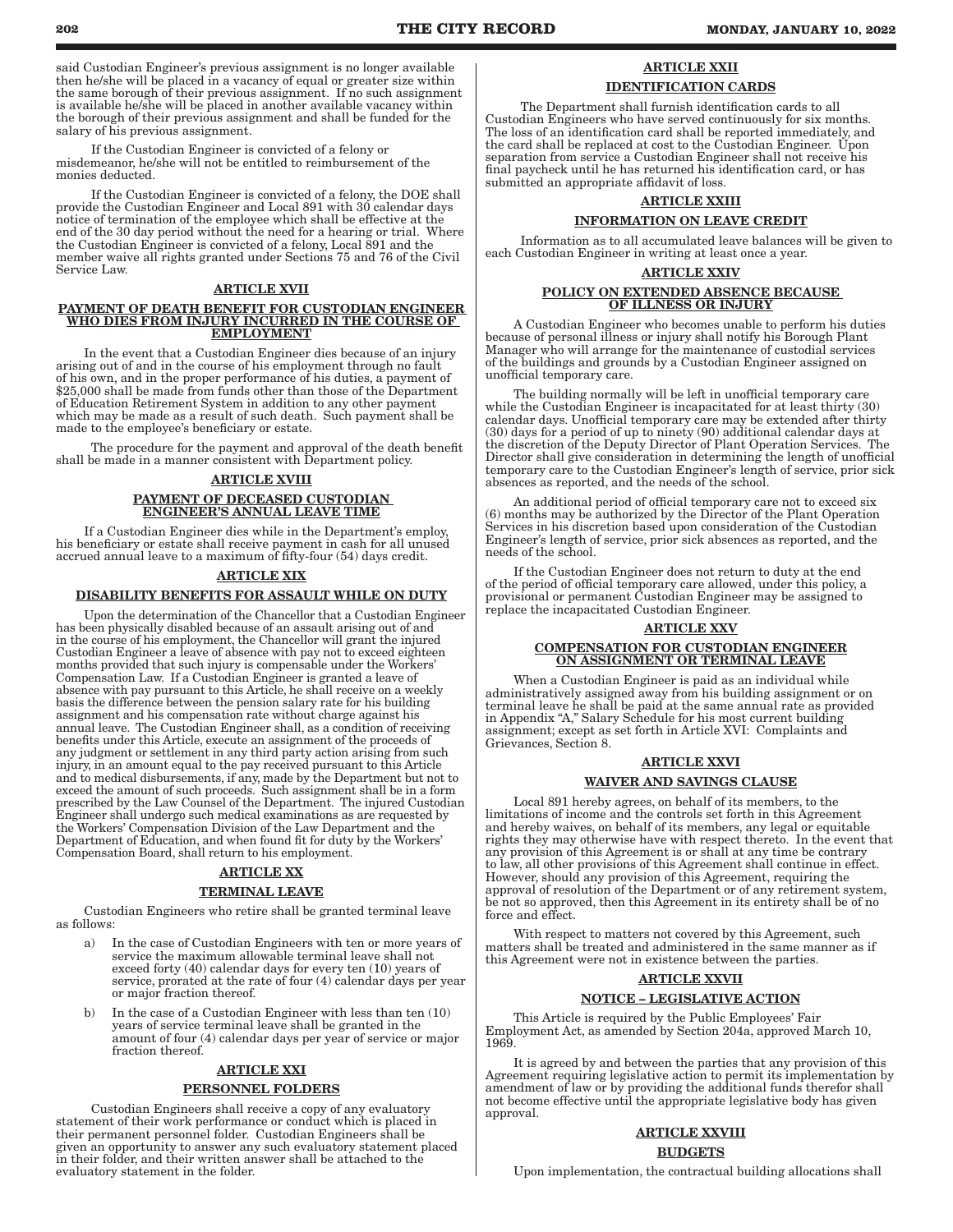said Custodian Engineer's previous assignment is no longer available then he/she will be placed in a vacancy of equal or greater size within the same borough of their previous assignment. If no such assignment is available he/she will be placed in another available vacancy within the borough of their previous assignment and shall be funded for the salary of his previous assignment.

If the Custodian Engineer is convicted of a felony or misdemeanor, he/she will not be entitled to reimbursement of the monies deducted.

If the Custodian Engineer is convicted of a felony, the DOE shall provide the Custodian Engineer and Local 891 with 30 calendar days notice of termination of the employee which shall be effective at the end of the 30 day period without the need for a hearing or trial. Where the Custodian Engineer is convicted of a felony, Local 891 and the member waive all rights granted under Sections 75 and 76 of the Civil Service Law.

## ARTICLE XVII

## PAYMENT OF DEATH BENEFIT FOR CUSTODIAN ENGINEER WHO DIES FROM INJURY INCURRED IN THE COURSE OF EMPLOYMENT

In the event that a Custodian Engineer dies because of an injury arising out of and in the course of his employment through no fault of his own, and in the proper performance of his duties, a payment of $25,000 shall be made from funds other than those of the Department of Education Retirement System in addition to any other payment which may be made as a result of such death. Such payment shall be made to the employee's beneficiary or estate.

The procedure for the payment and approval of the death benefit shall be made in a manner consistent with Department policy.

## ARTICLE XVIII

## PAYMENT OF DECEASED CUSTODIAN ENGINEER'S ANNUAL LEAVE TIME

If a Custodian Engineer dies while in the Department's employ, his beneficiary or estate shall receive payment in cash for all unused accrued annual leave to a maximum of fifty-four (54) days credit.

## ARTICLE XIX

## DISABILITY BENEFITS FOR ASSAULT WHILE ON DUTY

Upon the determination of the Chancellor that a Custodian Engineer has been physically disabled because of an assault arising out of and in the course of his employment, the Chancellor will grant the injured Custodian Engineer a leave of absence with pay not to exceed eighteen months provided that such injury is compensable under the Workers' Compensation Law. If a Custodian Engineer is granted a leave of absence with pay pursuant to this Article, he shall receive on a weekly basis the difference between the pension salary rate for his building assignment and his compensation rate without charge against his annual leave. The Custodian Engineer shall, as a condition of receiving benefits under this Article, execute an assignment of the proceeds of any judgment or settlement in any third party action arising from such injury, in an amount equal to the pay received pursuant to this Article and to medical disbursements, if any, made by the Department but not to exceed the amount of such proceeds. Such assignment shall be in a form prescribed by the Law Counsel of the Department. The injured Custodian Engineer shall undergo such medical examinations as are requested by the Workers' Compensation Division of the Law Department and the Department of Education, and when found fit for duty by the Workers' Compensation Board, shall return to his employment.

## ARTICLE XX

## TERMINAL LEAVE

Custodian Engineers who retire shall be granted terminal leave as follows:

a) In the case of Custodian Engineers with ten or more years of service the maximum allowable terminal leave shall not exceed forty (40) calendar days for every ten (10) years of service, prorated at the rate of four (4) calendar days per year or major fraction thereof.

b) In the case of a Custodian Engineer with less than ten (10) years of service terminal leave shall be granted in the amount of four (4) calendar days per year of service or major fraction thereof.

## ARTICLE XXI

## PERSONNEL FOLDERS

Custodian Engineers shall receive a copy of any evaluatory statement of their work performance or conduct which is placed in their permanent personnel folder. Custodian Engineers shall be given an opportunity to answer any such evaluatory statement placed in their folder, and their written answer shall be attached to the evaluatory statement in the folder.

## ARTICLE XXII

## IDENTIFICATION CARDS

The Department shall furnish identification cards to all Custodian Engineers who have served continuously for six months. The loss of an identification card shall be reported immediately, and the card shall be replaced at cost to the Custodian Engineer. Upon separation from service a Custodian Engineer shall not receive his final paycheck until he has returned his identification card, or has submitted an appropriate affidavit of loss.

## ARTICLE XXIII

## INFORMATION ON LEAVE CREDIT

Information as to all accumulated leave balances will be given to each Custodian Engineer in writing at least once a year.

## ARTICLE XXIV

## POLICY ON EXTENDED ABSENCE BECAUSE OF ILLNESS OR INJURY

A Custodian Engineer who becomes unable to perform his duties because of personal illness or injury shall notify his Borough Plant Manager who will arrange for the maintenance of custodial services of the buildings and grounds by a Custodian Engineer assigned on unofficial temporary care.

The building normally will be left in unofficial temporary care while the Custodian Engineer is incapacitated for at least thirty (30) calendar days. Unofficial temporary care may be extended after thirty (30) days for a period of up to ninety (90) additional calendar days at the discretion of the Deputy Director of Plant Operation Services. The Director shall give consideration in determining the length of unofficial temporary care to the Custodian Engineer's length of service, prior sick absences as reported, and the needs of the school.

An additional period of official temporary care not to exceed six (6) months may be authorized by the Director of the Plant Operation Services in his discretion based upon consideration of the Custodian Engineer's length of service, prior sick absences as reported, and the needs of the school.

If the Custodian Engineer does not return to duty at the end of the period of official temporary care allowed, under this policy, a provisional or permanent Custodian Engineer may be assigned to replace the incapacitated Custodian Engineer.

## ARTICLE XXV

## COMPENSATION FOR CUSTODIAN ENGINEER ON ASSIGNMENT OR TERMINAL LEAVE

When a Custodian Engineer is paid as an individual while administratively assigned away from his building assignment or on terminal leave he shall be paid at the same annual rate as provided in Appendix "A," Salary Schedule for his most current building assignment; except as set forth in Article XVI: Complaints and Grievances, Section 8.

## ARTICLE XXVI

## WAIVER AND SAVINGS CLAUSE

Local 891 hereby agrees, on behalf of its members, to the limitations of income and the controls set forth in this Agreement and hereby waives, on behalf of its members, any legal or equitable rights they may otherwise have with respect thereto. In the event that any provision of this Agreement is or shall at any time be contrary to law, all other provisions of this Agreement shall continue in effect. However, should any provision of this Agreement, requiring the approval of resolution of the Department or of any retirement system, be not so approved, then this Agreement in its entirety shall be of no force and effect.

With respect to matters not covered by this Agreement, such matters shall be treated and administered in the same manner as if this Agreement were not in existence between the parties.

## ARTICLE XXVII

## NOTICE – LEGISLATIVE ACTION

This Article is required by the Public Employees' Fair Employment Act, as amended by Section 204a, approved March 10, 1969.

It is agreed by and between the parties that any provision of this Agreement requiring legislative action to permit its implementation by amendment of law or by providing the additional funds therefor shall not become effective until the appropriate legislative body has given approval.

## ARTICLE XXVIII

## BUDGETS

Upon implementation, the contractual building allocations shall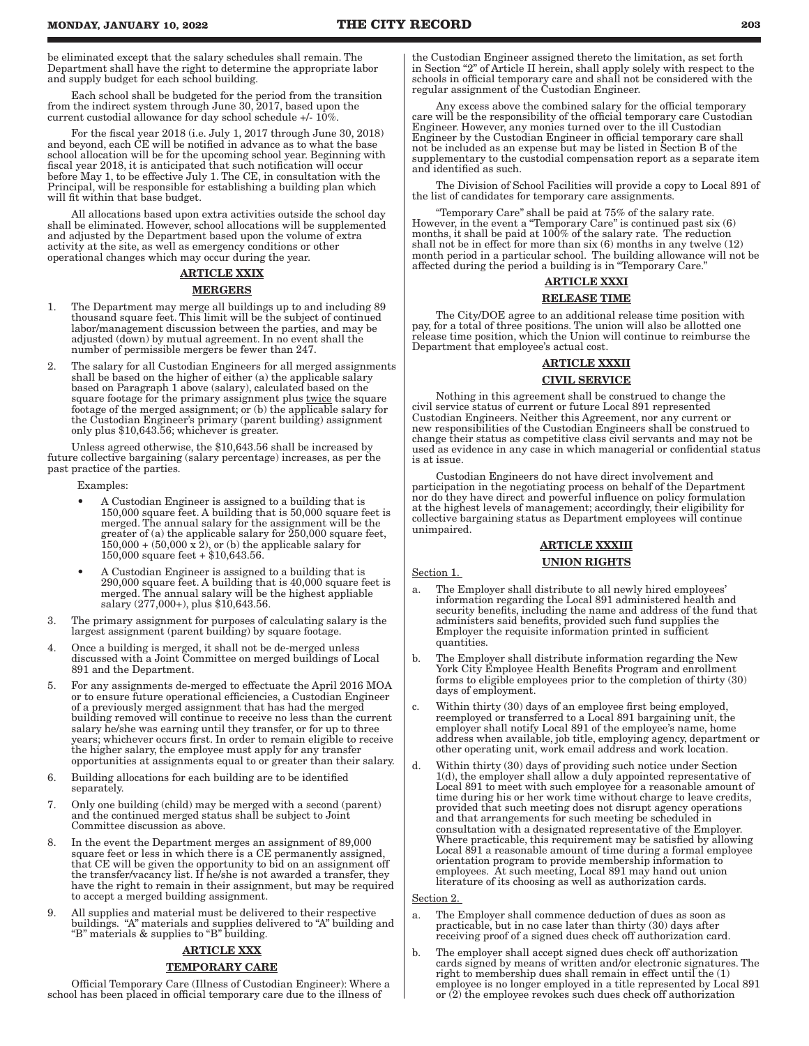be eliminated except that the salary schedules shall remain. The Department shall have the right to determine the appropriate labor and supply budget for each school building.

Each school shall be budgeted for the period from the transition from the indirect system through June 30, 2017, based upon the current custodial allowance for day school schedule +/- 10%.

For the fiscal year 2018 (i.e. July 1, 2017 through June 30, 2018) and beyond, each CE will be notified in advance as to what the base school allocation will be for the upcoming school year. Beginning with fiscal year 2018, it is anticipated that such notification will occur before May 1, to be effective July 1. The CE, in consultation with the Principal, will be responsible for establishing a building plan which will fit within that base budget.

All allocations based upon extra activities outside the school day shall be eliminated. However, school allocations will be supplemented and adjusted by the Department based upon the volume of extra activity at the site, as well as emergency conditions or other operational changes which may occur during the year.

## ARTICLE XXIX

## MERGERS

1. The Department may merge all buildings up to and including 89 thousand square feet. This limit will be the subject of continued labor/management discussion between the parties, and may be adjusted (down) by mutual agreement. In no event shall the number of permissible mergers be fewer than 247.
2. The salary for all Custodian Engineers for all merged assignments shall be based on the higher of either (a) the applicable salary based on Paragraph 1 above (salary), calculated based on the square footage for the primary assignment plus twice the square footage of the merged assignment; or (b) the applicable salary for the Custodian Engineer's primary (parent building) assignment only plus $10,643.56; whichever is greater.

Unless agreed otherwise, the $10,643.56 shall be increased by future collective bargaining (salary percentage) increases, as per the past practice of the parties.

Examples:

- A Custodian Engineer is assigned to a building that is 150,000 square feet. A building that is 50,000 square feet is merged. The annual salary for the assignment will be the greater of (a) the applicable salary for 250,000 square feet, 150,000 + (50,000 x 2), or (b) the applicable salary for 150,000 square feet + $10,643.56.
- A Custodian Engineer is assigned to a building that is 290,000 square feet. A building that is 40,000 square feet is merged. The annual salary will be the highest appliable salary (277,000+), plus $10,643.56.

3. The primary assignment for purposes of calculating salary is the largest assignment (parent building) by square footage.
4. Once a building is merged, it shall not be de-merged unless discussed with a Joint Committee on merged buildings of Local 891 and the Department.
5. For any assignments de-merged to effectuate the April 2016 MOA or to ensure future operational efficiencies, a Custodian Engineer of a previously merged assignment that has had the merged building removed will continue to receive no less than the current salary he/she was earning until they transfer, or for up to three years; whichever occurs first. In order to remain eligible to receive the higher salary, the employee must apply for any transfer opportunities at assignments equal to or greater than their salary.
6. Building allocations for each building are to be identified separately.
7. Only one building (child) may be merged with a second (parent) and the continued merged status shall be subject to Joint Committee discussion as above.
8. In the event the Department merges an assignment of 89,000 square feet or less in which there is a CE permanently assigned, that CE will be given the opportunity to bid on an assignment off the transfer/vacancy list. If he/she is not awarded a transfer, they have the right to remain in their assignment, but may be required to accept a merged building assignment.
9. All supplies and material must be delivered to their respective buildings. "A" materials and supplies delivered to "A" building and "B" materials & supplies to "B" building.

## ARTICLE XXX

## TEMPORARY CARE

Official Temporary Care (Illness of Custodian Engineer): Where a school has been placed in official temporary care due to the illness of the Custodian Engineer assigned thereto the limitation, as set forth in Section "2" of Article II herein, shall apply solely with respect to the schools in official temporary care and shall not be considered with the regular assignment of the Custodian Engineer.

Any excess above the combined salary for the official temporary care will be the responsibility of the official temporary care Custodian Engineer. However, any monies turned over to the ill Custodian Engineer by the Custodian Engineer in official temporary care shall not be included as an expense but may be listed in Section B of the supplementary to the custodial compensation report as a separate item and identified as such.

The Division of School Facilities will provide a copy to Local 891 of the list of candidates for temporary care assignments.

"Temporary Care" shall be paid at 75% of the salary rate. However, in the event a "Temporary Care" is continued past six (6) months, it shall be paid at 100% of the salary rate. The reduction shall not be in effect for more than six (6) months in any twelve (12) month period in a particular school. The building allowance will not be affected during the period a building is in "Temporary Care."

## ARTICLE XXXI

## RELEASE TIME

The City/DOE agree to an additional release time position with pay, for a total of three positions. The union will also be allotted one release time position, which the Union will continue to reimburse the Department that employee's actual cost.

## ARTICLE XXXII

## CIVIL SERVICE

Nothing in this agreement shall be construed to change the civil service status of current or future Local 891 represented Custodian Engineers. Neither this Agreement, nor any current or new responsibilities of the Custodian Engineers shall be construed to change their status as competitive class civil servants and may not be used as evidence in any case in which managerial or confidential status is at issue.

Custodian Engineers do not have direct involvement and participation in the negotiating process on behalf of the Department nor do they have direct and powerful influence on policy formulation at the highest levels of management; accordingly, their eligibility for collective bargaining status as Department employees will continue unimpaired.

## ARTICLE XXXIII

## UNION RIGHTS

Section 1.

a. The Employer shall distribute to all newly hired employees' information regarding the Local 891 administered health and security benefits, including the name and address of the fund that administers said benefits, provided such fund supplies the Employer the requisite information printed in sufficient quantities.

b. The Employer shall distribute information regarding the New York City Employee Health Benefits Program and enrollment forms to eligible employees prior to the completion of thirty (30) days of employment.

c. Within thirty (30) days of an employee first being employed, reemployed or transferred to a Local 891 bargaining unit, the employer shall notify Local 891 of the employee's name, home address when available, job title, employing agency, department or other operating unit, work email address and work location.

d. Within thirty (30) days of providing such notice under Section 1(d), the employer shall allow a duly appointed representative of Local 891 to meet with such employee for a reasonable amount of time during his or her work time without charge to leave credits, provided that such meeting does not disrupt agency operations and that arrangements for such meeting be scheduled in consultation with a designated representative of the Employer. Where practicable, this requirement may be satisfied by allowing Local 891 a reasonable amount of time during a formal employee orientation program to provide membership information to employees. At such meeting, Local 891 may hand out union literature of its choosing as well as authorization cards.

Section 2.

a. The Employer shall commence deduction of dues as soon as practicable, but in no case later than thirty (30) days after receiving proof of a signed dues check off authorization card.

b. The employer shall accept signed dues check off authorization cards signed by means of written and/or electronic signatures. The right to membership dues shall remain in effect until the (1) employee is no longer employed in a title represented by Local 891 or (2) the employee revokes such dues check off authorization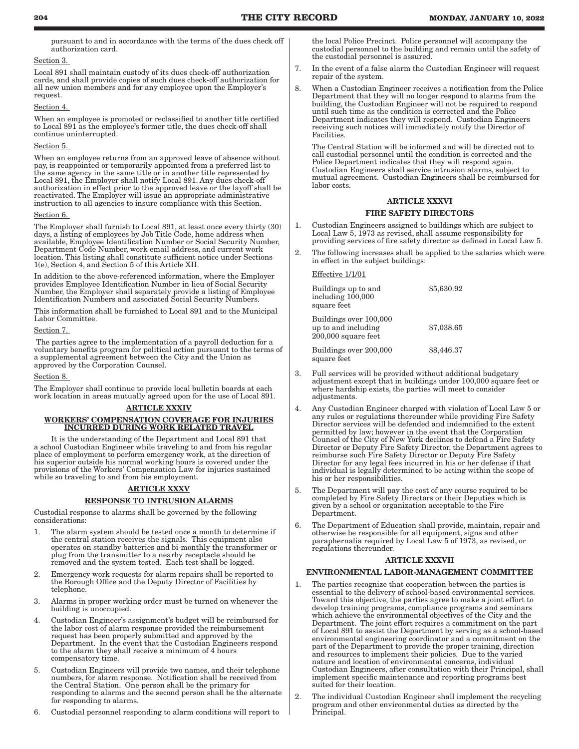pursuant to and in accordance with the terms of the dues check off authorization card.

Section 3.

Local 891 shall maintain custody of its dues check-off authorization cards, and shall provide copies of such dues check-off authorization for all new union members and for any employee upon the Employer's request.

Section 4.

When an employee is promoted or reclassified to another title certified to Local 891 as the employee's former title, the dues check-off shall continue uninterrupted.

Section 5.

When an employee returns from an approved leave of absence without pay, is reappointed or temporarily appointed from a preferred list to the same agency in the same title or in another title represented by Local 891, the Employer shall notify Local 891. Any dues check-off authorization in effect prior to the approved leave or the layoff shall be reactivated. The Employer will issue an appropriate administrative instruction to all agencies to insure compliance with this Section.

Section 6.

The Employer shall furnish to Local 891, at least once every thirty (30) days, a listing of employees by Job Title Code, home address when available, Employee Identification Number or Social Security Number, Department Code Number, work email address, and current work location. This listing shall constitute sufficient notice under Sections 1(e), Section 4, and Section 5 of this Article XII.

In addition to the above-referenced information, where the Employer provides Employee Identification Number in lieu of Social Security Number, the Employer shall separately provide a listing of Employee Identification Numbers and associated Social Security Numbers.

This information shall be furnished to Local 891 and to the Municipal Labor Committee.

Section 7.

The parties agree to the implementation of a payroll deduction for a voluntary benefits program for political action pursuant to the terms of a supplemental agreement between the City and the Union as approved by the Corporation Counsel.

Section 8.

The Employer shall continue to provide local bulletin boards at each work location in areas mutually agreed upon for the use of Local 891.

## ARTICLE XXXIV

## WORKERS' COMPENSATION COVERAGE FOR INJURIES INCURRED DURING WORK RELATED TRAVEL

It is the understanding of the Department and Local 891 that a school Custodian Engineer while traveling to and from his regular place of employment to perform emergency work, at the direction of his superior outside his normal working hours is covered under the provisions of the Workers' Compensation Law for injuries sustained while so traveling to and from his employment.

## ARTICLE XXXV

## RESPONSE TO INTRUSION ALARMS

Custodial response to alarms shall be governed by the following considerations:

1. The alarm system should be tested once a month to determine if the central station receives the signals. This equipment also operates on standby batteries and bi-monthly the transformer or plug from the transmitter to a nearby receptacle should be removed and the system tested. Each test shall be logged.
2. Emergency work requests for alarm repairs shall be reported to the Borough Office and the Deputy Director of Facilities by telephone.
3. Alarms in proper working order must be turned on whenever the building is unoccupied.
4. Custodian Engineer's assignment's budget will be reimbursed for the labor cost of alarm response provided the reimbursement request has been properly submitted and approved by the Department. In the event that the Custodian Engineers respond to the alarm they shall receive a minimum of 4 hours compensatory time.
5. Custodian Engineers will provide two names, and their telephone numbers, for alarm response. Notification shall be received from the Central Station. One person shall be the primary for responding to alarms and the second person shall be the alternate for responding to alarms.
6. Custodial personnel responding to alarm conditions will report to the local Police Precinct. Police personnel will accompany the custodial personnel to the building and remain until the safety of the custodial personnel is assured.
7. In the event of a false alarm the Custodian Engineer will request repair of the system.
8. When a Custodian Engineer receives a notification from the Police Department that they will no longer respond to alarms from the building, the Custodian Engineer will not be required to respond until such time as the condition is corrected and the Police Department indicates they will respond. Custodian Engineers receiving such notices will immediately notify the Director of Facilities.

   The Central Station will be informed and will be directed not to call custodial personnel until the condition is corrected and the Police Department indicates that they will respond again. Custodian Engineers shall service intrusion alarms, subject to mutual agreement. Custodian Engineers shall be reimbursed for labor costs.

## ARTICLE XXXVI

## FIRE SAFETY DIRECTORS

1. Custodian Engineers assigned to buildings which are subject to Local Law 5, 1973 as revised, shall assume responsibility for providing services of fire safety director as defined in Local Law 5.
2. The following increases shall be applied to the salaries which were in effect in the subject buildings:

   Effective 1/1/01

| | |
|---|---|
| Buildings up to and including 100,000 square feet | $5,630.92 |
| Buildings over 100,000 up to and including 200,000 square feet | $7,038.65 |
| Buildings over 200,000 square feet | $8,446.37 |

3. Full services will be provided without additional budgetary adjustment except that in buildings under 100,000 square feet or where hardship exists, the parties will meet to consider adjustments.
4. Any Custodian Engineer charged with violation of Local Law 5 or any rules or regulations thereunder while providing Fire Safety Director services will be defended and indemnified to the extent permitted by law; however in the event that the Corporation Counsel of the City of New York declines to defend a Fire Safety Director or Deputy Fire Safety Director, the Department agrees to reimburse such Fire Safety Director or Deputy Fire Safety Director for any legal fees incurred in his or her defense if that individual is legally determined to be acting within the scope of his or her responsibilities.
5. The Department will pay the cost of any course required to be completed by Fire Safety Directors or their Deputies which is given by a school or organization acceptable to the Fire Department.
6. The Department of Education shall provide, maintain, repair and otherwise be responsible for all equipment, signs and other paraphernalia required by Local Law 5 of 1973, as revised, or regulations thereunder.

## ARTICLE XXXVII

## ENVIRONMENTAL LABOR-MANAGEMENT COMMITTEE

1. The parties recognize that cooperation between the parties is essential to the delivery of school-based environmental services. Toward this objective, the parties agree to make a joint effort to develop training programs, compliance programs and seminars which achieve the environmental objectives of the City and the Department. The joint effort requires a commitment on the part of Local 891 to assist the Department by serving as a school-based environmental engineering coordinator and a commitment on the part of the Department to provide the proper training, direction and resources to implement their policies. Due to the varied nature and location of environmental concerns, individual Custodian Engineers, after consultation with their Principal, shall implement specific maintenance and reporting programs best suited for their location.
2. The individual Custodian Engineer shall implement the recycling program and other environmental duties as directed by the Principal.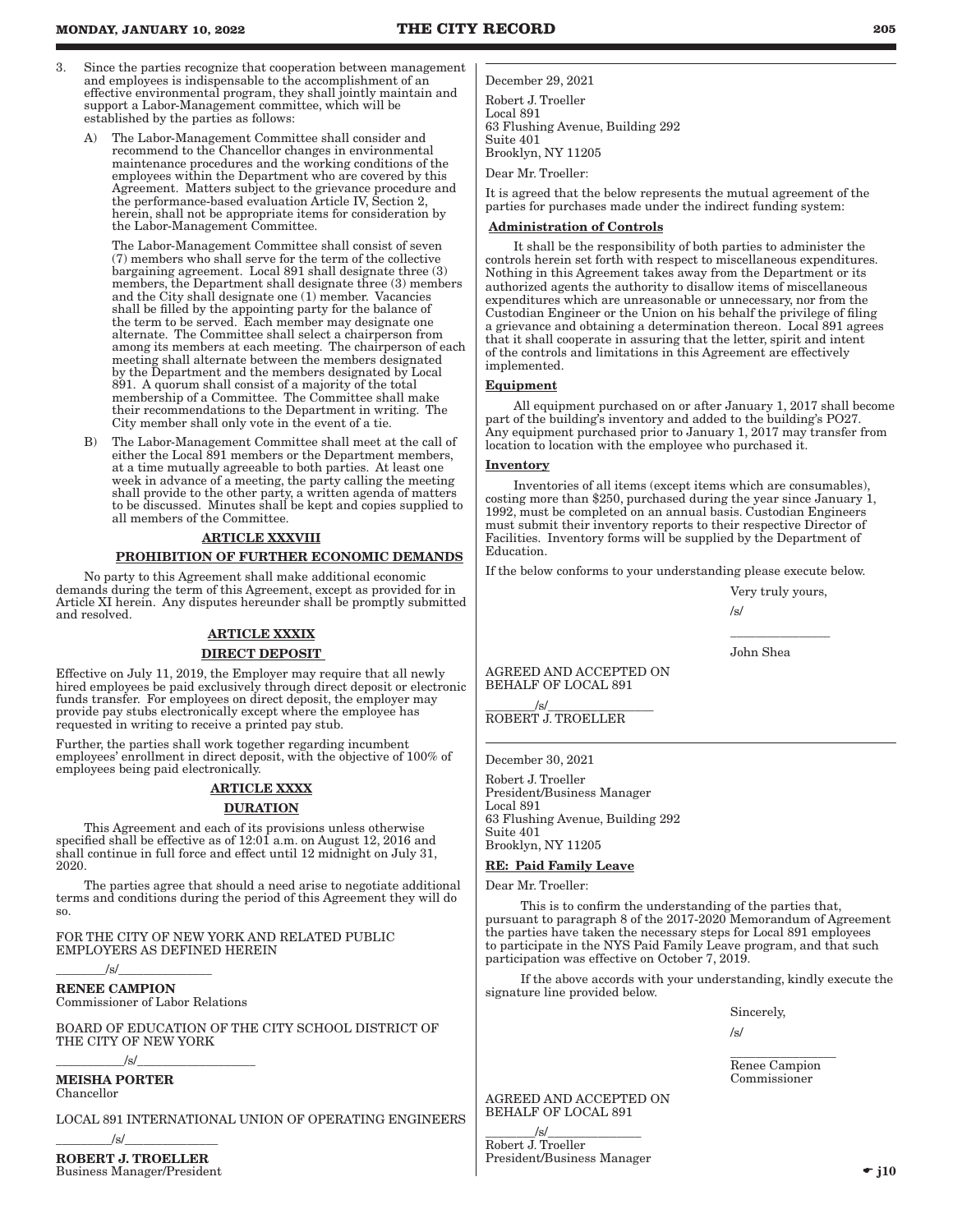3. Since the parties recognize that cooperation between management and employees is indispensable to the accomplishment of an effective environmental program, they shall jointly maintain and support a Labor-Management committee, which will be established by the parties as follows:

   A) The Labor-Management Committee shall consider and recommend to the Chancellor changes in environmental maintenance procedures and the working conditions of the employees within the Department who are covered by this Agreement. Matters subject to the grievance procedure and the performance-based evaluation Article IV, Section 2, herein, shall not be appropriate items for consideration by the Labor-Management Committee.

      The Labor-Management Committee shall consist of seven (7) members who shall serve for the term of the collective bargaining agreement. Local 891 shall designate three (3) members, the Department shall designate three (3) members and the City shall designate one (1) member. Vacancies shall be filled by the appointing party for the balance of the term to be served. Each member may designate one alternate. The Committee shall select a chairperson from among its members at each meeting. The chairperson of each meeting shall alternate between the members designated by the Department and the members designated by Local 891. A quorum shall consist of a majority of the total membership of a Committee. The Committee shall make their recommendations to the Department in writing. The City member shall only vote in the event of a tie.

   B) The Labor-Management Committee shall meet at the call of either the Local 891 members or the Department members, at a time mutually agreeable to both parties. At least one week in advance of a meeting, the party calling the meeting shall provide to the other party, a written agenda of matters to be discussed. Minutes shall be kept and copies supplied to all members of the Committee.

## ARTICLE XXXVIII

## PROHIBITION OF FURTHER ECONOMIC DEMANDS

No party to this Agreement shall make additional economic demands during the term of this Agreement, except as provided for in Article XI herein. Any disputes hereunder shall be promptly submitted and resolved.

## ARTICLE XXXIX

## DIRECT DEPOSIT

Effective on July 11, 2019, the Employer may require that all newly hired employees be paid exclusively through direct deposit or electronic funds transfer. For employees on direct deposit, the employer may provide pay stubs electronically except where the employee has requested in writing to receive a printed pay stub.

Further, the parties shall work together regarding incumbent employees' enrollment in direct deposit, with the objective of 100% of employees being paid electronically.

## ARTICLE XXXX

## DURATION

This Agreement and each of its provisions unless otherwise specified shall be effective as of 12:01 a.m. on August 12, 2016 and shall continue in full force and effect until 12 midnight on July 31, 2020.

The parties agree that should a need arise to negotiate additional terms and conditions during the period of this Agreement they will do so.

FOR THE CITY OF NEW YORK AND RELATED PUBLIC EMPLOYERS AS DEFINED HEREIN

\_\_\_\_\_\_\_\_/s/\_\_\_\_\_\_\_\_\_\_\_\_\_\_\_

**RENEE CAMPION**
Commissioner of Labor Relations

BOARD OF EDUCATION OF THE CITY SCHOOL DISTRICT OF THE CITY OF NEW YORK

\_\_\_\_\_\_\_\_\_\_\_/s/\_\_\_\_\_\_\_\_\_\_\_\_\_\_\_\_\_\_\_

**MEISHA PORTER**
Chancellor

LOCAL 891 INTERNATIONAL UNION OF OPERATING ENGINEERS

\_\_\_\_\_\_\_\_\_/s/\_\_\_\_\_\_\_\_\_\_\_\_\_\_\_

**ROBERT J. TROELLER**
Business Manager/President

---

December 29, 2021

Robert J. Troeller
Local 891
63 Flushing Avenue, Building 292
Suite 401
Brooklyn, NY 11205

Dear Mr. Troeller:

It is agreed that the below represents the mutual agreement of the parties for purchases made under the indirect funding system:

**Administration of Controls**

It shall be the responsibility of both parties to administer the controls herein set forth with respect to miscellaneous expenditures. Nothing in this Agreement takes away from the Department or its authorized agents the authority to disallow items of miscellaneous expenditures which are unreasonable or unnecessary, nor from the Custodian Engineer or the Union on his behalf the privilege of filing a grievance and obtaining a determination thereon. Local 891 agrees that it shall cooperate in assuring that the letter, spirit and intent of the controls and limitations in this Agreement are effectively implemented.

**Equipment**

All equipment purchased on or after January 1, 2017 shall become part of the building's inventory and added to the building's PO27. Any equipment purchased prior to January 1, 2017 may transfer from location to location with the employee who purchased it.

**Inventory**

Inventories of all items (except items which are consumables), costing more than $250, purchased during the year since January 1, 1992, must be completed on an annual basis. Custodian Engineers must submit their inventory reports to their respective Director of Facilities. Inventory forms will be supplied by the Department of Education.

If the below conforms to your understanding please execute below.

Very truly yours,

/s/

\_\_\_\_\_\_\_\_\_\_\_\_\_\_\_\_

John Shea

AGREED AND ACCEPTED ON BEHALF OF LOCAL 891

\_\_\_\_\_\_\_\_/s/\_\_\_\_\_\_\_\_\_\_\_\_\_\_\_\_\_
ROBERT J. TROELLER

---

December 30, 2021

Robert J. Troeller
President/Business Manager
Local 891
63 Flushing Avenue, Building 292
Suite 401
Brooklyn, NY 11205

**RE: Paid Family Leave**

Dear Mr. Troeller:

This is to confirm the understanding of the parties that, pursuant to paragraph 8 of the 2017-2020 Memorandum of Agreement the parties have taken the necessary steps for Local 891 employees to participate in the NYS Paid Family Leave program, and that such participation was effective on October 7, 2019.

If the above accords with your understanding, kindly execute the signature line provided below.

Sincerely,

/s/

\_\_\_\_\_\_\_\_\_\_\_\_\_\_\_\_\_

Renee Campion
Commissioner

AGREED AND ACCEPTED ON BEHALF OF LOCAL 891

\_\_\_\_\_\_\_\_/s/\_\_\_\_\_\_\_\_\_\_\_\_\_\_\_
Robert J. Troeller
President/Business Manager

☛ j10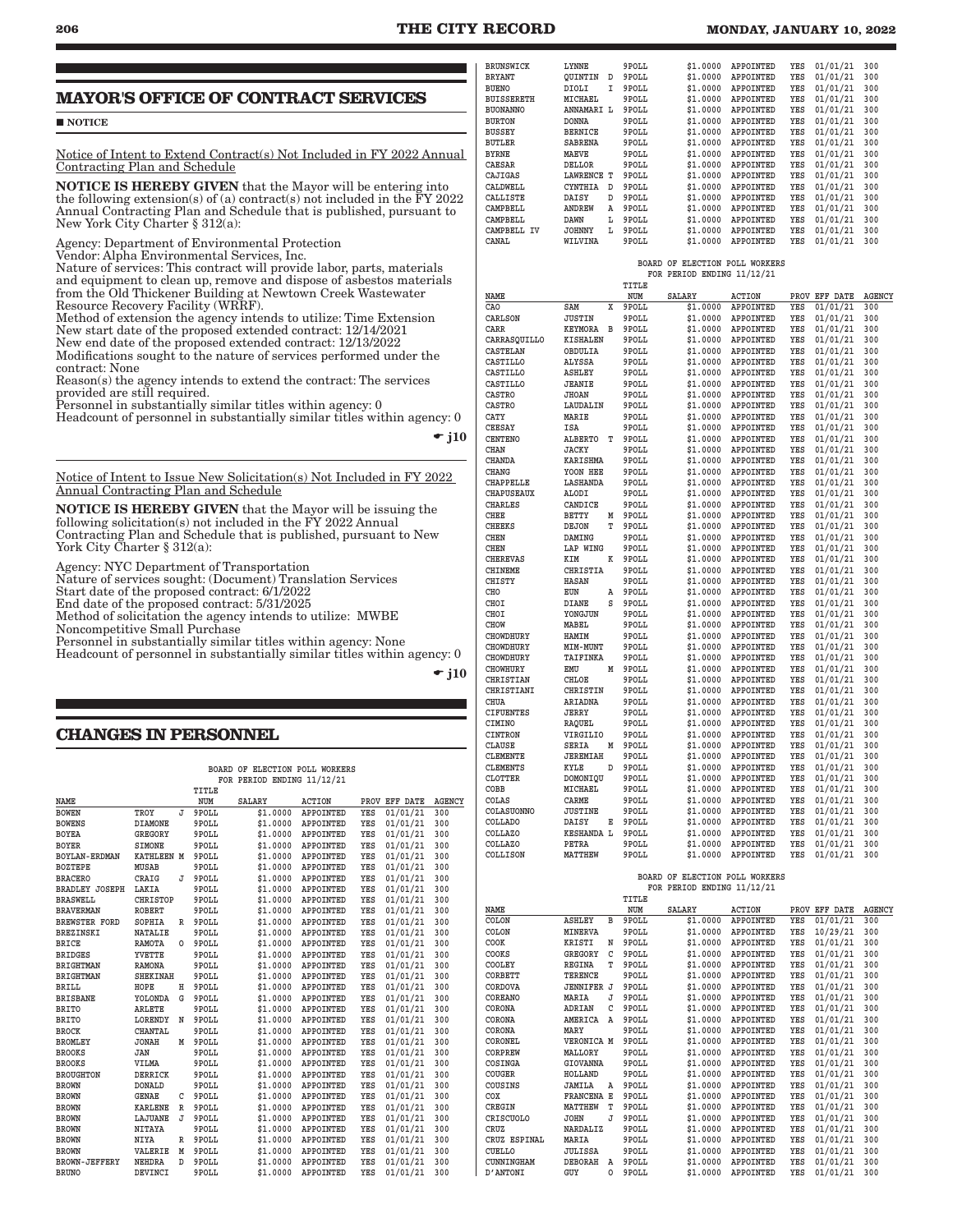## MAYOR'S OFFICE OF CONTRACT SERVICES

■ NOTICE

Notice of Intent to Extend Contract(s) Not Included in FY 2022 Annual Contracting Plan and Schedule

**NOTICE IS HEREBY GIVEN** that the Mayor will be entering into the following extension(s) of (a) contract(s) not included in the FY 2022 Annual Contracting Plan and Schedule that is published, pursuant to New York City Charter § 312(a):

Agency: Department of Environmental Protection
Vendor: Alpha Environmental Services, Inc.
Nature of services: This contract will provide labor, parts, materials and equipment to clean up, remove and dispose of asbestos materials from the Old Thickener Building at Newtown Creek Wastewater Resource Recovery Facility (WRRF).
Method of extension the agency intends to utilize: Time Extension
New start date of the proposed extended contract: 12/14/2021
New end date of the proposed extended contract: 12/13/2022
Modifications sought to the nature of services performed under the contract: None
Reason(s) the agency intends to extend the contract: The services provided are still required.
Personnel in substantially similar titles within agency: 0
Headcount of personnel in substantially similar titles within agency: 0

☛ j10

Notice of Intent to Issue New Solicitation(s) Not Included in FY 2022 Annual Contracting Plan and Schedule

**NOTICE IS HEREBY GIVEN** that the Mayor will be issuing the following solicitation(s) not included in the FY 2022 Annual Contracting Plan and Schedule that is published, pursuant to New York City Charter § 312(a):

Agency: NYC Department of Transportation
Nature of services sought: (Document) Translation Services
Start date of the proposed contract: 6/1/2022
End date of the proposed contract: 5/31/2025
Method of solicitation the agency intends to utilize: MWBE Noncompetitive Small Purchase
Personnel in substantially similar titles within agency: None
Headcount of personnel in substantially similar titles within agency: 0

☛ j10

## CHANGES IN PERSONNEL

BOARD OF ELECTION POLL WORKERS
FOR PERIOD ENDING 11/12/21

| NAME | | | TITLE NUM | SALARY | ACTION | PROV | EFF DATE | AGENCY |
|---|---|---|---|---|---|---|---|---|
| BOWEN | TROY | J | 9POLL | $1.0000 | APPOINTED | YES | 01/01/21 | 300 |
| BOWENS | DIAMONE | | 9POLL | $1.0000 | APPOINTED | YES | 01/01/21 | 300 |
| BOYEA | GREGORY | | 9POLL | $1.0000 | APPOINTED | YES | 01/01/21 | 300 |
| BOYER | SIMONE | | 9POLL | $1.0000 | APPOINTED | YES | 01/01/21 | 300 |
| BOYLAN-ERDMAN | KATHLEEN | M | 9POLL | $1.0000 | APPOINTED | YES | 01/01/21 | 300 |
| BOZTEPE | MUSAB | | 9POLL | $1.0000 | APPOINTED | YES | 01/01/21 | 300 |
| BRACERO | CRAIG | J | 9POLL | $1.0000 | APPOINTED | YES | 01/01/21 | 300 |
| BRADLEY JOSEPH | LAKIA | | 9POLL | $1.0000 | APPOINTED | YES | 01/01/21 | 300 |
| BRASWELL | CHRISTOP | | 9POLL | $1.0000 | APPOINTED | YES | 01/01/21 | 300 |
| BRAVERMAN | ROBERT | | 9POLL | $1.0000 | APPOINTED | YES | 01/01/21 | 300 |
| BREWSTER FORD | SOPHIA | R | 9POLL | $1.0000 | APPOINTED | YES | 01/01/21 | 300 |
| BREZINSKI | NATALIE | | 9POLL | $1.0000 | APPOINTED | YES | 01/01/21 | 300 |
| BRICE | RAMOTA | O | 9POLL | $1.0000 | APPOINTED | YES | 01/01/21 | 300 |
| BRIDGES | YVETTE | | 9POLL | $1.0000 | APPOINTED | YES | 01/01/21 | 300 |
| BRIGHTMAN | RAMONA | | 9POLL | $1.0000 | APPOINTED | YES | 01/01/21 | 300 |
| BRIGHTMAN | SHEKINAH | | 9POLL | $1.0000 | APPOINTED | YES | 01/01/21 | 300 |
| BRILL | HOPE | H | 9POLL | $1.0000 | APPOINTED | YES | 01/01/21 | 300 |
| BRISBANE | YOLONDA | G | 9POLL | $1.0000 | APPOINTED | YES | 01/01/21 | 300 |
| BRITO | ARLETE | | 9POLL | $1.0000 | APPOINTED | YES | 01/01/21 | 300 |
| BRITO | LORENDY | N | 9POLL | $1.0000 | APPOINTED | YES | 01/01/21 | 300 |
| BROCK | CHANTAL | | 9POLL | $1.0000 | APPOINTED | YES | 01/01/21 | 300 |
| BROMLEY | JONAH | M | 9POLL | $1.0000 | APPOINTED | YES | 01/01/21 | 300 |
| BROOKS | JAN | | 9POLL | $1.0000 | APPOINTED | YES | 01/01/21 | 300 |
| BROOKS | VILMA | | 9POLL | $1.0000 | APPOINTED | YES | 01/01/21 | 300 |
| BROUGHTON | DERRICK | | 9POLL | $1.0000 | APPOINTED | YES | 01/01/21 | 300 |
| BROWN | DONALD | | 9POLL | $1.0000 | APPOINTED | YES | 01/01/21 | 300 |
| BROWN | GENAE | C | 9POLL | $1.0000 | APPOINTED | YES | 01/01/21 | 300 |
| BROWN | KARLENE | R | 9POLL | $1.0000 | APPOINTED | YES | 01/01/21 | 300 |
| BROWN | LAJUANE | J | 9POLL | $1.0000 | APPOINTED | YES | 01/01/21 | 300 |
| BROWN | NITAYA | | 9POLL | $1.0000 | APPOINTED | YES | 01/01/21 | 300 |
| BROWN | NIYA | R | 9POLL | $1.0000 | APPOINTED | YES | 01/01/21 | 300 |
| BROWN | VALERIE | M | 9POLL | $1.0000 | APPOINTED | YES | 01/01/21 | 300 |
| BROWN-JEFFERY | NEHDRA | D | 9POLL | $1.0000 | APPOINTED | YES | 01/01/21 | 300 |
| BRUNO | DEVINCI | | 9POLL | $1.0000 | APPOINTED | YES | 01/01/21 | 300 |
| BRUNSWICK | LYNNE | | 9POLL | $1.0000 | APPOINTED | YES | 01/01/21 | 300 |
| BRYANT | QUINTIN | D | 9POLL | $1.0000 | APPOINTED | YES | 01/01/21 | 300 |
| BUENO | DIOLI | I | 9POLL | $1.0000 | APPOINTED | YES | 01/01/21 | 300 |
| BUISSERETH | MICHAEL | | 9POLL | $1.0000 | APPOINTED | YES | 01/01/21 | 300 |
| BUONANNO | ANNAMARI | L | 9POLL | $1.0000 | APPOINTED | YES | 01/01/21 | 300 |
| BURTON | DONNA | | 9POLL | $1.0000 | APPOINTED | YES | 01/01/21 | 300 |
| BUSSEY | BERNICE | | 9POLL | $1.0000 | APPOINTED | YES | 01/01/21 | 300 |
| BUTLER | SABRENA | | 9POLL | $1.0000 | APPOINTED | YES | 01/01/21 | 300 |
| BYRNE | MAEVE | | 9POLL | $1.0000 | APPOINTED | YES | 01/01/21 | 300 |
| CAESAR | DELLOR | | 9POLL | $1.0000 | APPOINTED | YES | 01/01/21 | 300 |
| CAJIGAS | LAWRENCE | T | 9POLL | $1.0000 | APPOINTED | YES | 01/01/21 | 300 |
| CALDWELL | CYNTHIA | D | 9POLL | $1.0000 | APPOINTED | YES | 01/01/21 | 300 |
| CALLISTE | DAISY | D | 9POLL | $1.0000 | APPOINTED | YES | 01/01/21 | 300 |
| CAMPBELL | ANDREW | A | 9POLL | $1.0000 | APPOINTED | YES | 01/01/21 | 300 |
| CAMPBELL | DAWN | L | 9POLL | $1.0000 | APPOINTED | YES | 01/01/21 | 300 |
| CAMPBELL IV | JOHNNY | L | 9POLL | $1.0000 | APPOINTED | YES | 01/01/21 | 300 |
| CANAL | WILVINA | | 9POLL | $1.0000 | APPOINTED | YES | 01/01/21 | 300 |

BOARD OF ELECTION POLL WORKERS
FOR PERIOD ENDING 11/12/21

| NAME | | | TITLE NUM | SALARY | ACTION | PROV | EFF DATE | AGENCY |
|---|---|---|---|---|---|---|---|---|
| CAO | SAM | X | 9POLL | $1.0000 | APPOINTED | YES | 01/01/21 | 300 |
| CARLSON | JUSTIN | | 9POLL | $1.0000 | APPOINTED | YES | 01/01/21 | 300 |
| CARR | KEYMORA | B | 9POLL | $1.0000 | APPOINTED | YES | 01/01/21 | 300 |
| CARRASQUILLO | KISHALEN | | 9POLL | $1.0000 | APPOINTED | YES | 01/01/21 | 300 |
| CASTELAN | OBDULIA | | 9POLL | $1.0000 | APPOINTED | YES | 01/01/21 | 300 |
| CASTILLO | ALYSSA | | 9POLL | $1.0000 | APPOINTED | YES | 01/01/21 | 300 |
| CASTILLO | ASHLEY | | 9POLL | $1.0000 | APPOINTED | YES | 01/01/21 | 300 |
| CASTILLO | JEANIE | | 9POLL | $1.0000 | APPOINTED | YES | 01/01/21 | 300 |
| CASTRO | JHOAN | | 9POLL | $1.0000 | APPOINTED | YES | 01/01/21 | 300 |
| CASTRO | LAUDALIN | | 9POLL | $1.0000 | APPOINTED | YES | 01/01/21 | 300 |
| CATY | MARIE | | 9POLL | $1.0000 | APPOINTED | YES | 01/01/21 | 300 |
| CEESAY | ISA | | 9POLL | $1.0000 | APPOINTED | YES | 01/01/21 | 300 |
| CENTENO | ALBERTO | T | 9POLL | $1.0000 | APPOINTED | YES | 01/01/21 | 300 |
| CHAN | JACKY | | 9POLL | $1.0000 | APPOINTED | YES | 01/01/21 | 300 |
| CHANDA | KARISHMA | | 9POLL | $1.0000 | APPOINTED | YES | 01/01/21 | 300 |
| CHANG | YOON HEE | | 9POLL | $1.0000 | APPOINTED | YES | 01/01/21 | 300 |
| CHAPPELLE | LASHANDA | | 9POLL | $1.0000 | APPOINTED | YES | 01/01/21 | 300 |
| CHAPUSEAUX | ALODI | | 9POLL | $1.0000 | APPOINTED | YES | 01/01/21 | 300 |
| CHARLES | CANDICE | | 9POLL | $1.0000 | APPOINTED | YES | 01/01/21 | 300 |
| CHEE | BETTY | M | 9POLL | $1.0000 | APPOINTED | YES | 01/01/21 | 300 |
| CHEEKS | DEJON | T | 9POLL | $1.0000 | APPOINTED | YES | 01/01/21 | 300 |
| CHEN | DAMING | | 9POLL | $1.0000 | APPOINTED | YES | 01/01/21 | 300 |
| CHEN | LAP WING | | 9POLL | $1.0000 | APPOINTED | YES | 01/01/21 | 300 |
| CHEREVAS | KIM | K | 9POLL | $1.0000 | APPOINTED | YES | 01/01/21 | 300 |
| CHINEME | CHRISTIA | | 9POLL | $1.0000 | APPOINTED | YES | 01/01/21 | 300 |
| CHISTY | HASAN | | 9POLL | $1.0000 | APPOINTED | YES | 01/01/21 | 300 |
| CHO | EUN | A | 9POLL | $1.0000 | APPOINTED | YES | 01/01/21 | 300 |
| CHOI | DIANE | S | 9POLL | $1.0000 | APPOINTED | YES | 01/01/21 | 300 |
| CHOI | YONGJUN | | 9POLL | $1.0000 | APPOINTED | YES | 01/01/21 | 300 |
| CHOW | MABEL | | 9POLL | $1.0000 | APPOINTED | YES | 01/01/21 | 300 |
| CHOWDHURY | HAMIM | | 9POLL | $1.0000 | APPOINTED | YES | 01/01/21 | 300 |
| CHOWDHURY | MIM-MUNT | | 9POLL | $1.0000 | APPOINTED | YES | 01/01/21 | 300 |
| CHOWDHURY | TAIFINKA | | 9POLL | $1.0000 | APPOINTED | YES | 01/01/21 | 300 |
| CHOWHURY | EMU | M | 9POLL | $1.0000 | APPOINTED | YES | 01/01/21 | 300 |
| CHRISTIAN | CHLOE | | 9POLL | $1.0000 | APPOINTED | YES | 01/01/21 | 300 |
| CHRISTIANI | CHRISTIN | | 9POLL | $1.0000 | APPOINTED | YES | 01/01/21 | 300 |
| CHUA | ARIADNA | | 9POLL | $1.0000 | APPOINTED | YES | 01/01/21 | 300 |
| CIFUENTES | JERRY | | 9POLL | $1.0000 | APPOINTED | YES | 01/01/21 | 300 |
| CIMINO | RAQUEL | | 9POLL | $1.0000 | APPOINTED | YES | 01/01/21 | 300 |
| CINTRON | VIRGILIO | | 9POLL | $1.0000 | APPOINTED | YES | 01/01/21 | 300 |
| CLAUSE | SERIA | M | 9POLL | $1.0000 | APPOINTED | YES | 01/01/21 | 300 |
| CLEMENTE | JEREMIAH | | 9POLL | $1.0000 | APPOINTED | YES | 01/01/21 | 300 |
| CLEMENTS | KYLE | D | 9POLL | $1.0000 | APPOINTED | YES | 01/01/21 | 300 |
| CLOTTER | DOMONIQU | | 9POLL | $1.0000 | APPOINTED | YES | 01/01/21 | 300 |
| COBB | MICHAEL | | 9POLL | $1.0000 | APPOINTED | YES | 01/01/21 | 300 |
| COLAS | CARME | | 9POLL | $1.0000 | APPOINTED | YES | 01/01/21 | 300 |
| COLASUONNO | JUSTINE | | 9POLL | $1.0000 | APPOINTED | YES | 01/01/21 | 300 |
| COLLADO | DAISY | E | 9POLL | $1.0000 | APPOINTED | YES | 01/01/21 | 300 |
| COLLAZO | KESHANDA | L | 9POLL | $1.0000 | APPOINTED | YES | 01/01/21 | 300 |
| COLLAZO | PETRA | | 9POLL | $1.0000 | APPOINTED | YES | 01/01/21 | 300 |
| COLLISON | MATTHEW | | 9POLL | $1.0000 | APPOINTED | YES | 01/01/21 | 300 |

BOARD OF ELECTION POLL WORKERS
FOR PERIOD ENDING 11/12/21

| NAME | | | TITLE NUM | SALARY | ACTION | PROV | EFF DATE | AGENCY |
|---|---|---|---|---|---|---|---|---|
| COLON | ASHLEY | B | 9POLL | $1.0000 | APPOINTED | YES | 01/01/21 | 300 |
| COLON | MINERVA | | 9POLL | $1.0000 | APPOINTED | YES | 10/29/21 | 300 |
| COOK | KRISTI | N | 9POLL | $1.0000 | APPOINTED | YES | 01/01/21 | 300 |
| COOKS | GREGORY | C | 9POLL | $1.0000 | APPOINTED | YES | 01/01/21 | 300 |
| COOLEY | REGINA | T | 9POLL | $1.0000 | APPOINTED | YES | 01/01/21 | 300 |
| CORBETT | TERENCE | | 9POLL | $1.0000 | APPOINTED | YES | 01/01/21 | 300 |
| CORDOVA | JENNIFER | J | 9POLL | $1.0000 | APPOINTED | YES | 01/01/21 | 300 |
| COREANO | MARIA | J | 9POLL | $1.0000 | APPOINTED | YES | 01/01/21 | 300 |
| CORONA | ADRIAN | C | 9POLL | $1.0000 | APPOINTED | YES | 01/01/21 | 300 |
| CORONA | AMERICA | A | 9POLL | $1.0000 | APPOINTED | YES | 01/01/21 | 300 |
| CORONA | MARY | | 9POLL | $1.0000 | APPOINTED | YES | 01/01/21 | 300 |
| CORONEL | VERONICA | M | 9POLL | $1.0000 | APPOINTED | YES | 01/01/21 | 300 |
| CORPREW | MALLORY | | 9POLL | $1.0000 | APPOINTED | YES | 01/01/21 | 300 |
| COSINGA | GIOVANNA | | 9POLL | $1.0000 | APPOINTED | YES | 01/01/21 | 300 |
| COUGER | HOLLAND | | 9POLL | $1.0000 | APPOINTED | YES | 01/01/21 | 300 |
| COUSINS | JAMILA | A | 9POLL | $1.0000 | APPOINTED | YES | 01/01/21 | 300 |
| COX | FRANCENA | E | 9POLL | $1.0000 | APPOINTED | YES | 01/01/21 | 300 |
| CREGIN | MATTHEW | T | 9POLL | $1.0000 | APPOINTED | YES | 01/01/21 | 300 |
| CRISCUOLO | JOHN | J | 9POLL | $1.0000 | APPOINTED | YES | 01/01/21 | 300 |
| CRUZ | NARDALIZ | | 9POLL | $1.0000 | APPOINTED | YES | 01/01/21 | 300 |
| CRUZ ESPINAL | MARIA | | 9POLL | $1.0000 | APPOINTED | YES | 01/01/21 | 300 |
| CUELLO | JULISSA | | 9POLL | $1.0000 | APPOINTED | YES | 01/01/21 | 300 |
| CUNNINGHAM | DEBORAH | A | 9POLL | $1.0000 | APPOINTED | YES | 01/01/21 | 300 |
| D'ANTONI | GUY | O | 9POLL | $1.0000 | APPOINTED | YES | 01/01/21 | 300 |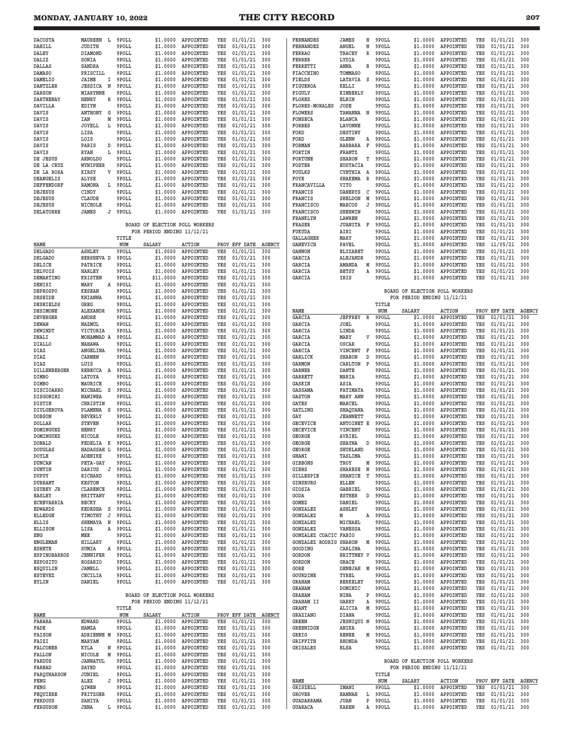| NAME | | TITLE NUM | SALARY | ACTION | PROV | EFF DATE | AGENCY |
|---|---|---|---|---|---|---|---|
| DACOSTA | MAUREEN L | 9POLL | $1.0000 | APPOINTED | YES | 01/01/21 | 300 |
| DAHILL | JUDITH | 9POLL | $1.0000 | APPOINTED | YES | 01/01/21 | 300 |
| DALEY | DIAMOND | 9POLL | $1.0000 | APPOINTED | YES | 01/01/21 | 300 |
| DALIZ | SONIA | 9POLL | $1.0000 | APPOINTED | YES | 01/01/21 | 300 |
| DALLAS | SANDRA | 9POLL | $1.0000 | APPOINTED | YES | 01/01/21 | 300 |
| DAMASO | PRISCILL | 9POLL | $1.0000 | APPOINTED | YES | 01/01/21 | 300 |
| DAMELIO | JAIME I | 9POLL | $1.0000 | APPOINTED | YES | 01/01/21 | 300 |
| DANTZLER | JESSICA N | 9POLL | $1.0000 | APPOINTED | YES | 01/01/21 | 300 |
| DARSON | MIARYNNE | 9POLL | $1.0000 | APPOINTED | YES | 01/01/21 | 300 |
| DARTHENAY | HENRY R | 9POLL | $1.0000 | APPOINTED | YES | 01/01/21 | 300 |
| DAVILLA | EDIYN | 9POLL | $1.0000 | APPOINTED | YES | 01/01/21 | 300 |
| DAVIS | ANTHONY G | 9POLL | $1.0000 | APPOINTED | YES | 01/01/21 | 300 |
| DAVIS | IAN M | 9POLL | $1.0000 | APPOINTED | YES | 01/01/21 | 300 |
| DAVIS | JOYELL L | 9POLL | $1.0000 | APPOINTED | YES | 01/01/21 | 300 |
| DAVIS | LISA | 9POLL | $1.0000 | APPOINTED | YES | 01/01/21 | 300 |
| DAVIS | LOIS | 9POLL | $1.0000 | APPOINTED | YES | 01/01/21 | 300 |
| DAVIS | PARIS D | 9POLL | $1.0000 | APPOINTED | YES | 01/01/21 | 300 |
| DAVIS | RYAN L | 9POLL | $1.0000 | APPOINTED | YES | 01/01/21 | 300 |
| DE JESUS | ARNOLDO | 9POLL | $1.0000 | APPOINTED | YES | 01/01/21 | 300 |
| DE LA CRUZ | WYNIPHER | 9POLL | $1.0000 | APPOINTED | YES | 01/01/21 | 300 |
| DE LA ROSA | KIRSY V | 9POLL | $1.0000 | APPOINTED | YES | 01/01/21 | 300 |
| DEANGELIS | ALYSE | 9POLL | $1.0000 | APPOINTED | YES | 01/01/21 | 300 |
| DEFFENDORF | RAMONA L | 9POLL | $1.0000 | APPOINTED | YES | 01/01/21 | 300 |
| DEJESUS | CINDY | 9POLL | $1.0000 | APPOINTED | YES | 01/01/21 | 300 |
| DEJESUS | CLAUDE | 9POLL | $1.0000 | APPOINTED | YES | 01/01/21 | 300 |
| DEJESUS | NICHOLE | 9POLL | $1.0000 | APPOINTED | YES | 01/01/21 | 300 |
| DELATORRE | JAMES J | 9POLL | $1.0000 | APPOINTED | YES | 01/01/21 | 300 |

BOARD OF ELECTION POLL WORKERS
FOR PERIOD ENDING 11/12/21

| NAME | | TITLE NUM | SALARY | ACTION | PROV | EFF DATE | AGENCY |
|---|---|---|---|---|---|---|---|
| DELGADO | ASHLEY | 9POLL | $1.0000 | APPOINTED | YES | 01/01/21 | 300 |
| DELGADO | BERSHEVA D | 9POLL | $1.0000 | APPOINTED | YES | 01/01/21 | 300 |
| DELICE | PATRICE | 9POLL | $1.0000 | APPOINTED | YES | 01/01/21 | 300 |
| DELVOIS | HARLEY | 9POLL | $1.0000 | APPOINTED | YES | 01/01/21 | 300 |
| DEMARTINO | KRISTEN | 9POLL | $11.0000 | APPOINTED | YES | 01/01/21 | 300 |
| DENISI | MARY A | 9POLL | $1.0000 | APPOINTED | YES | 01/01/21 | 300 |
| DEPROSPO | KESEAN | 9POLL | $1.0000 | APPOINTED | YES | 01/01/21 | 300 |
| DESEIDE | KHIANNA | 9POLL | $1.0000 | APPOINTED | YES | 01/01/21 | 300 |
| DESHIELDS | GREG | 9POLL | $1.0000 | APPOINTED | YES | 01/01/21 | 300 |
| DESIMONE | ALEXANDR | 9POLL | $1.0000 | APPOINTED | YES | 01/01/21 | 300 |
| DEVERGER | ANDRE | 9POLL | $1.0000 | APPOINTED | YES | 01/01/21 | 300 |
| DEWAN | NAZMUL | 9POLL | $1.0000 | APPOINTED | YES | 01/01/21 | 300 |
| DEWINDT | VICTORIA | 9POLL | $1.0000 | APPOINTED | YES | 01/01/21 | 300 |
| DHALI | MOHAMMAD A | 9POLL | $1.0000 | APPOINTED | YES | 01/01/21 | 300 |
| DIALLO | MAHAWA | 9POLL | $1.0000 | APPOINTED | YES | 01/01/21 | 300 |
| DIAZ | ANGELINA | 9POLL | $1.0000 | APPOINTED | YES | 01/01/21 | 300 |
| DIAZ | CARMEN | 9POLL | $1.0000 | APPOINTED | YES | 01/01/21 | 300 |
| DIAZ | LUIS | 9POLL | $1.0000 | APPOINTED | YES | 01/01/21 | 300 |
| DILLENBERGER | REBECCA A | 9POLL | $1.0000 | APPOINTED | YES | 01/01/21 | 300 |
| DIMBO | LATOYA | 9POLL | $1.0000 | APPOINTED | YES | 01/01/21 | 300 |
| DIMBO | MAURICE | 9POLL | $1.0000 | APPOINTED | YES | 01/01/21 | 300 |
| DISCIOARRO | MICHAEL S | 9POLL | $1.0000 | APPOINTED | YES | 01/01/21 | 300 |
| DISGONIHI | NANIWEA | 9POLL | $1.0000 | APPOINTED | YES | 01/01/21 | 300 |
| DISTIN | CHRISTIN | 9POLL | $1.0000 | APPOINTED | YES | 01/01/21 | 300 |
| DIULGEROVA | PLAMENA S | 9POLL | $1.0000 | APPOINTED | YES | 01/01/21 | 300 |
| DOBSON | BEVERLY | 9POLL | $1.0000 | APPOINTED | YES | 01/01/21 | 300 |
| DOLLAR | STEVEN | 9POLL | $1.0000 | APPOINTED | YES | 01/01/21 | 300 |
| DOMINGUEZ | HENRY | 9POLL | $1.0000 | APPOINTED | YES | 01/01/21 | 300 |
| DOMINGUEZ | NICOLE | 9POLL | $1.0000 | APPOINTED | YES | 01/01/21 | 300 |
| DONALD | FEDELIA K | 9POLL | $1.0000 | APPOINTED | YES | 01/01/21 | 300 |
| DOUGLAS | HADASSAH L | 9POLL | $1.0000 | APPOINTED | YES | 01/01/21 | 300 |
| DOYLE | ADENIKE | 9POLL | $1.0000 | APPOINTED | YES | 01/01/21 | 300 |
| DUNCAN | PETA-GAY | 9POLL | $1.0000 | APPOINTED | YES | 01/01/21 | 300 |
| DUNTIN | DARIUS J | 9POLL | $1.0000 | APPOINTED | YES | 01/01/21 | 300 |
| DUPUY | RICHARD | 9POLL | $1.0000 | APPOINTED | YES | 01/01/21 | 300 |
| DURRANT | KESTON | 9POLL | $1.0000 | APPOINTED | YES | 01/01/21 | 300 |
| DZUBEY JR | CLARENCE | 9POLL | $1.0000 | APPOINTED | YES | 01/01/21 | 300 |
| EASLEY | BRITTANY | 9POLL | $1.0000 | APPOINTED | YES | 01/01/21 | 300 |
| ECHEVARRIA | BECKY | 9POLL | $1.0000 | APPOINTED | YES | 01/01/21 | 300 |
| EDWARDS | KEDESHA S | 9POLL | $1.0000 | APPOINTED | YES | 01/01/21 | 300 |
| ELLEDGE | TIMOTHY J | 9POLL | $1.0000 | APPOINTED | YES | 01/01/21 | 300 |
| ELLIS | SHEMAYA N | 9POLL | $1.0000 | APPOINTED | YES | 01/01/21 | 300 |
| ELLISON | LISA A | 9POLL | $1.0000 | APPOINTED | YES | 01/01/21 | 300 |
| ENG | MEE | 9POLL | $1.0000 | APPOINTED | YES | 01/01/21 | 300 |
| ENGLEMAN | HILLARY | 9POLL | $1.0000 | APPOINTED | YES | 01/01/21 | 300 |
| ESHETE | SUMIA A | 9POLL | $1.0000 | APPOINTED | YES | 01/01/21 | 300 |
| ESPINOBARROS | JENNIFER | 9POLL | $1.0000 | APPOINTED | YES | 01/01/21 | 300 |
| ESPOSITO | ROSARIO | 9POLL | $1.0000 | APPOINTED | YES | 01/01/21 | 300 |
| ESQUILIN | JAMELL | 9POLL | $1.0000 | APPOINTED | YES | 01/01/21 | 300 |
| ESTEVEZ | CECILIA | 9POLL | $1.0000 | APPOINTED | YES | 01/01/21 | 300 |
| EYLIN | DANIEL | 9POLL | $1.0000 | APPOINTED | YES | 01/01/21 | 300 |

BOARD OF ELECTION POLL WORKERS
FOR PERIOD ENDING 11/12/21

| NAME | | TITLE NUM | SALARY | ACTION | PROV | EFF DATE | AGENCY |
|---|---|---|---|---|---|---|---|
| FABARA | EDWARD | 9POLL | $1.0000 | APPOINTED | YES | 01/01/21 | 300 |
| FADE | HAMZA | 9POLL | $1.0000 | APPOINTED | YES | 01/01/21 | 300 |
| FAISON | ADRIENNE M | 9POLL | $1.0000 | APPOINTED | YES | 01/01/21 | 300 |
| FAIZI | MARYAM | 9POLL | $1.0000 | APPOINTED | YES | 01/01/21 | 300 |
| FALCONER | KYLA N | 9POLL | $1.0000 | APPOINTED | YES | 01/01/21 | 300 |
| FALLON | NICOLE M | 9POLL | $1.0000 | APPOINTED | YES | 01/01/21 | 300 |
| FARDUS | JANNATUL | 9POLL | $1.0000 | APPOINTED | YES | 01/01/21 | 300 |
| FARHAD | SAYED | 9POLL | $1.0000 | APPOINTED | YES | 01/01/21 | 300 |
| FARQUHARSON | JUNIEL | 9POLL | $1.0000 | APPOINTED | YES | 01/01/21 | 300 |
| FENG | ALEX J | 9POLL | $1.0000 | APPOINTED | YES | 01/01/21 | 300 |
| FENG | QIWEN | 9POLL | $1.0000 | APPOINTED | YES | 01/01/21 | 300 |
| FEQUIERE | FRITZGER | 9POLL | $1.0000 | APPOINTED | YES | 01/01/21 | 300 |
| FERDOUS | SAHIYA | 9POLL | $1.0000 | APPOINTED | YES | 01/01/21 | 300 |
| FERGUSON | JENA L | 9POLL | $1.0000 | APPOINTED | YES | 01/01/21 | 300 |
| FERNANDES | JAMES H | 9POLL | $1.0000 | APPOINTED | YES | 01/01/21 | 300 |
| FERNANDEZ | ANGEL N | 9POLL | $1.0000 | APPOINTED | YES | 01/01/21 | 300 |
| FERRAO | TRACEY R | 9POLL | $1.0000 | APPOINTED | YES | 01/01/21 | 300 |
| FERRER | LYDIA | 9POLL | $1.0000 | APPOINTED | YES | 01/01/21 | 300 |
| FERRETTI | ANNA R | 9POLL | $1.0000 | APPOINTED | YES | 01/01/21 | 300 |
| FIACCHINO | TOMMASO | 9POLL | $1.0000 | APPOINTED | YES | 01/01/21 | 300 |
| FIELDS | LATAVIA S | 9POLL | $1.0000 | APPOINTED | YES | 01/01/21 | 300 |
| FIGUEROA | KELLI | 9POLL | $1.0000 | APPOINTED | YES | 01/01/21 | 300 |
| FIGULY | KIMBERLY | 9POLL | $1.0000 | APPOINTED | YES | 01/01/21 | 300 |
| FLORES | ELBIN | 9POLL | $1.0000 | APPOINTED | YES | 01/01/21 | 300 |
| FLORES-MORALES | JOSE | 9POLL | $1.0000 | APPOINTED | YES | 01/01/21 | 300 |
| FLOWERS | TAWANNA N | 9POLL | $1.0000 | APPOINTED | YES | 01/01/21 | 300 |
| FONSECA | BLANCA | 9POLL | $1.0000 | APPOINTED | YES | 01/01/21 | 300 |
| FORBES | LAVONNE | 9POLL | $1.0000 | APPOINTED | YES | 01/01/21 | 300 |
| FORD | DESTINY | 9POLL | $1.0000 | APPOINTED | YES | 01/01/21 | 300 |
| FORD | GLENN A | 9POLL | $1.0000 | APPOINTED | YES | 01/01/21 | 300 |
| FORMAN | BARBARA F | 9POLL | $1.0000 | APPOINTED | YES | 01/01/21 | 300 |
| FORTIN | FRANTZ | 9POLL | $1.0000 | APPOINTED | YES | 01/01/21 | 300 |
| FORTUNE | SHARON T | 9POLL | $1.0000 | APPOINTED | YES | 01/01/21 | 300 |
| FOSTER | EUSTACIA | 9POLL | $1.0000 | APPOINTED | YES | 01/01/21 | 300 |
| FOULKS | CYNTHIA A | 9POLL | $1.0000 | APPOINTED | YES | 01/01/21 | 300 |
| FOYE | SHAKEMA R | 9POLL | $1.0000 | APPOINTED | YES | 01/01/21 | 300 |
| FRANCAVILLA | VITO | 9POLL | $1.0000 | APPOINTED | YES | 01/01/21 | 300 |
| FRANCIS | DANERYS C | 9POLL | $1.0000 | APPOINTED | YES | 01/01/21 | 300 |
| FRANCIS | SHELDON M | 9POLL | $1.0000 | APPOINTED | YES | 01/01/21 | 300 |
| FRANCISCO | MARCOS J | 9POLL | $1.0000 | APPOINTED | YES | 01/01/21 | 300 |
| FRANCISCO | SHERWIN | 9POLL | $1.0000 | APPOINTED | YES | 01/01/21 | 300 |
| FRANKLYN | LAWREN | 9POLL | $1.0000 | APPOINTED | YES | 01/01/21 | 300 |
| FRASER | JUANITA F | 9POLL | $1.0000 | APPOINTED | YES | 01/01/21 | 300 |
| FUKUDA | AIRI | 9POLL | $1.0000 | APPOINTED | YES | 01/01/21 | 300 |
| GALLAGHER | MARY | 9POLL | $1.0000 | APPOINTED | YES | 01/01/21 | 300 |
| GANEVICH | PAVEL | 9POLL | $1.0000 | APPOINTED | YES | 11/05/21 | 300 |
| GANNON | ELIZABET | 9POLL | $1.0000 | APPOINTED | YES | 01/01/21 | 300 |
| GARCIA | ALEJANDR | 9POLL | $1.0000 | APPOINTED | YES | 01/01/21 | 300 |
| GARCIA | AMANDA M | 9POLL | $1.0000 | APPOINTED | YES | 01/01/21 | 300 |
| GARCIA | BETSY A | 9POLL | $1.0000 | APPOINTED | YES | 01/01/21 | 300 |
| GARCIA | IRIS | 9POLL | $1.0000 | APPOINTED | YES | 01/01/21 | 300 |

BOARD OF ELECTION POLL WORKERS
FOR PERIOD ENDING 11/12/21

| NAME | | TITLE NUM | SALARY | ACTION | PROV | EFF DATE | AGENCY |
|---|---|---|---|---|---|---|---|
| GARCIA | JEFFREY R | 9POLL | $1.0000 | APPOINTED | YES | 01/01/21 | 300 |
| GARCIA | JOEL | 9POLL | $1.0000 | APPOINTED | YES | 01/01/21 | 300 |
| GARCIA | LINDA | 9POLL | $1.0000 | APPOINTED | YES | 01/01/21 | 300 |
| GARCIA | MARY V | 9POLL | $1.0000 | APPOINTED | YES | 01/01/21 | 300 |
| GARCIA | OSCAR | 9POLL | $1.0000 | APPOINTED | YES | 01/01/21 | 300 |
| GARCIA | VINCENT F | 9POLL | $1.0000 | APPOINTED | YES | 01/01/21 | 300 |
| GARLICK | SHARON D | 9POLL | $1.0000 | APPOINTED | YES | 01/01/21 | 300 |
| GARMON | CARLTON P | 9POLL | $1.0000 | APPOINTED | YES | 01/01/21 | 300 |
| GARNER | DANTE | 9POLL | $1.0000 | APPOINTED | YES | 01/01/21 | 300 |
| GARRETT | MARIA | 9POLL | $1.0000 | APPOINTED | YES | 01/01/21 | 300 |
| GASKIN | ASIA | 9POLL | $1.0000 | APPOINTED | YES | 01/01/21 | 300 |
| GASSAMA | FATIMATA | 9POLL | $1.0000 | APPOINTED | YES | 01/01/21 | 300 |
| GASTON | MARY ANN | 9POLL | $1.0000 | APPOINTED | YES | 01/01/21 | 300 |
| GATES | MARCEL | 9POLL | $1.0000 | APPOINTED | YES | 01/01/21 | 300 |
| GATLING | SHAQUANA | 9POLL | $1.0000 | APPOINTED | YES | 01/01/21 | 300 |
| GAY | JEANNETT | 9POLL | $1.0000 | APPOINTED | YES | 01/01/21 | 300 |
| GECEVICE | ANTOINET E | 9POLL | $1.0000 | APPOINTED | YES | 01/01/21 | 300 |
| GECEVICE | VINCENT | 9POLL | $1.0000 | APPOINTED | YES | 01/01/21 | 300 |
| GEORGE | AVRIEL | 9POLL | $1.0000 | APPOINTED | YES | 01/01/21 | 300 |
| GEORGE | SHAYNA D | 9POLL | $1.0000 | APPOINTED | YES | 01/01/21 | 300 |
| GEORGE | SHURLAND | 9POLL | $1.0000 | APPOINTED | YES | 01/01/21 | 300 |
| GHANI | TASLIMA | 9POLL | $1.0000 | APPOINTED | YES | 01/01/21 | 300 |
| GIBBONS | TROY M | 9POLL | $1.0000 | APPOINTED | YES | 01/01/21 | 300 |
| GIBBS | SHARESE N | 9POLL | $1.0000 | APPOINTED | YES | 01/01/21 | 300 |
| GILLESPIE | SHANICE T | 9POLL | $1.0000 | APPOINTED | YES | 01/01/21 | 300 |
| GINSBURG | ELLEN | 9POLL | $1.0000 | APPOINTED | YES | 01/01/21 | 300 |
| GIOSIA | GABRIEL | 9POLL | $1.0000 | APPOINTED | YES | 01/01/21 | 300 |
| GODA | ESTHER D | 9POLL | $1.0000 | APPOINTED | YES | 01/01/21 | 300 |
| GOMEZ | DANIEL | 9POLL | $1.0000 | APPOINTED | YES | 01/01/21 | 300 |
| GONZALEZ | ASHLEY | 9POLL | $1.0000 | APPOINTED | YES | 01/01/21 | 300 |
| GONZALEZ | M A | 9POLL | $1.0000 | APPOINTED | YES | 01/01/21 | 300 |
| GONZALEZ | MICHAEL | 9POLL | $1.0000 | APPOINTED | YES | 01/01/21 | 300 |
| GONZALEZ | VANESSA | 9POLL | $1.0000 | APPOINTED | YES | 01/01/21 | 300 |
| GONZALEZ COACIC | FABIO | 9POLL | $1.0000 | APPOINTED | YES | 01/01/21 | 300 |
| GONZALEZ RODRIG | SHARON M | 9POLL | $1.0000 | APPOINTED | YES | 01/01/21 | 300 |
| GOODING | CARLINA | 9POLL | $1.0000 | APPOINTED | YES | 01/01/21 | 300 |
| GORDON | BRITTNEY V | 9POLL | $1.0000 | APPOINTED | YES | 01/01/21 | 300 |
| GORDON | GRACE | 9POLL | $1.0000 | APPOINTED | YES | 01/01/21 | 300 |
| GORE | DENEJAH M | 9POLL | $1.0000 | APPOINTED | YES | 01/01/21 | 300 |
| GOURDINE | TYREL | 9POLL | $1.0000 | APPOINTED | YES | 01/01/21 | 300 |
| GRAHAM | BERKELEY | 9POLL | $1.0000 | APPOINTED | YES | 01/01/21 | 300 |
| GRAHAM | DOMINIC | 9POLL | $1.0000 | APPOINTED | YES | 01/01/21 | 300 |
| GRAHAM | NINA P | 9POLL | $1.0000 | APPOINTED | YES | 01/01/21 | 300 |
| GRAHAM II | GARRY A | 9POLL | $1.0000 | APPOINTED | YES | 01/01/21 | 300 |
| GRANT | ALICIA M | 9POLL | $1.0000 | APPOINTED | YES | 01/01/21 | 300 |
| GRAZIANO | DIANA | 9POLL | $1.0000 | APPOINTED | YES | 01/01/21 | 300 |
| GREEN | JESNIQUI N | 9POLL | $1.0000 | APPOINTED | YES | 01/01/21 | 300 |
| GREENIDGE | ANIKA | 9POLL | $1.0000 | APPOINTED | YES | 01/01/21 | 300 |
| GREIG | RENEE M | 9POLL | $1.0000 | APPOINTED | YES | 01/01/21 | 300 |
| GRIFFITH | RHONDA | 9POLL | $1.0000 | APPOINTED | YES | 01/01/21 | 300 |
| GRISALES | ELSA | 9POLL | $1.0000 | APPOINTED | YES | 01/01/21 | 300 |

BOARD OF ELECTION POLL WORKERS
FOR PERIOD ENDING 11/12/21

| NAME | | TITLE NUM | SALARY | ACTION | PROV | EFF DATE | AGENCY |
|---|---|---|---|---|---|---|---|
| GRISZELL | IMANI | 9POLL | $1.0000 | APPOINTED | YES | 01/01/21 | 300 |
| GROVER | HANNAH L | 9POLL | $1.0000 | APPOINTED | YES | 01/01/21 | 300 |
| GUADARRAMA | JUAN P | 9POLL | $1.0000 | APPOINTED | YES | 01/01/21 | 300 |
| GUARACA | KAREN A | 9POLL | $1.0000 | APPOINTED | YES | 01/01/21 | 300 |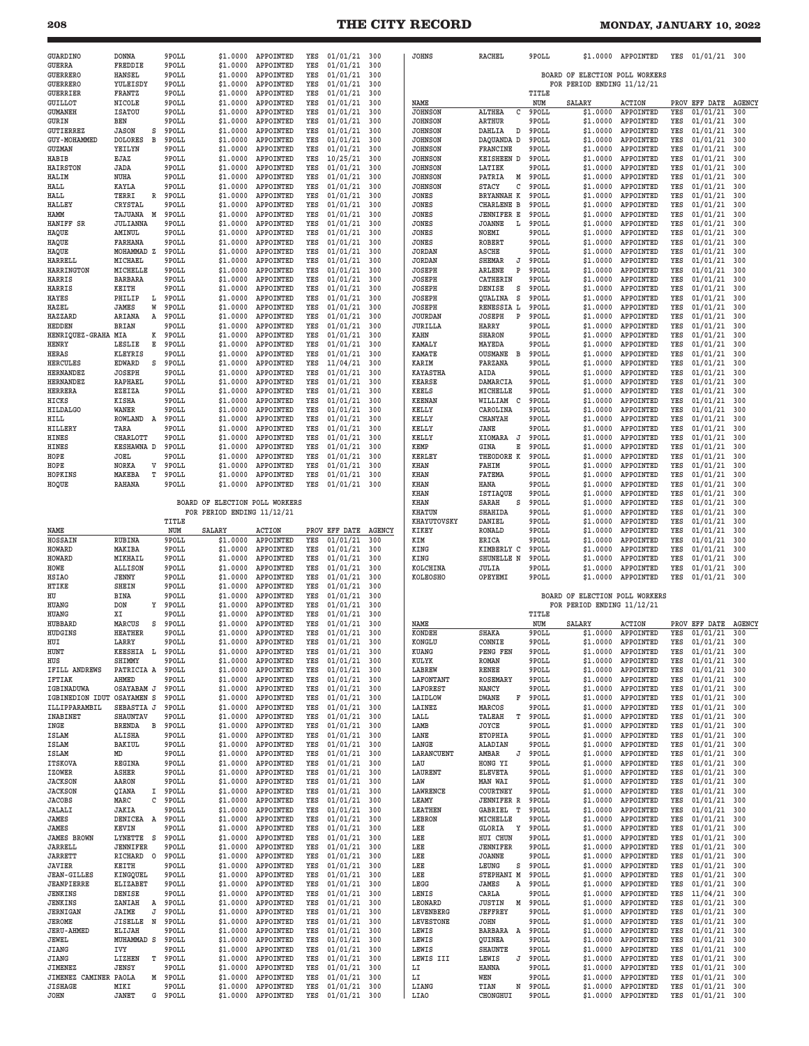| NAME | | TITLE NUM | SALARY | ACTION | PROV | EFF DATE | AGENCY |
|---|---|---|---|---|---|---|---|
| GUARDINO | DONNA | 9POLL | $1.0000 | APPOINTED | YES | 01/01/21 | 300 |
| GUERRA | FREDDIE | 9POLL | $1.0000 | APPOINTED | YES | 01/01/21 | 300 |
| GUERRERO | HANSEL | 9POLL | $1.0000 | APPOINTED | YES | 01/01/21 | 300 |
| GUERRERO | YULEISDY | 9POLL | $1.0000 | APPOINTED | YES | 01/01/21 | 300 |
| GUERRIER | FRANTZ | 9POLL | $1.0000 | APPOINTED | YES | 01/01/21 | 300 |
| GUILLOT | NICOLE | 9POLL | $1.0000 | APPOINTED | YES | 01/01/21 | 300 |
| GUMANEH | ISATOU | 9POLL | $1.0000 | APPOINTED | YES | 01/01/21 | 300 |
| GURIN | BEN | 9POLL | $1.0000 | APPOINTED | YES | 01/01/21 | 300 |
| GUTIERREZ | JASON S | 9POLL | $1.0000 | APPOINTED | YES | 01/01/21 | 300 |
| GUY-MOHAMMED | DOLORES B | 9POLL | $1.0000 | APPOINTED | YES | 01/01/21 | 300 |
| GUZMAN | YEILYN | 9POLL | $1.0000 | APPOINTED | YES | 01/01/21 | 300 |
| HABIB | EJAZ | 9POLL | $1.0000 | APPOINTED | YES | 10/25/21 | 300 |
| HAIRSTON | JADA | 9POLL | $1.0000 | APPOINTED | YES | 01/01/21 | 300 |
| HALIM | NUHA | 9POLL | $1.0000 | APPOINTED | YES | 01/01/21 | 300 |
| HALL | KAYLA | 9POLL | $1.0000 | APPOINTED | YES | 01/01/21 | 300 |
| HALL | TERRI R | 9POLL | $1.0000 | APPOINTED | YES | 01/01/21 | 300 |
| HALLEY | CRYSTAL | 9POLL | $1.0000 | APPOINTED | YES | 01/01/21 | 300 |
| HAMM | TAJUANA M | 9POLL | $1.0000 | APPOINTED | YES | 01/01/21 | 300 |
| HANIFF SR | JULIANNA | 9POLL | $1.0000 | APPOINTED | YES | 01/01/21 | 300 |
| HAQUE | AMINUL | 9POLL | $1.0000 | APPOINTED | YES | 01/01/21 | 300 |
| HAQUE | FARHANA | 9POLL | $1.0000 | APPOINTED | YES | 01/01/21 | 300 |
| HAQUE | MOHAMMAD Z | 9POLL | $1.0000 | APPOINTED | YES | 01/01/21 | 300 |
| HARRELL | MICHAEL | 9POLL | $1.0000 | APPOINTED | YES | 01/01/21 | 300 |
| HARRINGTON | MICHELLE | 9POLL | $1.0000 | APPOINTED | YES | 01/01/21 | 300 |
| HARRIS | BARBARA | 9POLL | $1.0000 | APPOINTED | YES | 01/01/21 | 300 |
| HARRIS | KEITH | 9POLL | $1.0000 | APPOINTED | YES | 01/01/21 | 300 |
| HAYES | PHILIP L | 9POLL | $1.0000 | APPOINTED | YES | 01/01/21 | 300 |
| HAZEL | JAMES W | 9POLL | $1.0000 | APPOINTED | YES | 01/01/21 | 300 |
| HAZZARD | ARIANA A | 9POLL | $1.0000 | APPOINTED | YES | 01/01/21 | 300 |
| HEDDEN | BRIAN | 9POLL | $1.0000 | APPOINTED | YES | 01/01/21 | 300 |
| HENRIQUEZ-GRAHA MIA K | | 9POLL | $1.0000 | APPOINTED | YES | 01/01/21 | 300 |
| HENRY | LESLIE E | 9POLL | $1.0000 | APPOINTED | YES | 01/01/21 | 300 |
| HERAS | KLEYRIS | 9POLL | $1.0000 | APPOINTED | YES | 01/01/21 | 300 |
| HERCULES | EDWARD S | 9POLL | $1.0000 | APPOINTED | YES | 11/04/21 | 300 |
| HERNANDEZ | JOSEPH | 9POLL | $1.0000 | APPOINTED | YES | 01/01/21 | 300 |
| HERNANDEZ | RAPHAEL | 9POLL | $1.0000 | APPOINTED | YES | 01/01/21 | 300 |
| HERRERA | EZEIZA | 9POLL | $1.0000 | APPOINTED | YES | 01/01/21 | 300 |
| HICKS | KISHA | 9POLL | $1.0000 | APPOINTED | YES | 01/01/21 | 300 |
| HILDALGO | WANER | 9POLL | $1.0000 | APPOINTED | YES | 01/01/21 | 300 |
| HILL | ROWLAND A | 9POLL | $1.0000 | APPOINTED | YES | 01/01/21 | 300 |
| HILLERY | TARA | 9POLL | $1.0000 | APPOINTED | YES | 01/01/21 | 300 |
| HINES | CHARLOTT | 9POLL | $1.0000 | APPOINTED | YES | 01/01/21 | 300 |
| HINES | KESHAWNA D | 9POLL | $1.0000 | APPOINTED | YES | 01/01/21 | 300 |
| HOPE | JOEL | 9POLL | $1.0000 | APPOINTED | YES | 01/01/21 | 300 |
| HOPE | NORKA V | 9POLL | $1.0000 | APPOINTED | YES | 01/01/21 | 300 |
| HOPKINS | MAKEBA T | 9POLL | $1.0000 | APPOINTED | YES | 01/01/21 | 300 |
| HOQUE | RAHANA | 9POLL | $1.0000 | APPOINTED | YES | 01/01/21 | 300 |

**BOARD OF ELECTION POLL WORKERS**
**FOR PERIOD ENDING 11/12/21**

| NAME | | TITLE NUM | SALARY | ACTION | PROV | EFF DATE | AGENCY |
|---|---|---|---|---|---|---|---|
| HOSSAIN | RUBINA | 9POLL | $1.0000 | APPOINTED | YES | 01/01/21 | 300 |
| HOWARD | MAKIBA | 9POLL | $1.0000 | APPOINTED | YES | 01/01/21 | 300 |
| HOWARD | MIKHAIL | 9POLL | $1.0000 | APPOINTED | YES | 01/01/21 | 300 |
| HOWE | ALLISON | 9POLL | $1.0000 | APPOINTED | YES | 01/01/21 | 300 |
| HSIAO | JENNY | 9POLL | $1.0000 | APPOINTED | YES | 01/01/21 | 300 |
| HTIKE | SHEIN | 9POLL | $1.0000 | APPOINTED | YES | 01/01/21 | 300 |
| HU | BINA | 9POLL | $1.0000 | APPOINTED | YES | 01/01/21 | 300 |
| HUANG | DON Y | 9POLL | $1.0000 | APPOINTED | YES | 01/01/21 | 300 |
| HUANG | XI | 9POLL | $1.0000 | APPOINTED | YES | 01/01/21 | 300 |
| HUBBARD | MARCUS S | 9POLL | $1.0000 | APPOINTED | YES | 01/01/21 | 300 |
| HUDGINS | HEATHER | 9POLL | $1.0000 | APPOINTED | YES | 01/01/21 | 300 |
| HUI | LARRY | 9POLL | $1.0000 | APPOINTED | YES | 01/01/21 | 300 |
| HUNT | KEESHIA L | 9POLL | $1.0000 | APPOINTED | YES | 01/01/21 | 300 |
| HUS | SHIMMY | 9POLL | $1.0000 | APPOINTED | YES | 01/01/21 | 300 |
| IFILL ANDREWS | PATRICIA A | 9POLL | $1.0000 | APPOINTED | YES | 01/01/21 | 300 |
| IFTIAK | AHMED | 9POLL | $1.0000 | APPOINTED | YES | 01/01/21 | 300 |
| IGBINADUWA | OSAYABAM J | 9POLL | $1.0000 | APPOINTED | YES | 01/01/21 | 300 |
| IGBINEDION IDUT | OSAYAMEN S | 9POLL | $1.0000 | APPOINTED | YES | 01/01/21 | 300 |
| ILLIPPARAMBIL | SEBASTIA J | 9POLL | $1.0000 | APPOINTED | YES | 01/01/21 | 300 |
| INABINET | SHAUNTAV | 9POLL | $1.0000 | APPOINTED | YES | 01/01/21 | 300 |
| INGE | BRENDA B | 9POLL | $1.0000 | APPOINTED | YES | 01/01/21 | 300 |
| ISLAM | ALISHA | 9POLL | $1.0000 | APPOINTED | YES | 01/01/21 | 300 |
| ISLAM | BAKIUL | 9POLL | $1.0000 | APPOINTED | YES | 01/01/21 | 300 |
| ISLAM | MD | 9POLL | $1.0000 | APPOINTED | YES | 01/01/21 | 300 |
| ITSKOVA | REGINA | 9POLL | $1.0000 | APPOINTED | YES | 01/01/21 | 300 |
| IZOWER | ASHER | 9POLL | $1.0000 | APPOINTED | YES | 01/01/21 | 300 |
| JACKSON | AARON | 9POLL | $1.0000 | APPOINTED | YES | 01/01/21 | 300 |
| JACKSON | QIANA I | 9POLL | $1.0000 | APPOINTED | YES | 01/01/21 | 300 |
| JACOBS | MARC C | 9POLL | $1.0000 | APPOINTED | YES | 01/01/21 | 300 |
| JALALI | JAKIA | 9POLL | $1.0000 | APPOINTED | YES | 01/01/21 | 300 |
| JAMES | DENICEA A | 9POLL | $1.0000 | APPOINTED | YES | 01/01/21 | 300 |
| JAMES | KEVIN | 9POLL | $1.0000 | APPOINTED | YES | 01/01/21 | 300 |
| JAMES BROWN | LYNETTE S | 9POLL | $1.0000 | APPOINTED | YES | 01/01/21 | 300 |
| JARRELL | JENNIFER | 9POLL | $1.0000 | APPOINTED | YES | 01/01/21 | 300 |
| JARRETT | RICHARD O | 9POLL | $1.0000 | APPOINTED | YES | 01/01/21 | 300 |
| JAVIER | KEITH | 9POLL | $1.0000 | APPOINTED | YES | 01/01/21 | 300 |
| JEAN-GILLES | KINGQUEL | 9POLL | $1.0000 | APPOINTED | YES | 01/01/21 | 300 |
| JEANPIERRE | ELIZABET | 9POLL | $1.0000 | APPOINTED | YES | 01/01/21 | 300 |
| JENKINS | DENISE | 9POLL | $1.0000 | APPOINTED | YES | 01/01/21 | 300 |
| JENKINS | ZANIAH A | 9POLL | $1.0000 | APPOINTED | YES | 01/01/21 | 300 |
| JERNIGAN | JAIME J | 9POLL | $1.0000 | APPOINTED | YES | 01/01/21 | 300 |
| JEROME | JISELLE N | 9POLL | $1.0000 | APPOINTED | YES | 01/01/21 | 300 |
| JERU-AHMED | ELIJAH | 9POLL | $1.0000 | APPOINTED | YES | 01/01/21 | 300 |
| JEWEL | MUHAMMAD S | 9POLL | $1.0000 | APPOINTED | YES | 01/01/21 | 300 |
| JIANG | IVY | 9POLL | $1.0000 | APPOINTED | YES | 01/01/21 | 300 |
| JIANG | LIZHEN T | 9POLL | $1.0000 | APPOINTED | YES | 01/01/21 | 300 |
| JIMENEZ | JENSY | 9POLL | $1.0000 | APPOINTED | YES | 01/01/21 | 300 |
| JIMENEZ CAMINER | PAOLA M | 9POLL | $1.0000 | APPOINTED | YES | 01/01/21 | 300 |
| JISHAGE | MIKI | 9POLL | $1.0000 | APPOINTED | YES | 01/01/21 | 300 |
| JOHN | JANET G | 9POLL | $1.0000 | APPOINTED | YES | 01/01/21 | 300 |
| JOHNS | RACHEL | 9POLL | $1.0000 | APPOINTED | YES | 01/01/21 | 300 |

**BOARD OF ELECTION POLL WORKERS**
**FOR PERIOD ENDING 11/12/21**

| NAME | | TITLE NUM | SALARY | ACTION | PROV | EFF DATE | AGENCY |
|---|---|---|---|---|---|---|---|
| JOHNSON | ALTHEA C | 9POLL | $1.0000 | APPOINTED | YES | 01/01/21 | 300 |
| JOHNSON | ARTHUR | 9POLL | $1.0000 | APPOINTED | YES | 01/01/21 | 300 |
| JOHNSON | DAHLIA D | 9POLL | $1.0000 | APPOINTED | YES | 01/01/21 | 300 |
| JOHNSON | DAQUANDA D | 9POLL | $1.0000 | APPOINTED | YES | 01/01/21 | 300 |
| JOHNSON | FRANCINE | 9POLL | $1.0000 | APPOINTED | YES | 01/01/21 | 300 |
| JOHNSON | KEISHEEN D | 9POLL | $1.0000 | APPOINTED | YES | 01/01/21 | 300 |
| JOHNSON | LATIEK | 9POLL | $1.0000 | APPOINTED | YES | 01/01/21 | 300 |
| JOHNSON | PATRIA M | 9POLL | $1.0000 | APPOINTED | YES | 01/01/21 | 300 |
| JOHNSON | STACY C | 9POLL | $1.0000 | APPOINTED | YES | 01/01/21 | 300 |
| JONES | BRYANNAH K | 9POLL | $1.0000 | APPOINTED | YES | 01/01/21 | 300 |
| JONES | CHARLENE B | 9POLL | $1.0000 | APPOINTED | YES | 01/01/21 | 300 |
| JONES | JENNIFER E | 9POLL | $1.0000 | APPOINTED | YES | 01/01/21 | 300 |
| JONES | JOANNE L | 9POLL | $1.0000 | APPOINTED | YES | 01/01/21 | 300 |
| JONES | NOEMI | 9POLL | $1.0000 | APPOINTED | YES | 01/01/21 | 300 |
| JONES | ROBERT | 9POLL | $1.0000 | APPOINTED | YES | 01/01/21 | 300 |
| JORDAN | ASCHE | 9POLL | $1.0000 | APPOINTED | YES | 01/01/21 | 300 |
| JORDAN | SHEMAR J | 9POLL | $1.0000 | APPOINTED | YES | 01/01/21 | 300 |
| JOSEPH | ARLENE P | 9POLL | $1.0000 | APPOINTED | YES | 01/01/21 | 300 |
| JOSEPH | CATHERIN | 9POLL | $1.0000 | APPOINTED | YES | 01/01/21 | 300 |
| JOSEPH | DENISE S | 9POLL | $1.0000 | APPOINTED | YES | 01/01/21 | 300 |
| JOSEPH | QUALINA S | 9POLL | $1.0000 | APPOINTED | YES | 01/01/21 | 300 |
| JOSEPH | RENESSIA L | 9POLL | $1.0000 | APPOINTED | YES | 01/01/21 | 300 |
| JOURDAN | JOSEPH P | 9POLL | $1.0000 | APPOINTED | YES | 01/01/21 | 300 |
| JURILLA | HARRY | 9POLL | $1.0000 | APPOINTED | YES | 01/01/21 | 300 |
| KAHN | SHARON | 9POLL | $1.0000 | APPOINTED | YES | 01/01/21 | 300 |
| KAMALY | MAYEDA | 9POLL | $1.0000 | APPOINTED | YES | 01/01/21 | 300 |
| KAMATE | OUSMANE B | 9POLL | $1.0000 | APPOINTED | YES | 01/01/21 | 300 |
| KARIM | FARZANA | 9POLL | $1.0000 | APPOINTED | YES | 01/01/21 | 300 |
| KAYASTHA | AIDA | 9POLL | $1.0000 | APPOINTED | YES | 01/01/21 | 300 |
| KEARSE | DAMARCIA | 9POLL | $1.0000 | APPOINTED | YES | 01/01/21 | 300 |
| KEELS | MICHELLE | 9POLL | $1.0000 | APPOINTED | YES | 01/01/21 | 300 |
| KEENAN | WILLIAM C | 9POLL | $1.0000 | APPOINTED | YES | 01/01/21 | 300 |
| KELLY | CAROLINA | 9POLL | $1.0000 | APPOINTED | YES | 01/01/21 | 300 |
| KELLY | CHANYAH | 9POLL | $1.0000 | APPOINTED | YES | 01/01/21 | 300 |
| KELLY | JANE | 9POLL | $1.0000 | APPOINTED | YES | 01/01/21 | 300 |
| KELLY | XIOMARA J | 9POLL | $1.0000 | APPOINTED | YES | 01/01/21 | 300 |
| KEMP | GINA E | 9POLL | $1.0000 | APPOINTED | YES | 01/01/21 | 300 |
| KERLEY | THEODORE K | 9POLL | $1.0000 | APPOINTED | YES | 01/01/21 | 300 |
| KHAN | FAHIM | 9POLL | $1.0000 | APPOINTED | YES | 01/01/21 | 300 |
| KHAN | FATEMA | 9POLL | $1.0000 | APPOINTED | YES | 01/01/21 | 300 |
| KHAN | HANA | 9POLL | $1.0000 | APPOINTED | YES | 01/01/21 | 300 |
| KHAN | ISTIAQUE | 9POLL | $1.0000 | APPOINTED | YES | 01/01/21 | 300 |
| KHAN | SARAH S | 9POLL | $1.0000 | APPOINTED | YES | 01/01/21 | 300 |
| KHATUN | SHAHIDA | 9POLL | $1.0000 | APPOINTED | YES | 01/01/21 | 300 |
| KHAYUTOVSKY | DANIEL | 9POLL | $1.0000 | APPOINTED | YES | 01/01/21 | 300 |
| KIKEY | RONALD | 9POLL | $1.0000 | APPOINTED | YES | 01/01/21 | 300 |
| KIM | ERICA | 9POLL | $1.0000 | APPOINTED | YES | 01/01/21 | 300 |
| KING | KIMBERLY C | 9POLL | $1.0000 | APPOINTED | YES | 01/01/21 | 300 |
| KING | SHUNELLE N | 9POLL | $1.0000 | APPOINTED | YES | 01/01/21 | 300 |
| KOLCHINA | JULIA | 9POLL | $1.0000 | APPOINTED | YES | 01/01/21 | 300 |
| KOLEOSHO | OPEYEMI | 9POLL | $1.0000 | APPOINTED | YES | 01/01/21 | 300 |

**BOARD OF ELECTION POLL WORKERS**
**FOR PERIOD ENDING 11/12/21**

| NAME | | TITLE NUM | SALARY | ACTION | PROV | EFF DATE | AGENCY |
|---|---|---|---|---|---|---|---|
| KONDEH | SHAKA | 9POLL | $1.0000 | APPOINTED | YES | 01/01/21 | 300 |
| KONGLU | CONNIE | 9POLL | $1.0000 | APPOINTED | YES | 01/01/21 | 300 |
| KUANG | PENG FEN | 9POLL | $1.0000 | APPOINTED | YES | 01/01/21 | 300 |
| KULYK | ROMAN | 9POLL | $1.0000 | APPOINTED | YES | 01/01/21 | 300 |
| LABREW | RENEE | 9POLL | $1.0000 | APPOINTED | YES | 01/01/21 | 300 |
| LAFONTANT | ROSEMARY | 9POLL | $1.0000 | APPOINTED | YES | 01/01/21 | 300 |
| LAFOREST | NANCY | 9POLL | $1.0000 | APPOINTED | YES | 01/01/21 | 300 |
| LAIDLOW | DWANE F | 9POLL | $1.0000 | APPOINTED | YES | 01/01/21 | 300 |
| LAINEZ | MARCOS | 9POLL | $1.0000 | APPOINTED | YES | 01/01/21 | 300 |
| LALL | TALEAH T | 9POLL | $1.0000 | APPOINTED | YES | 01/01/21 | 300 |
| LAMB | JOYCE | 9POLL | $1.0000 | APPOINTED | YES | 01/01/21 | 300 |
| LANE | ETOPHIA | 9POLL | $1.0000 | APPOINTED | YES | 01/01/21 | 300 |
| LANGE | ALADIAN | 9POLL | $1.0000 | APPOINTED | YES | 01/01/21 | 300 |
| LARANCUENT | AMBAR J | 9POLL | $1.0000 | APPOINTED | YES | 01/01/21 | 300 |
| LAU | HONG YI | 9POLL | $1.0000 | APPOINTED | YES | 01/01/21 | 300 |
| LAURENT | ELEVETA | 9POLL | $1.0000 | APPOINTED | YES | 01/01/21 | 300 |
| LAW | MAN WAI | 9POLL | $1.0000 | APPOINTED | YES | 01/01/21 | 300 |
| LAWRENCE | COURTNEY | 9POLL | $1.0000 | APPOINTED | YES | 01/01/21 | 300 |
| LEAMY | JENNIFER R | 9POLL | $1.0000 | APPOINTED | YES | 01/01/21 | 300 |
| LEATHEN | GABRIEL T | 9POLL | $1.0000 | APPOINTED | YES | 01/01/21 | 300 |
| LEBRON | MICHELLE | 9POLL | $1.0000 | APPOINTED | YES | 01/01/21 | 300 |
| LEE | GLORIA Y | 9POLL | $1.0000 | APPOINTED | YES | 01/01/21 | 300 |
| LEE | HUI CHUN | 9POLL | $1.0000 | APPOINTED | YES | 01/01/21 | 300 |
| LEE | JENNIFER | 9POLL | $1.0000 | APPOINTED | YES | 01/01/21 | 300 |
| LEE | JOANNE | 9POLL | $1.0000 | APPOINTED | YES | 01/01/21 | 300 |
| LEE | LEUNG S | 9POLL | $1.0000 | APPOINTED | YES | 01/01/21 | 300 |
| LEE | STEPHANI M | 9POLL | $1.0000 | APPOINTED | YES | 01/01/21 | 300 |
| LEGG | JAMES A | 9POLL | $1.0000 | APPOINTED | YES | 01/01/21 | 300 |
| LENIS | CARLA | 9POLL | $1.0000 | APPOINTED | YES | 11/04/21 | 300 |
| LEONARD | JUSTIN M | 9POLL | $1.0000 | APPOINTED | YES | 01/01/21 | 300 |
| LEVENBERG | JEFFREY | 9POLL | $1.0000 | APPOINTED | YES | 01/01/21 | 300 |
| LEVESTONE | JOHN | 9POLL | $1.0000 | APPOINTED | YES | 01/01/21 | 300 |
| LEWIS | BARBARA A | 9POLL | $1.0000 | APPOINTED | YES | 01/01/21 | 300 |
| LEWIS | QUINEA | 9POLL | $1.0000 | APPOINTED | YES | 01/01/21 | 300 |
| LEWIS | SHAUNTE | 9POLL | $1.0000 | APPOINTED | YES | 01/01/21 | 300 |
| LEWIS III | LEWIS J | 9POLL | $1.0000 | APPOINTED | YES | 01/01/21 | 300 |
| LI | HANNA | 9POLL | $1.0000 | APPOINTED | YES | 01/01/21 | 300 |
| LI | WEN | 9POLL | $1.0000 | APPOINTED | YES | 01/01/21 | 300 |
| LIANG | TIAN N | 9POLL | $1.0000 | APPOINTED | YES | 01/01/21 | 300 |
| LIAO | CHONGHUI | 9POLL | $1.0000 | APPOINTED | YES | 01/01/21 | 300 |